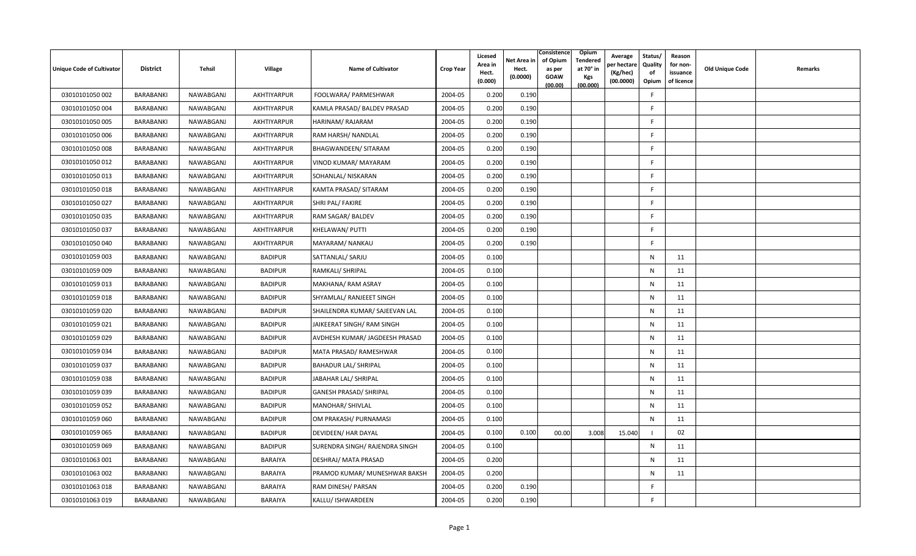| Unique Code of Cultivator | District | Tehsil | Village | Name of Cultivator | Crop Year | Licesed Area in Hect. (0.000) | Net Area in Hect. (0.0000) | Consistence of Opium as per GOAW (00.00) | Opium Tendered at 70° in Kgs (00.000) | Average per hectare (Kg/hec) (00.0000) | Status/ Quality of Opium | Reason for non-issuance of licence | Old Unique Code | Remarks |
|---|---|---|---|---|---|---|---|---|---|---|---|---|---|---|
| 03010101050 002 | BARABANKI | NAWABGANJ | AKHTIYARPUR | FOOLWARA/ PARMESHWAR | 2004-05 | 0.200 | 0.190 | | | | F | | | |
| 03010101050 004 | BARABANKI | NAWABGANJ | AKHTIYARPUR | KAMLA PRASAD/ BALDEV PRASAD | 2004-05 | 0.200 | 0.190 | | | | F | | | |
| 03010101050 005 | BARABANKI | NAWABGANJ | AKHTIYARPUR | HARINAM/ RAJARAM | 2004-05 | 0.200 | 0.190 | | | | F | | | |
| 03010101050 006 | BARABANKI | NAWABGANJ | AKHTIYARPUR | RAM HARSH/ NANDLAL | 2004-05 | 0.200 | 0.190 | | | | F | | | |
| 03010101050 008 | BARABANKI | NAWABGANJ | AKHTIYARPUR | BHAGWANDEEN/ SITARAM | 2004-05 | 0.200 | 0.190 | | | | F | | | |
| 03010101050 012 | BARABANKI | NAWABGANJ | AKHTIYARPUR | VINOD KUMAR/ MAYARAM | 2004-05 | 0.200 | 0.190 | | | | F | | | |
| 03010101050 013 | BARABANKI | NAWABGANJ | AKHTIYARPUR | SOHANLAL/ NISKARAN | 2004-05 | 0.200 | 0.190 | | | | F | | | |
| 03010101050 018 | BARABANKI | NAWABGANJ | AKHTIYARPUR | KAMTA PRASAD/ SITARAM | 2004-05 | 0.200 | 0.190 | | | | F | | | |
| 03010101050 027 | BARABANKI | NAWABGANJ | AKHTIYARPUR | SHRI PAL/ FAKIRE | 2004-05 | 0.200 | 0.190 | | | | F | | | |
| 03010101050 035 | BARABANKI | NAWABGANJ | AKHTIYARPUR | RAM SAGAR/ BALDEV | 2004-05 | 0.200 | 0.190 | | | | F | | | |
| 03010101050 037 | BARABANKI | NAWABGANJ | AKHTIYARPUR | KHELAWAN/ PUTTI | 2004-05 | 0.200 | 0.190 | | | | F | | | |
| 03010101050 040 | BARABANKI | NAWABGANJ | AKHTIYARPUR | MAYARAM/ NANKAU | 2004-05 | 0.200 | 0.190 | | | | F | | | |
| 03010101059 003 | BARABANKI | NAWABGANJ | BADIPUR | SATTANLAL/ SARJU | 2004-05 | 0.100 | | | | | N | 11 | | |
| 03010101059 009 | BARABANKI | NAWABGANJ | BADIPUR | RAMKALI/ SHRIPAL | 2004-05 | 0.100 | | | | | N | 11 | | |
| 03010101059 013 | BARABANKI | NAWABGANJ | BADIPUR | MAKHANA/ RAM ASRAY | 2004-05 | 0.100 | | | | | N | 11 | | |
| 03010101059 018 | BARABANKI | NAWABGANJ | BADIPUR | SHYAMLAL/ RANJEEET SINGH | 2004-05 | 0.100 | | | | | N | 11 | | |
| 03010101059 020 | BARABANKI | NAWABGANJ | BADIPUR | SHAILENDRA KUMAR/ SAJEEVAN LAL | 2004-05 | 0.100 | | | | | N | 11 | | |
| 03010101059 021 | BARABANKI | NAWABGANJ | BADIPUR | JAIKEERAT SINGH/ RAM SINGH | 2004-05 | 0.100 | | | | | N | 11 | | |
| 03010101059 029 | BARABANKI | NAWABGANJ | BADIPUR | AVDHESH KUMAR/ JAGDEESH PRASAD | 2004-05 | 0.100 | | | | | N | 11 | | |
| 03010101059 034 | BARABANKI | NAWABGANJ | BADIPUR | MATA PRASAD/ RAMESHWAR | 2004-05 | 0.100 | | | | | N | 11 | | |
| 03010101059 037 | BARABANKI | NAWABGANJ | BADIPUR | BAHADUR LAL/ SHRIPAL | 2004-05 | 0.100 | | | | | N | 11 | | |
| 03010101059 038 | BARABANKI | NAWABGANJ | BADIPUR | JABAHAR LAL/ SHRIPAL | 2004-05 | 0.100 | | | | | N | 11 | | |
| 03010101059 039 | BARABANKI | NAWABGANJ | BADIPUR | GANESH PRASAD/ SHRIPAL | 2004-05 | 0.100 | | | | | N | 11 | | |
| 03010101059 052 | BARABANKI | NAWABGANJ | BADIPUR | MANOHAR/ SHIVLAL | 2004-05 | 0.100 | | | | | N | 11 | | |
| 03010101059 060 | BARABANKI | NAWABGANJ | BADIPUR | OM PRAKASH/ PURNAMASI | 2004-05 | 0.100 | | | | | N | 11 | | |
| 03010101059 065 | BARABANKI | NAWABGANJ | BADIPUR | DEVIDEEN/ HAR DAYAL | 2004-05 | 0.100 | 0.100 | 00.00 | 3.008 | 15.040 | I | 02 | | |
| 03010101059 069 | BARABANKI | NAWABGANJ | BADIPUR | SURENDRA SINGH/ RAJENDRA SINGH | 2004-05 | 0.100 | | | | | N | 11 | | |
| 03010101063 001 | BARABANKI | NAWABGANJ | BARAIYA | DESHRAJ/ MATA PRASAD | 2004-05 | 0.200 | | | | | N | 11 | | |
| 03010101063 002 | BARABANKI | NAWABGANJ | BARAIYA | PRAMOD KUMAR/ MUNESHWAR BAKSH | 2004-05 | 0.200 | | | | | N | 11 | | |
| 03010101063 018 | BARABANKI | NAWABGANJ | BARAIYA | RAM DINESH/ PARSAN | 2004-05 | 0.200 | 0.190 | | | | F | | | |
| 03010101063 019 | BARABANKI | NAWABGANJ | BARAIYA | KALLU/ ISHWARDEEN | 2004-05 | 0.200 | 0.190 | | | | F | | | |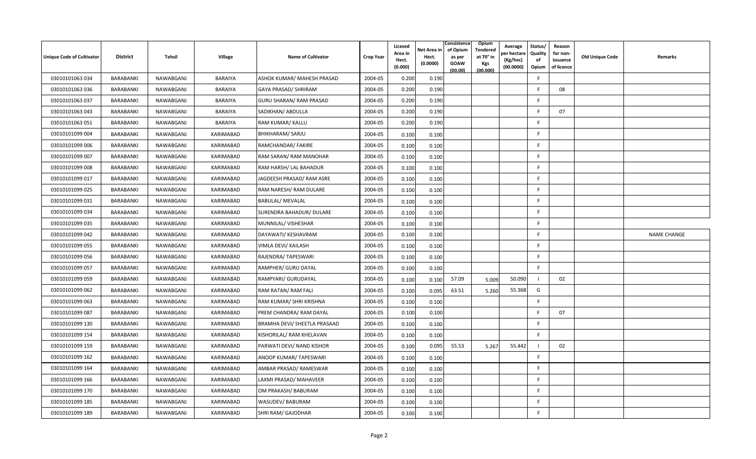| Unique Code of Cultivator | District | Tehsil | Village | Name of Cultivator | Crop Year | Licesed Area in Hect. (0.000) | Net Area in Hect. (0.0000) | Consistence of Opium as per GOAW (00.00) | Opium Tendered at 70° in Kgs (00.000) | Average per hectare (Kg/hec) (00.0000) | Status/ Quality of Opium | Reason for non-issuance of licence | Old Unique Code | Remarks |
|---|---|---|---|---|---|---|---|---|---|---|---|---|---|---|
| 03010101063 034 | BARABANKI | NAWABGANJ | BARAIYA | ASHOK KUMAR/ MAHESH PRASAD | 2004-05 | 0.200 | 0.190 | | | | F | | | |
| 03010101063 036 | BARABANKI | NAWABGANJ | BARAIYA | GAYA PRASAD/ SHRIRAM | 2004-05 | 0.200 | 0.190 | | | | F | 08 | | |
| 03010101063 037 | BARABANKI | NAWABGANJ | BARAIYA | GURU SHARAN/ RAM PRASAD | 2004-05 | 0.200 | 0.190 | | | | F | | | |
| 03010101063 043 | BARABANKI | NAWABGANJ | BARAIYA | SADIKHAN/ ABDULLA | 2004-05 | 0.200 | 0.190 | | | | F | 07 | | |
| 03010101063 051 | BARABANKI | NAWABGANJ | BARAIYA | RAM KUMAR/ KALLU | 2004-05 | 0.200 | 0.190 | | | | F | | | |
| 03010101099 004 | BARABANKI | NAWABGANJ | KARIMABAD | BHIKHARAM/ SARJU | 2004-05 | 0.100 | 0.100 | | | | F | | | |
| 03010101099 006 | BARABANKI | NAWABGANJ | KARIMABAD | RAMCHANDAR/ FAKIRE | 2004-05 | 0.100 | 0.100 | | | | F | | | |
| 03010101099 007 | BARABANKI | NAWABGANJ | KARIMABAD | RAM SARAN/ RAM MANOHAR | 2004-05 | 0.100 | 0.100 | | | | F | | | |
| 03010101099 008 | BARABANKI | NAWABGANJ | KARIMABAD | RAM HARSH/ LAL BAHADUR | 2004-05 | 0.100 | 0.100 | | | | F | | | |
| 03010101099 017 | BARABANKI | NAWABGANJ | KARIMABAD | JAGDEESH PRASAD/ RAM ASRE | 2004-05 | 0.100 | 0.100 | | | | F | | | |
| 03010101099 025 | BARABANKI | NAWABGANJ | KARIMABAD | RAM NARESH/ RAM DULARE | 2004-05 | 0.100 | 0.100 | | | | F | | | |
| 03010101099 031 | BARABANKI | NAWABGANJ | KARIMABAD | BABULAL/ MEVALAL | 2004-05 | 0.100 | 0.100 | | | | F | | | |
| 03010101099 034 | BARABANKI | NAWABGANJ | KARIMABAD | SURENDRA BAHADUR/ DULARE | 2004-05 | 0.100 | 0.100 | | | | F | | | |
| 03010101099 035 | BARABANKI | NAWABGANJ | KARIMABAD | MUNNILAL/ VISHESHAR | 2004-05 | 0.100 | 0.100 | | | | F | | | |
| 03010101099 042 | BARABANKI | NAWABGANJ | KARIMABAD | DAYAWATI/ KESHAVRAM | 2004-05 | 0.100 | 0.100 | | | | F | | | NAME CHANGE |
| 03010101099 055 | BARABANKI | NAWABGANJ | KARIMABAD | VIMLA DEVI/ KAILASH | 2004-05 | 0.100 | 0.100 | | | | F | | | |
| 03010101099 056 | BARABANKI | NAWABGANJ | KARIMABAD | RAJENDRA/ TAPESWARI | 2004-05 | 0.100 | 0.100 | | | | F | | | |
| 03010101099 057 | BARABANKI | NAWABGANJ | KARIMABAD | RAMPHER/ GURU DAYAL | 2004-05 | 0.100 | 0.100 | | | | F | | | |
| 03010101099 059 | BARABANKI | NAWABGANJ | KARIMABAD | RAMPYARI/ GURUDAYAL | 2004-05 | 0.100 | 0.100 | 57.09 | 5.009 | 50.090 | I | 02 | | |
| 03010101099 062 | BARABANKI | NAWABGANJ | KARIMABAD | RAM RATAN/ RAM FALI | 2004-05 | 0.100 | 0.095 | 63.51 | 5.260 | 55.368 | G | | | |
| 03010101099 063 | BARABANKI | NAWABGANJ | KARIMABAD | RAM KUMAR/ SHRI KRISHNA | 2004-05 | 0.100 | 0.100 | | | | F | | | |
| 03010101099 087 | BARABANKI | NAWABGANJ | KARIMABAD | PREM CHANDRA/ RAM DAYAL | 2004-05 | 0.100 | 0.100 | | | | F | 07 | | |
| 03010101099 130 | BARABANKI | NAWABGANJ | KARIMABAD | BRAMHA DEVI/ SHEETLA PRASAAD | 2004-05 | 0.100 | 0.100 | | | | F | | | |
| 03010101099 154 | BARABANKI | NAWABGANJ | KARIMABAD | KISHORILAL/ RAM KHELAVAN | 2004-05 | 0.100 | 0.100 | | | | F | | | |
| 03010101099 159 | BARABANKI | NAWABGANJ | KARIMABAD | PARWATI DEVI/ NAND KISHOR | 2004-05 | 0.100 | 0.095 | 55.53 | 5.267 | 55.442 | I | 02 | | |
| 03010101099 162 | BARABANKI | NAWABGANJ | KARIMABAD | ANOOP KUMAR/ TAPESWARI | 2004-05 | 0.100 | 0.100 | | | | F | | | |
| 03010101099 164 | BARABANKI | NAWABGANJ | KARIMABAD | AMBAR PRASAD/ RAMESWAR | 2004-05 | 0.100 | 0.100 | | | | F | | | |
| 03010101099 166 | BARABANKI | NAWABGANJ | KARIMABAD | LAXMI PRASAD/ MAHAVEER | 2004-05 | 0.100 | 0.100 | | | | F | | | |
| 03010101099 170 | BARABANKI | NAWABGANJ | KARIMABAD | OM PRAKASH/ BABURAM | 2004-05 | 0.100 | 0.100 | | | | F | | | |
| 03010101099 185 | BARABANKI | NAWABGANJ | KARIMABAD | WASUDEV/ BABURAM | 2004-05 | 0.100 | 0.100 | | | | F | | | |
| 03010101099 189 | BARABANKI | NAWABGANJ | KARIMABAD | SHRI RAM/ GAJODHAR | 2004-05 | 0.100 | 0.100 | | | | F | | | |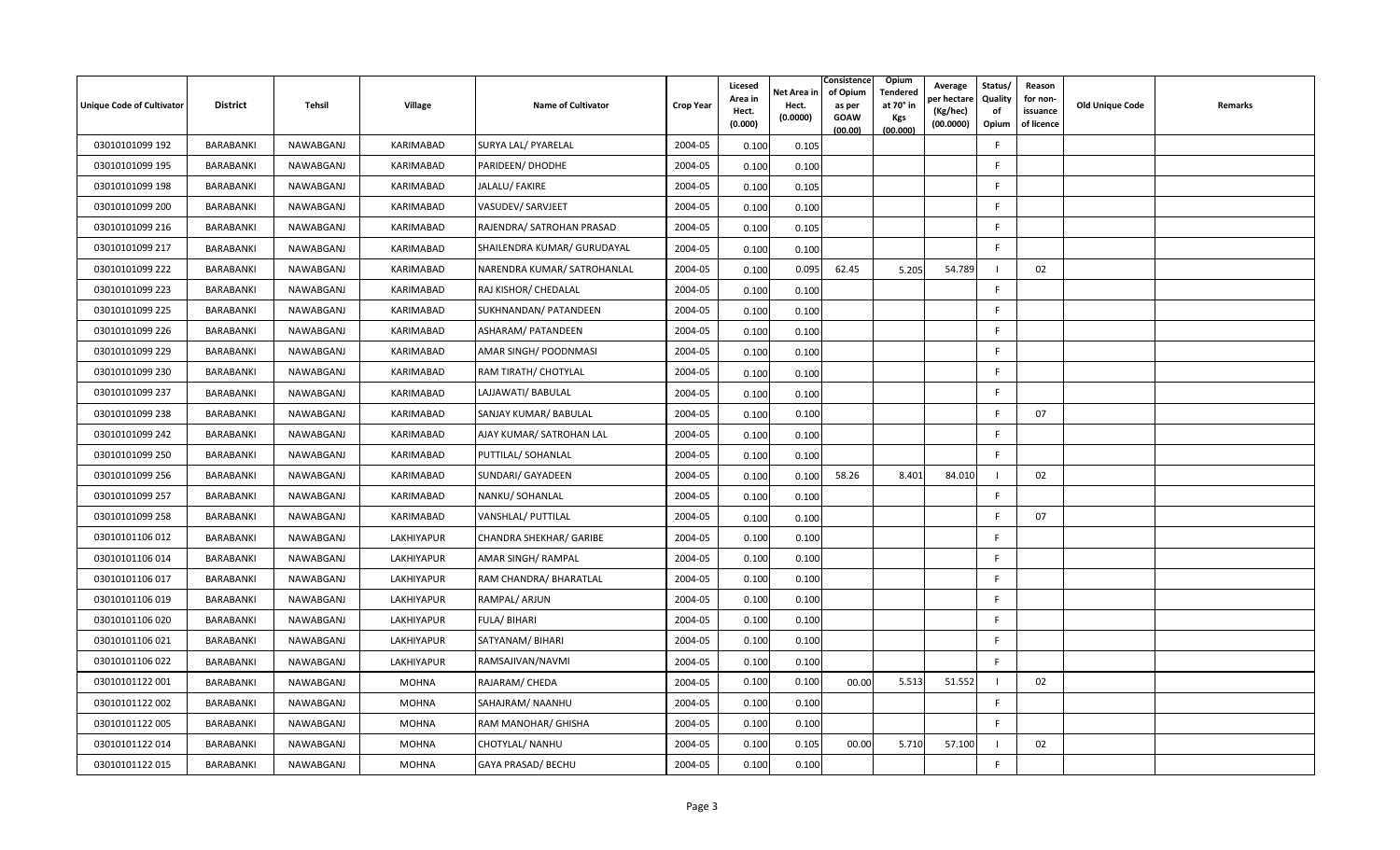| Unique Code of Cultivator | District | Tehsil | Village | Name of Cultivator | Crop Year | Licesed Area in Hect. (0.000) | Net Area in Hect. (0.0000) | Consistence of Opium as per GOAW (00.00) | Opium Tendered at 70° in Kgs (00.000) | Average per hectare (Kg/hec) (00.0000) | Status/ Quality of Opium | Reason for non-issuance of licence | Old Unique Code | Remarks |
|---|---|---|---|---|---|---|---|---|---|---|---|---|---|---|
| 03010101099 192 | BARABANKI | NAWABGANJ | KARIMABAD | SURYA LAL/ PYARELAL | 2004-05 | 0.100 | 0.105 | | | | F | | | |
| 03010101099 195 | BARABANKI | NAWABGANJ | KARIMABAD | PARIDEEN/ DHODHE | 2004-05 | 0.100 | 0.100 | | | | F | | | |
| 03010101099 198 | BARABANKI | NAWABGANJ | KARIMABAD | JALALU/ FAKIRE | 2004-05 | 0.100 | 0.105 | | | | F | | | |
| 03010101099 200 | BARABANKI | NAWABGANJ | KARIMABAD | VASUDEV/ SARVJEET | 2004-05 | 0.100 | 0.100 | | | | F | | | |
| 03010101099 216 | BARABANKI | NAWABGANJ | KARIMABAD | RAJENDRA/ SATROHAN PRASAD | 2004-05 | 0.100 | 0.105 | | | | F | | | |
| 03010101099 217 | BARABANKI | NAWABGANJ | KARIMABAD | SHAILENDRA KUMAR/ GURUDAYAL | 2004-05 | 0.100 | 0.100 | | | | F | | | |
| 03010101099 222 | BARABANKI | NAWABGANJ | KARIMABAD | NARENDRA KUMAR/ SATROHANLAL | 2004-05 | 0.100 | 0.095 | 62.45 | 5.205 | 54.789 | I | 02 | | |
| 03010101099 223 | BARABANKI | NAWABGANJ | KARIMABAD | RAJ KISHOR/ CHEDALAL | 2004-05 | 0.100 | 0.100 | | | | F | | | |
| 03010101099 225 | BARABANKI | NAWABGANJ | KARIMABAD | SUKHNANDAN/ PATANDEEN | 2004-05 | 0.100 | 0.100 | | | | F | | | |
| 03010101099 226 | BARABANKI | NAWABGANJ | KARIMABAD | ASHARAM/ PATANDEEN | 2004-05 | 0.100 | 0.100 | | | | F | | | |
| 03010101099 229 | BARABANKI | NAWABGANJ | KARIMABAD | AMAR SINGH/ POODNMASI | 2004-05 | 0.100 | 0.100 | | | | F | | | |
| 03010101099 230 | BARABANKI | NAWABGANJ | KARIMABAD | RAM TIRATH/ CHOTYLAL | 2004-05 | 0.100 | 0.100 | | | | F | | | |
| 03010101099 237 | BARABANKI | NAWABGANJ | KARIMABAD | LAJJAWATI/ BABULAL | 2004-05 | 0.100 | 0.100 | | | | F | | | |
| 03010101099 238 | BARABANKI | NAWABGANJ | KARIMABAD | SANJAY KUMAR/ BABULAL | 2004-05 | 0.100 | 0.100 | | | | F | 07 | | |
| 03010101099 242 | BARABANKI | NAWABGANJ | KARIMABAD | AJAY KUMAR/ SATROHAN LAL | 2004-05 | 0.100 | 0.100 | | | | F | | | |
| 03010101099 250 | BARABANKI | NAWABGANJ | KARIMABAD | PUTTILAL/ SOHANLAL | 2004-05 | 0.100 | 0.100 | | | | F | | | |
| 03010101099 256 | BARABANKI | NAWABGANJ | KARIMABAD | SUNDARI/ GAYADEEN | 2004-05 | 0.100 | 0.100 | 58.26 | 8.401 | 84.010 | I | 02 | | |
| 03010101099 257 | BARABANKI | NAWABGANJ | KARIMABAD | NANKU/ SOHANLAL | 2004-05 | 0.100 | 0.100 | | | | F | | | |
| 03010101099 258 | BARABANKI | NAWABGANJ | KARIMABAD | VANSHLAL/ PUTTILAL | 2004-05 | 0.100 | 0.100 | | | | F | 07 | | |
| 03010101106 012 | BARABANKI | NAWABGANJ | LAKHIYAPUR | CHANDRA SHEKHAR/ GARIBE | 2004-05 | 0.100 | 0.100 | | | | F | | | |
| 03010101106 014 | BARABANKI | NAWABGANJ | LAKHIYAPUR | AMAR SINGH/ RAMPAL | 2004-05 | 0.100 | 0.100 | | | | F | | | |
| 03010101106 017 | BARABANKI | NAWABGANJ | LAKHIYAPUR | RAM CHANDRA/ BHARATLAL | 2004-05 | 0.100 | 0.100 | | | | F | | | |
| 03010101106 019 | BARABANKI | NAWABGANJ | LAKHIYAPUR | RAMPAL/ ARJUN | 2004-05 | 0.100 | 0.100 | | | | F | | | |
| 03010101106 020 | BARABANKI | NAWABGANJ | LAKHIYAPUR | FULA/ BIHARI | 2004-05 | 0.100 | 0.100 | | | | F | | | |
| 03010101106 021 | BARABANKI | NAWABGANJ | LAKHIYAPUR | SATYANAM/ BIHARI | 2004-05 | 0.100 | 0.100 | | | | F | | | |
| 03010101106 022 | BARABANKI | NAWABGANJ | LAKHIYAPUR | RAMSAJIVAN/NAVMI | 2004-05 | 0.100 | 0.100 | | | | F | | | |
| 03010101122 001 | BARABANKI | NAWABGANJ | MOHNA | RAJARAM/ CHEDA | 2004-05 | 0.100 | 0.100 | 00.00 | 5.513 | 51.552 | I | 02 | | |
| 03010101122 002 | BARABANKI | NAWABGANJ | MOHNA | SAHAJRAM/ NAANHU | 2004-05 | 0.100 | 0.100 | | | | F | | | |
| 03010101122 005 | BARABANKI | NAWABGANJ | MOHNA | RAM MANOHAR/ GHISHA | 2004-05 | 0.100 | 0.100 | | | | F | | | |
| 03010101122 014 | BARABANKI | NAWABGANJ | MOHNA | CHOTYLAL/ NANHU | 2004-05 | 0.100 | 0.105 | 00.00 | 5.710 | 57.100 | I | 02 | | |
| 03010101122 015 | BARABANKI | NAWABGANJ | MOHNA | GAYA PRASAD/ BECHU | 2004-05 | 0.100 | 0.100 | | | | F | | | |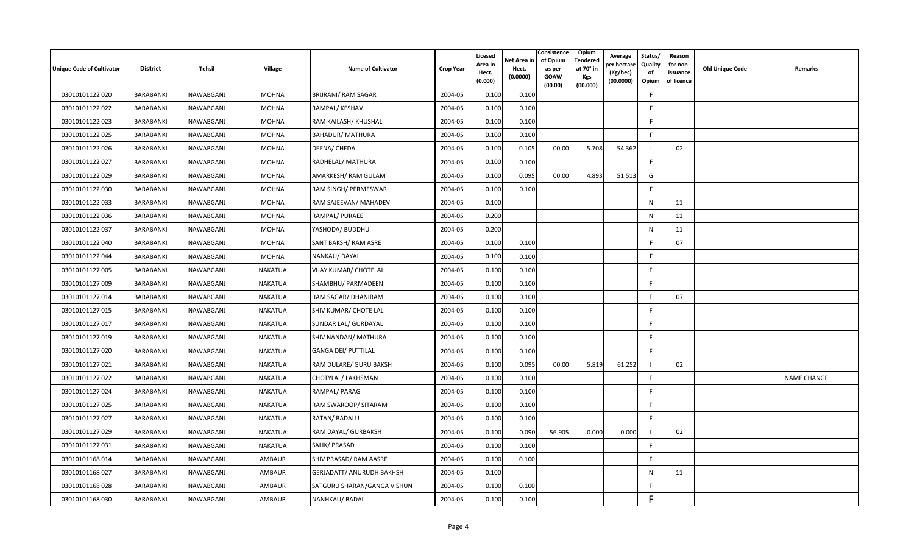| Unique Code of Cultivator | District | Tehsil | Village | Name of Cultivator | Crop Year | Licesed Area in Hect. (0.000) | Net Area in Hect. (0.0000) | Consistence of Opium as per GOAW (00.00) | Opium Tendered at 70° in Kgs (00.000) | Average per hectare (Kg/hec) (00.0000) | Status/ Quality of Opium | Reason for non-issuance of licence | Old Unique Code | Remarks |
|---|---|---|---|---|---|---|---|---|---|---|---|---|---|---|
| 03010101122 020 | BARABANKI | NAWABGANJ | MOHNA | BRIJRANI/ RAM SAGAR | 2004-05 | 0.100 | 0.100 | | | | F | | | |
| 03010101122 022 | BARABANKI | NAWABGANJ | MOHNA | RAMPAL/ KESHAV | 2004-05 | 0.100 | 0.100 | | | | F | | | |
| 03010101122 023 | BARABANKI | NAWABGANJ | MOHNA | RAM KAILASH/ KHUSHAL | 2004-05 | 0.100 | 0.100 | | | | F | | | |
| 03010101122 025 | BARABANKI | NAWABGANJ | MOHNA | BAHADUR/ MATHURA | 2004-05 | 0.100 | 0.100 | | | | F | | | |
| 03010101122 026 | BARABANKI | NAWABGANJ | MOHNA | DEENA/ CHEDA | 2004-05 | 0.100 | 0.105 | 00.00 | 5.708 | 54.362 | I | 02 | | |
| 03010101122 027 | BARABANKI | NAWABGANJ | MOHNA | RADHELAL/ MATHURA | 2004-05 | 0.100 | 0.100 | | | | F | | | |
| 03010101122 029 | BARABANKI | NAWABGANJ | MOHNA | AMARKESH/ RAM GULAM | 2004-05 | 0.100 | 0.095 | 00.00 | 4.893 | 51.513 | G | | | |
| 03010101122 030 | BARABANKI | NAWABGANJ | MOHNA | RAM SINGH/ PERMESWAR | 2004-05 | 0.100 | 0.100 | | | | F | | | |
| 03010101122 033 | BARABANKI | NAWABGANJ | MOHNA | RAM SAJEEVAN/ MAHADEV | 2004-05 | 0.100 | | | | | N | 11 | | |
| 03010101122 036 | BARABANKI | NAWABGANJ | MOHNA | RAMPAL/ PURAEE | 2004-05 | 0.200 | | | | | N | 11 | | |
| 03010101122 037 | BARABANKI | NAWABGANJ | MOHNA | YASHODA/ BUDDHU | 2004-05 | 0.200 | | | | | N | 11 | | |
| 03010101122 040 | BARABANKI | NAWABGANJ | MOHNA | SANT BAKSH/ RAM ASRE | 2004-05 | 0.100 | 0.100 | | | | F | 07 | | |
| 03010101122 044 | BARABANKI | NAWABGANJ | MOHNA | NANKAU/ DAYAL | 2004-05 | 0.100 | 0.100 | | | | F | | | |
| 03010101127 005 | BARABANKI | NAWABGANJ | NAKATUA | VIJAY KUMAR/ CHOTELAL | 2004-05 | 0.100 | 0.100 | | | | F | | | |
| 03010101127 009 | BARABANKI | NAWABGANJ | NAKATUA | SHAMBHU/ PARMADEEN | 2004-05 | 0.100 | 0.100 | | | | F | | | |
| 03010101127 014 | BARABANKI | NAWABGANJ | NAKATUA | RAM SAGAR/ DHANIRAM | 2004-05 | 0.100 | 0.100 | | | | F | 07 | | |
| 03010101127 015 | BARABANKI | NAWABGANJ | NAKATUA | SHIV KUMAR/ CHOTE LAL | 2004-05 | 0.100 | 0.100 | | | | F | | | |
| 03010101127 017 | BARABANKI | NAWABGANJ | NAKATUA | SUNDAR LAL/ GURDAYAL | 2004-05 | 0.100 | 0.100 | | | | F | | | |
| 03010101127 019 | BARABANKI | NAWABGANJ | NAKATUA | SHIV NANDAN/ MATHURA | 2004-05 | 0.100 | 0.100 | | | | F | | | |
| 03010101127 020 | BARABANKI | NAWABGANJ | NAKATUA | GANGA DEI/ PUTTILAL | 2004-05 | 0.100 | 0.100 | | | | F | | | |
| 03010101127 021 | BARABANKI | NAWABGANJ | NAKATUA | RAM DULARE/ GURU BAKSH | 2004-05 | 0.100 | 0.095 | 00.00 | 5.819 | 61.252 | I | 02 | | |
| 03010101127 022 | BARABANKI | NAWABGANJ | NAKATUA | CHOTYLAL/ LAKHSMAN | 2004-05 | 0.100 | 0.100 | | | | F | | | NAME CHANGE |
| 03010101127 024 | BARABANKI | NAWABGANJ | NAKATUA | RAMPAL/ PARAG | 2004-05 | 0.100 | 0.100 | | | | F | | | |
| 03010101127 025 | BARABANKI | NAWABGANJ | NAKATUA | RAM SWAROOP/ SITARAM | 2004-05 | 0.100 | 0.100 | | | | F | | | |
| 03010101127 027 | BARABANKI | NAWABGANJ | NAKATUA | RATAN/ BADALU | 2004-05 | 0.100 | 0.100 | | | | F | | | |
| 03010101127 029 | BARABANKI | NAWABGANJ | NAKATUA | RAM DAYAL/ GURBAKSH | 2004-05 | 0.100 | 0.090 | 56.905 | 0.000 | 0.000 | I | 02 | | |
| 03010101127 031 | BARABANKI | NAWABGANJ | NAKATUA | SALIK/ PRASAD | 2004-05 | 0.100 | 0.100 | | | | F | | | |
| 03010101168 014 | BARABANKI | NAWABGANJ | AMBAUR | SHIV PRASAD/ RAM AASRE | 2004-05 | 0.100 | 0.100 | | | | F | | | |
| 03010101168 027 | BARABANKI | NAWABGANJ | AMBAUR | GERJADATT/ ANURUDH BAKHSH | 2004-05 | 0.100 | | | | | N | 11 | | |
| 03010101168 028 | BARABANKI | NAWABGANJ | AMBAUR | SATGURU SHARAN/GANGA VISHUN | 2004-05 | 0.100 | 0.100 | | | | F | | | |
| 03010101168 030 | BARABANKI | NAWABGANJ | AMBAUR | NANHKAU/ BADAL | 2004-05 | 0.100 | 0.100 | | | | F | | | |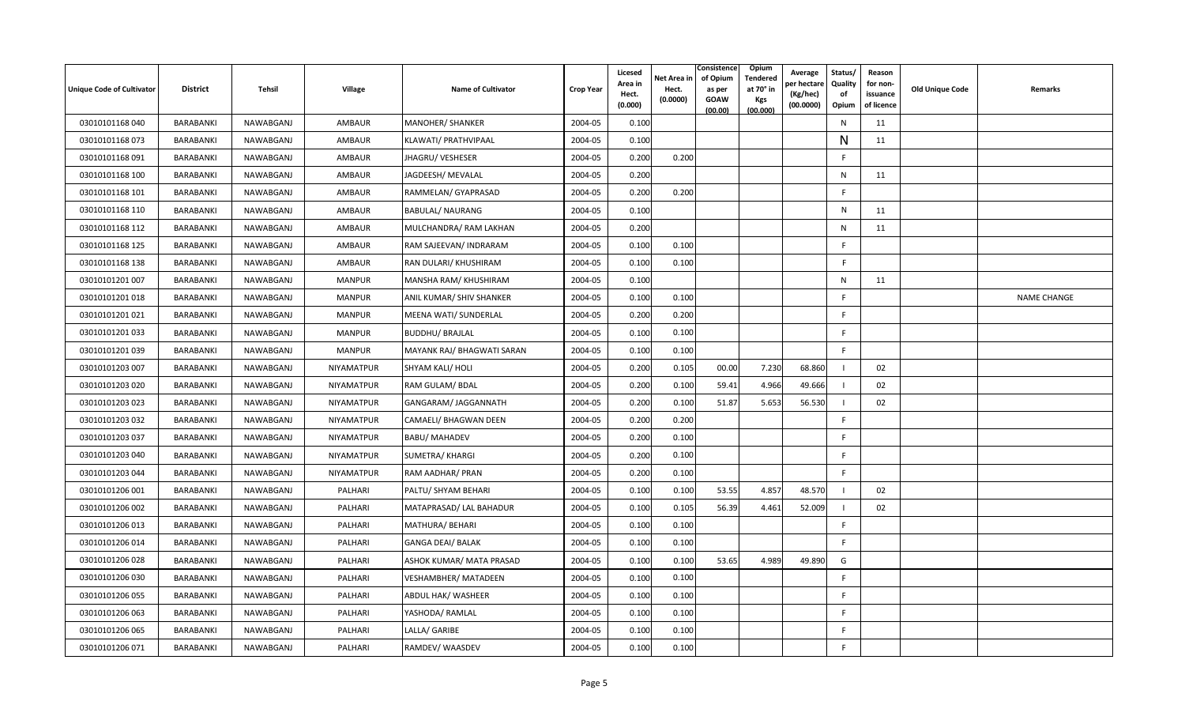| Unique Code of Cultivator | District | Tehsil | Village | Name of Cultivator | Crop Year | Licesed Area in Hect. (0.000) | Net Area in Hect. (0.0000) | Consistence of Opium as per GOAW (00.00) | Opium Tendered at 70° in Kgs (00.000) | Average per hectare (Kg/hec) (00.0000) | Status/ Quality of Opium | Reason for non-issuance of licence | Old Unique Code | Remarks |
|---|---|---|---|---|---|---|---|---|---|---|---|---|---|---|
| 03010101168 040 | BARABANKI | NAWABGANJ | AMBAUR | MANOHER/ SHANKER | 2004-05 | 0.100 | | | | | N | 11 | | |
| 03010101168 073 | BARABANKI | NAWABGANJ | AMBAUR | KLAWATI/ PRATHVIPAAL | 2004-05 | 0.100 | | | | | N | 11 | | |
| 03010101168 091 | BARABANKI | NAWABGANJ | AMBAUR | JHAGRU/ VESHESER | 2004-05 | 0.200 | 0.200 | | | | F | | | |
| 03010101168 100 | BARABANKI | NAWABGANJ | AMBAUR | JAGDEESH/ MEVALAL | 2004-05 | 0.200 | | | | | N | 11 | | |
| 03010101168 101 | BARABANKI | NAWABGANJ | AMBAUR | RAMMELAN/ GYAPRASAD | 2004-05 | 0.200 | 0.200 | | | | F | | | |
| 03010101168 110 | BARABANKI | NAWABGANJ | AMBAUR | BABULAL/ NAURANG | 2004-05 | 0.100 | | | | | N | 11 | | |
| 03010101168 112 | BARABANKI | NAWABGANJ | AMBAUR | MULCHANDRA/ RAM LAKHAN | 2004-05 | 0.200 | | | | | N | 11 | | |
| 03010101168 125 | BARABANKI | NAWABGANJ | AMBAUR | RAM SAJEEVAN/ INDRARAM | 2004-05 | 0.100 | 0.100 | | | | F | | | |
| 03010101168 138 | BARABANKI | NAWABGANJ | AMBAUR | RAN DULARI/ KHUSHIRAM | 2004-05 | 0.100 | 0.100 | | | | F | | | |
| 03010101201 007 | BARABANKI | NAWABGANJ | MANPUR | MANSHA RAM/ KHUSHIRAM | 2004-05 | 0.100 | | | | | N | 11 | | |
| 03010101201 018 | BARABANKI | NAWABGANJ | MANPUR | ANIL KUMAR/ SHIV SHANKER | 2004-05 | 0.100 | 0.100 | | | | F | | | NAME CHANGE |
| 03010101201 021 | BARABANKI | NAWABGANJ | MANPUR | MEENA WATI/ SUNDERLAL | 2004-05 | 0.200 | 0.200 | | | | F | | | |
| 03010101201 033 | BARABANKI | NAWABGANJ | MANPUR | BUDDHU/ BRAJLAL | 2004-05 | 0.100 | 0.100 | | | | F | | | |
| 03010101201 039 | BARABANKI | NAWABGANJ | MANPUR | MAYANK RAJ/ BHAGWATI SARAN | 2004-05 | 0.100 | 0.100 | | | | F | | | |
| 03010101203 007 | BARABANKI | NAWABGANJ | NIYAMATPUR | SHYAM KALI/ HOLI | 2004-05 | 0.200 | 0.105 | 00.00 | 7.230 | 68.860 | I | 02 | | |
| 03010101203 020 | BARABANKI | NAWABGANJ | NIYAMATPUR | RAM GULAM/ BDAL | 2004-05 | 0.200 | 0.100 | 59.41 | 4.966 | 49.666 | I | 02 | | |
| 03010101203 023 | BARABANKI | NAWABGANJ | NIYAMATPUR | GANGARAM/ JAGGANNATH | 2004-05 | 0.200 | 0.100 | 51.87 | 5.653 | 56.530 | I | 02 | | |
| 03010101203 032 | BARABANKI | NAWABGANJ | NIYAMATPUR | CAMAELI/ BHAGWAN DEEN | 2004-05 | 0.200 | 0.200 | | | | F | | | |
| 03010101203 037 | BARABANKI | NAWABGANJ | NIYAMATPUR | BABU/ MAHADEV | 2004-05 | 0.200 | 0.100 | | | | F | | | |
| 03010101203 040 | BARABANKI | NAWABGANJ | NIYAMATPUR | SUMETRA/ KHARGI | 2004-05 | 0.200 | 0.100 | | | | F | | | |
| 03010101203 044 | BARABANKI | NAWABGANJ | NIYAMATPUR | RAM AADHAR/ PRAN | 2004-05 | 0.200 | 0.100 | | | | F | | | |
| 03010101206 001 | BARABANKI | NAWABGANJ | PALHARI | PALTU/ SHYAM BEHARI | 2004-05 | 0.100 | 0.100 | 53.55 | 4.857 | 48.570 | I | 02 | | |
| 03010101206 002 | BARABANKI | NAWABGANJ | PALHARI | MATAPRASAD/ LAL BAHADUR | 2004-05 | 0.100 | 0.105 | 56.39 | 4.461 | 52.009 | I | 02 | | |
| 03010101206 013 | BARABANKI | NAWABGANJ | PALHARI | MATHURA/ BEHARI | 2004-05 | 0.100 | 0.100 | | | | F | | | |
| 03010101206 014 | BARABANKI | NAWABGANJ | PALHARI | GANGA DEAI/ BALAK | 2004-05 | 0.100 | 0.100 | | | | F | | | |
| 03010101206 028 | BARABANKI | NAWABGANJ | PALHARI | ASHOK KUMAR/ MATA PRASAD | 2004-05 | 0.100 | 0.100 | 53.65 | 4.989 | 49.890 | G | | | |
| 03010101206 030 | BARABANKI | NAWABGANJ | PALHARI | VESHAMBHER/ MATADEEN | 2004-05 | 0.100 | 0.100 | | | | F | | | |
| 03010101206 055 | BARABANKI | NAWABGANJ | PALHARI | ABDUL HAK/ WASHEER | 2004-05 | 0.100 | 0.100 | | | | F | | | |
| 03010101206 063 | BARABANKI | NAWABGANJ | PALHARI | YASHODA/ RAMLAL | 2004-05 | 0.100 | 0.100 | | | | F | | | |
| 03010101206 065 | BARABANKI | NAWABGANJ | PALHARI | LALLA/ GARIBE | 2004-05 | 0.100 | 0.100 | | | | F | | | |
| 03010101206 071 | BARABANKI | NAWABGANJ | PALHARI | RAMDEV/ WAASDEV | 2004-05 | 0.100 | 0.100 | | | | F | | | |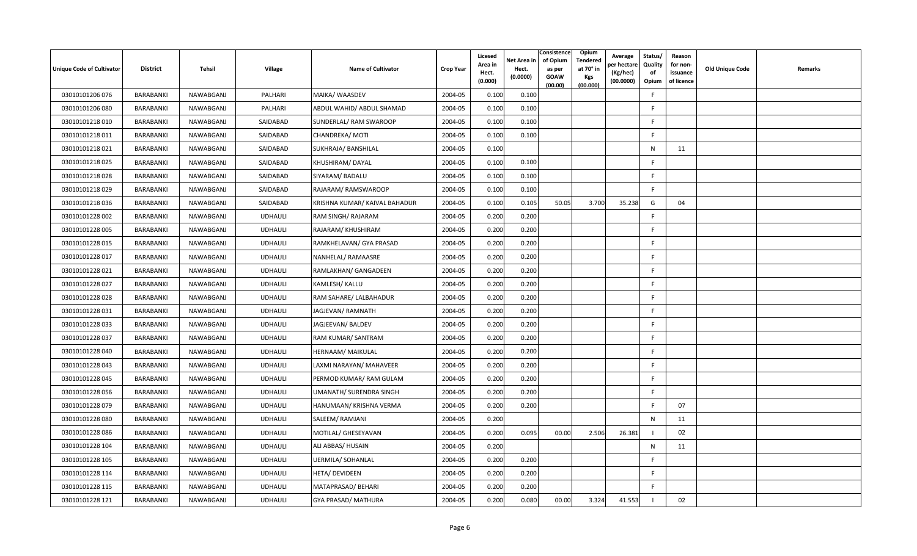| Unique Code of Cultivator | District | Tehsil | Village | Name of Cultivator | Crop Year | Licesed Area in Hect. (0.000) | Net Area in Hect. (0.0000) | Consistence of Opium as per GOAW (00.00) | Opium Tendered at 70° in Kgs (00.000) | Average per hectare (Kg/hec) (00.0000) | Status/ Quality of Opium | Reason for non-issuance of licence | Old Unique Code | Remarks |
|---|---|---|---|---|---|---|---|---|---|---|---|---|---|---|
| 03010101206 076 | BARABANKI | NAWABGANJ | PALHARI | MAIKA/ WAASDEV | 2004-05 | 0.100 | 0.100 | | | | F | | | |
| 03010101206 080 | BARABANKI | NAWABGANJ | PALHARI | ABDUL WAHID/ ABDUL SHAMAD | 2004-05 | 0.100 | 0.100 | | | | F | | | |
| 03010101218 010 | BARABANKI | NAWABGANJ | SAIDABAD | SUNDERLAL/ RAM SWAROOP | 2004-05 | 0.100 | 0.100 | | | | F | | | |
| 03010101218 011 | BARABANKI | NAWABGANJ | SAIDABAD | CHANDREKA/ MOTI | 2004-05 | 0.100 | 0.100 | | | | F | | | |
| 03010101218 021 | BARABANKI | NAWABGANJ | SAIDABAD | SUKHRAJA/ BANSHILAL | 2004-05 | 0.100 | | | | | N | 11 | | |
| 03010101218 025 | BARABANKI | NAWABGANJ | SAIDABAD | KHUSHIRAM/ DAYAL | 2004-05 | 0.100 | 0.100 | | | | F | | | |
| 03010101218 028 | BARABANKI | NAWABGANJ | SAIDABAD | SIYARAM/ BADALU | 2004-05 | 0.100 | 0.100 | | | | F | | | |
| 03010101218 029 | BARABANKI | NAWABGANJ | SAIDABAD | RAJARAM/ RAMSWAROOP | 2004-05 | 0.100 | 0.100 | | | | F | | | |
| 03010101218 036 | BARABANKI | NAWABGANJ | SAIDABAD | KRISHNA KUMAR/ KAIVAL BAHADUR | 2004-05 | 0.100 | 0.105 | 50.05 | 3.700 | 35.238 | G | 04 | | |
| 03010101228 002 | BARABANKI | NAWABGANJ | UDHAULI | RAM SINGH/ RAJARAM | 2004-05 | 0.200 | 0.200 | | | | F | | | |
| 03010101228 005 | BARABANKI | NAWABGANJ | UDHAULI | RAJARAM/ KHUSHIRAM | 2004-05 | 0.200 | 0.200 | | | | F | | | |
| 03010101228 015 | BARABANKI | NAWABGANJ | UDHAULI | RAMKHELAVAN/ GYA PRASAD | 2004-05 | 0.200 | 0.200 | | | | F | | | |
| 03010101228 017 | BARABANKI | NAWABGANJ | UDHAULI | NANHELAL/ RAMAASRE | 2004-05 | 0.200 | 0.200 | | | | F | | | |
| 03010101228 021 | BARABANKI | NAWABGANJ | UDHAULI | RAMLAKHAN/ GANGADEEN | 2004-05 | 0.200 | 0.200 | | | | F | | | |
| 03010101228 027 | BARABANKI | NAWABGANJ | UDHAULI | KAMLESH/ KALLU | 2004-05 | 0.200 | 0.200 | | | | F | | | |
| 03010101228 028 | BARABANKI | NAWABGANJ | UDHAULI | RAM SAHARE/ LALBAHADUR | 2004-05 | 0.200 | 0.200 | | | | F | | | |
| 03010101228 031 | BARABANKI | NAWABGANJ | UDHAULI | JAGJEVAN/ RAMNATH | 2004-05 | 0.200 | 0.200 | | | | F | | | |
| 03010101228 033 | BARABANKI | NAWABGANJ | UDHAULI | JAGJEEVAN/ BALDEV | 2004-05 | 0.200 | 0.200 | | | | F | | | |
| 03010101228 037 | BARABANKI | NAWABGANJ | UDHAULI | RAM KUMAR/ SANTRAM | 2004-05 | 0.200 | 0.200 | | | | F | | | |
| 03010101228 040 | BARABANKI | NAWABGANJ | UDHAULI | HERNAAM/ MAIKULAL | 2004-05 | 0.200 | 0.200 | | | | F | | | |
| 03010101228 043 | BARABANKI | NAWABGANJ | UDHAULI | LAXMI NARAYAN/ MAHAVEER | 2004-05 | 0.200 | 0.200 | | | | F | | | |
| 03010101228 045 | BARABANKI | NAWABGANJ | UDHAULI | PERMOD KUMAR/ RAM GULAM | 2004-05 | 0.200 | 0.200 | | | | F | | | |
| 03010101228 056 | BARABANKI | NAWABGANJ | UDHAULI | UMANATH/ SURENDRA SINGH | 2004-05 | 0.200 | 0.200 | | | | F | | | |
| 03010101228 079 | BARABANKI | NAWABGANJ | UDHAULI | HANUMAAN/ KRISHNA VERMA | 2004-05 | 0.200 | 0.200 | | | | F | 07 | | |
| 03010101228 080 | BARABANKI | NAWABGANJ | UDHAULI | SALEEM/ RAMJANI | 2004-05 | 0.200 | | | | | N | 11 | | |
| 03010101228 086 | BARABANKI | NAWABGANJ | UDHAULI | MOTILAL/ GHESEYAVAN | 2004-05 | 0.200 | 0.095 | 00.00 | 2.506 | 26.381 | I | 02 | | |
| 03010101228 104 | BARABANKI | NAWABGANJ | UDHAULI | ALI ABBAS/ HUSAIN | 2004-05 | 0.200 | | | | | N | 11 | | |
| 03010101228 105 | BARABANKI | NAWABGANJ | UDHAULI | UERMILA/ SOHANLAL | 2004-05 | 0.200 | 0.200 | | | | F | | | |
| 03010101228 114 | BARABANKI | NAWABGANJ | UDHAULI | HETA/ DEVIDEEN | 2004-05 | 0.200 | 0.200 | | | | F | | | |
| 03010101228 115 | BARABANKI | NAWABGANJ | UDHAULI | MATAPRASAD/ BEHARI | 2004-05 | 0.200 | 0.200 | | | | F | | | |
| 03010101228 121 | BARABANKI | NAWABGANJ | UDHAULI | GYA PRASAD/ MATHURA | 2004-05 | 0.200 | 0.080 | 00.00 | 3.324 | 41.553 | I | 02 | | |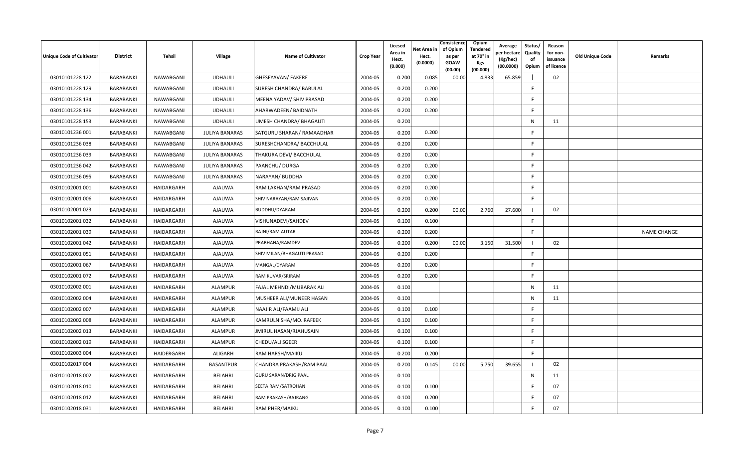| Unique Code of Cultivator | District | Tehsil | Village | Name of Cultivator | Crop Year | Licesed Area in Hect. (0.000) | Net Area in Hect. (0.0000) | Consistence of Opium as per GOAW (00.00) | Opium Tendered at 70° in Kgs (00.000) | Average per hectare (Kg/hec) (00.0000) | Status/ Quality of Opium | Reason for non-issuance of licence | Old Unique Code | Remarks |
|---|---|---|---|---|---|---|---|---|---|---|---|---|---|---|
| 03010101228 122 | BARABANKI | NAWABGANJ | UDHAULI | GHESEYAVAN/ FAKERE | 2004-05 | 0.200 | 0.085 | 00.00 | 4.833 | 65.859 | I | 02 | | |
| 03010101228 129 | BARABANKI | NAWABGANJ | UDHAULI | SURESH CHANDRA/ BABULAL | 2004-05 | 0.200 | 0.200 | | | | F | | | |
| 03010101228 134 | BARABANKI | NAWABGANJ | UDHAULI | MEENA YADAV/ SHIV PRASAD | 2004-05 | 0.200 | 0.200 | | | | F | | | |
| 03010101228 136 | BARABANKI | NAWABGANJ | UDHAULI | AHARWADEEN/ BAIDNATH | 2004-05 | 0.200 | 0.200 | | | | F | | | |
| 03010101228 153 | BARABANKI | NAWABGANJ | UDHAULI | UMESH CHANDRA/ BHAGAUTI | 2004-05 | 0.200 | | | | | N | 11 | | |
| 03010101236 001 | BARABANKI | NAWABGANJ | JULIYA BANARAS | SATGURU SHARAN/ RAMAADHAR | 2004-05 | 0.200 | 0.200 | | | | F | | | |
| 03010101236 038 | BARABANKI | NAWABGANJ | JULIYA BANARAS | SURESHCHANDRA/ BACCHULAL | 2004-05 | 0.200 | 0.200 | | | | F | | | |
| 03010101236 039 | BARABANKI | NAWABGANJ | JULIYA BANARAS | THAKURA DEVI/ BACCHULAL | 2004-05 | 0.200 | 0.200 | | | | F | | | |
| 03010101236 042 | BARABANKI | NAWABGANJ | JULIYA BANARAS | PAANCHU/ DURGA | 2004-05 | 0.200 | 0.200 | | | | F | | | |
| 03010101236 095 | BARABANKI | NAWABGANJ | JULIYA BANARAS | NARAYAN/ BUDDHA | 2004-05 | 0.200 | 0.200 | | | | F | | | |
| 03010102001 001 | BARABANKI | HAIDARGARH | AJAUWA | RAM LAKHAN/RAM PRASAD | 2004-05 | 0.200 | 0.200 | | | | F | | | |
| 03010102001 006 | BARABANKI | HAIDARGARH | AJAUWA | SHIV NARAYAN/RAM SAJIVAN | 2004-05 | 0.200 | 0.200 | | | | F | | | |
| 03010102001 023 | BARABANKI | HAIDARGARH | AJAUWA | BUDDHU/DYARAM | 2004-05 | 0.200 | 0.200 | 00.00 | 2.760 | 27.600 | I | 02 | | |
| 03010102001 032 | BARABANKI | HAIDARGARH | AJAUWA | VISHUNADEVI/SAHDEV | 2004-05 | 0.100 | 0.100 | | | | F | | | |
| 03010102001 039 | BARABANKI | HAIDARGARH | AJAUWA | RAJNI/RAM AUTAR | 2004-05 | 0.200 | 0.200 | | | | F | | | NAME CHANGE |
| 03010102001 042 | BARABANKI | HAIDARGARH | AJAUWA | PRABHANA/RAMDEV | 2004-05 | 0.200 | 0.200 | 00.00 | 3.150 | 31.500 | I | 02 | | |
| 03010102001 051 | BARABANKI | HAIDARGARH | AJAUWA | SHIV MILAN/BHAGAUTI PRASAD | 2004-05 | 0.200 | 0.200 | | | | F | | | |
| 03010102001 067 | BARABANKI | HAIDARGARH | AJAUWA | MANGAL/DYARAM | 2004-05 | 0.200 | 0.200 | | | | F | | | |
| 03010102001 072 | BARABANKI | HAIDARGARH | AJAUWA | RAM KUVAR/SRIRAM | 2004-05 | 0.200 | 0.200 | | | | F | | | |
| 03010102002 001 | BARABANKI | HAIDARGARH | ALAMPUR | FAJAL MEHNDI/MUBARAK ALI | 2004-05 | 0.100 | | | | | N | 11 | | |
| 03010102002 004 | BARABANKI | HAIDARGARH | ALAMPUR | MUSHEER ALI/MUNEER HASAN | 2004-05 | 0.100 | | | | | N | 11 | | |
| 03010102002 007 | BARABANKI | HAIDARGARH | ALAMPUR | NAAJIR ALI/FAAMIJ ALI | 2004-05 | 0.100 | 0.100 | | | | F | | | |
| 03010102002 008 | BARABANKI | HAIDARGARH | ALAMPUR | KAMRULNISHA/MO. RAFEEK | 2004-05 | 0.100 | 0.100 | | | | F | | | |
| 03010102002 013 | BARABANKI | HAIDARGARH | ALAMPUR | JMIRUL HASAN/RJAHUSAIN | 2004-05 | 0.100 | 0.100 | | | | F | | | |
| 03010102002 019 | BARABANKI | HAIDARGARH | ALAMPUR | CHEDU/ALI SGEER | 2004-05 | 0.100 | 0.100 | | | | F | | | |
| 03010102003 004 | BARABANKI | HAIDERGARH | ALIGARH | RAM HARSH/MAIKU | 2004-05 | 0.200 | 0.200 | | | | F | | | |
| 03010102017 004 | BARABANKI | HAIDARGARH | BASANTPUR | CHANDRA PRAKASH/RAM PAAL | 2004-05 | 0.200 | 0.145 | 00.00 | 5.750 | 39.655 | I | 02 | | |
| 03010102018 002 | BARABANKI | HAIDARGARH | BELAHRI | GURU SARAN/DRIG PAAL | 2004-05 | 0.100 | | | | | N | 11 | | |
| 03010102018 010 | BARABANKI | HAIDARGARH | BELAHRI | SEETA RAM/SATROHAN | 2004-05 | 0.100 | 0.100 | | | | F | 07 | | |
| 03010102018 012 | BARABANKI | HAIDARGARH | BELAHRI | RAM PRAKASH/BAJRANG | 2004-05 | 0.100 | 0.200 | | | | F | 07 | | |
| 03010102018 031 | BARABANKI | HAIDARGARH | BELAHRI | RAM PHER/MAIKU | 2004-05 | 0.100 | 0.100 | | | | F | 07 | | |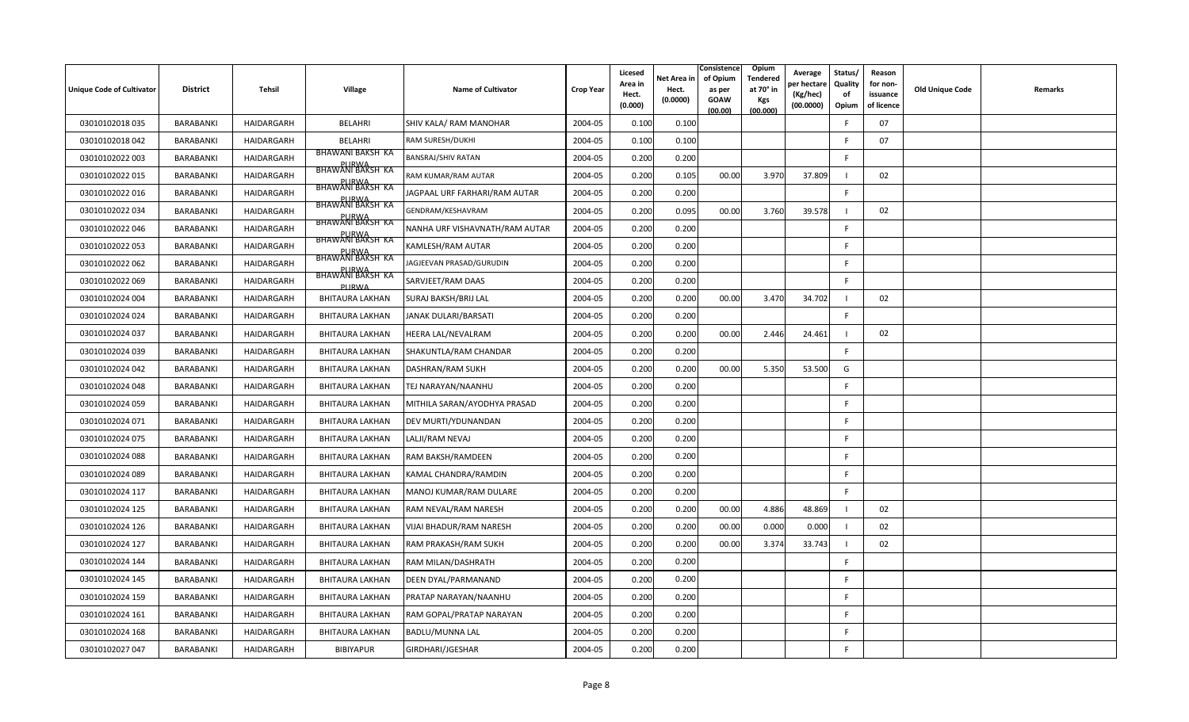| Unique Code of Cultivator | District | Tehsil | Village | Name of Cultivator | Crop Year | Licesed Area in Hect. (0.000) | Net Area in Hect. (0.0000) | Consistence of Opium as per GOAW (00.00) | Opium Tendered at 70° in Kgs (00.000) | Average per hectare (Kg/hec) (00.0000) | Status/ Quality of Opium | Reason for non-issuance of licence | Old Unique Code | Remarks |
|---|---|---|---|---|---|---|---|---|---|---|---|---|---|---|
| 03010102018 035 | BARABANKI | HAIDARGARH | BELAHRI | SHIV KALA/ RAM MANOHAR | 2004-05 | 0.100 | 0.100 | | | | F | 07 | | |
| 03010102018 042 | BARABANKI | HAIDARGARH | BELAHRI | RAM SURESH/DUKHI | 2004-05 | 0.100 | 0.100 | | | | F | 07 | | |
| 03010102022 003 | BARABANKI | HAIDARGARH | BHAWANI BAKSH KA PURWA | BANSRAJ/SHIV RATAN | 2004-05 | 0.200 | 0.200 | | | | F | | | |
| 03010102022 015 | BARABANKI | HAIDARGARH | BHAWANI BAKSH KA PURWA | RAM KUMAR/RAM AUTAR | 2004-05 | 0.200 | 0.105 | 00.00 | 3.970 | 37.809 | I | 02 | | |
| 03010102022 016 | BARABANKI | HAIDARGARH | BHAWANI BAKSH KA PURWA | JAGPAAL URF FARHARI/RAM AUTAR | 2004-05 | 0.200 | 0.200 | | | | F | | | |
| 03010102022 034 | BARABANKI | HAIDARGARH | BHAWANI BAKSH KA PURWA | GENDRAM/KESHAVRAM | 2004-05 | 0.200 | 0.095 | 00.00 | 3.760 | 39.578 | I | 02 | | |
| 03010102022 046 | BARABANKI | HAIDARGARH | BHAWANI BAKSH KA PURWA | NANHA URF VISHAVNATH/RAM AUTAR | 2004-05 | 0.200 | 0.200 | | | | F | | | |
| 03010102022 053 | BARABANKI | HAIDARGARH | BHAWANI BAKSH KA PURWA | KAMLESH/RAM AUTAR | 2004-05 | 0.200 | 0.200 | | | | F | | | |
| 03010102022 062 | BARABANKI | HAIDARGARH | BHAWANI BAKSH KA PURWA | JAGJEEVAN PRASAD/GURUDIN | 2004-05 | 0.200 | 0.200 | | | | F | | | |
| 03010102022 069 | BARABANKI | HAIDARGARH | BHAWANI BAKSH KA PURWA | SARVJEET/RAM DAAS | 2004-05 | 0.200 | 0.200 | | | | F | | | |
| 03010102024 004 | BARABANKI | HAIDARGARH | BHITAURA LAKHAN | SURAJ BAKSH/BRIJ LAL | 2004-05 | 0.200 | 0.200 | 00.00 | 3.470 | 34.702 | I | 02 | | |
| 03010102024 024 | BARABANKI | HAIDARGARH | BHITAURA LAKHAN | JANAK DULARI/BARSATI | 2004-05 | 0.200 | 0.200 | | | | F | | | |
| 03010102024 037 | BARABANKI | HAIDARGARH | BHITAURA LAKHAN | HEERA LAL/NEVALRAM | 2004-05 | 0.200 | 0.200 | 00.00 | 2.446 | 24.461 | I | 02 | | |
| 03010102024 039 | BARABANKI | HAIDARGARH | BHITAURA LAKHAN | SHAKUNTLA/RAM CHANDAR | 2004-05 | 0.200 | 0.200 | | | | F | | | |
| 03010102024 042 | BARABANKI | HAIDARGARH | BHITAURA LAKHAN | DASHRAN/RAM SUKH | 2004-05 | 0.200 | 0.200 | 00.00 | 5.350 | 53.500 | G | | | |
| 03010102024 048 | BARABANKI | HAIDARGARH | BHITAURA LAKHAN | TEJ NARAYAN/NAANHU | 2004-05 | 0.200 | 0.200 | | | | F | | | |
| 03010102024 059 | BARABANKI | HAIDARGARH | BHITAURA LAKHAN | MITHILA SARAN/AYODHYA PRASAD | 2004-05 | 0.200 | 0.200 | | | | F | | | |
| 03010102024 071 | BARABANKI | HAIDARGARH | BHITAURA LAKHAN | DEV MURTI/YDUNANDAN | 2004-05 | 0.200 | 0.200 | | | | F | | | |
| 03010102024 075 | BARABANKI | HAIDARGARH | BHITAURA LAKHAN | LALJI/RAM NEVAJ | 2004-05 | 0.200 | 0.200 | | | | F | | | |
| 03010102024 088 | BARABANKI | HAIDARGARH | BHITAURA LAKHAN | RAM BAKSH/RAMDEEN | 2004-05 | 0.200 | 0.200 | | | | F | | | |
| 03010102024 089 | BARABANKI | HAIDARGARH | BHITAURA LAKHAN | KAMAL CHANDRA/RAMDIN | 2004-05 | 0.200 | 0.200 | | | | F | | | |
| 03010102024 117 | BARABANKI | HAIDARGARH | BHITAURA LAKHAN | MANOJ KUMAR/RAM DULARE | 2004-05 | 0.200 | 0.200 | | | | F | | | |
| 03010102024 125 | BARABANKI | HAIDARGARH | BHITAURA LAKHAN | RAM NEVAL/RAM NARESH | 2004-05 | 0.200 | 0.200 | 00.00 | 4.886 | 48.869 | I | 02 | | |
| 03010102024 126 | BARABANKI | HAIDARGARH | BHITAURA LAKHAN | VIJAI BHADUR/RAM NARESH | 2004-05 | 0.200 | 0.200 | 00.00 | 0.000 | 0.000 | I | 02 | | |
| 03010102024 127 | BARABANKI | HAIDARGARH | BHITAURA LAKHAN | RAM PRAKASH/RAM SUKH | 2004-05 | 0.200 | 0.200 | 00.00 | 3.374 | 33.743 | I | 02 | | |
| 03010102024 144 | BARABANKI | HAIDARGARH | BHITAURA LAKHAN | RAM MILAN/DASHRATH | 2004-05 | 0.200 | 0.200 | | | | F | | | |
| 03010102024 145 | BARABANKI | HAIDARGARH | BHITAURA LAKHAN | DEEN DYAL/PARMANAND | 2004-05 | 0.200 | 0.200 | | | | F | | | |
| 03010102024 159 | BARABANKI | HAIDARGARH | BHITAURA LAKHAN | PRATAP NARAYAN/NAANHU | 2004-05 | 0.200 | 0.200 | | | | F | | | |
| 03010102024 161 | BARABANKI | HAIDARGARH | BHITAURA LAKHAN | RAM GOPAL/PRATAP NARAYAN | 2004-05 | 0.200 | 0.200 | | | | F | | | |
| 03010102024 168 | BARABANKI | HAIDARGARH | BHITAURA LAKHAN | BADLU/MUNNA LAL | 2004-05 | 0.200 | 0.200 | | | | F | | | |
| 03010102027 047 | BARABANKI | HAIDARGARH | BIBIYAPUR | GIRDHARI/JGESHAR | 2004-05 | 0.200 | 0.200 | | | | F | | | |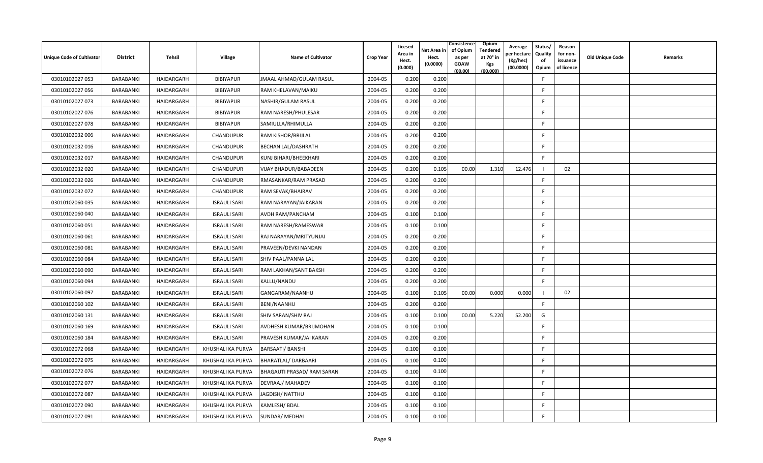| Unique Code of Cultivator | District | Tehsil | Village | Name of Cultivator | Crop Year | Licesed Area in Hect. (0.000) | Net Area in Hect. (0.0000) | Consistence of Opium as per GOAW (00.00) | Opium Tendered at 70° in Kgs (00.000) | Average per hectare (Kg/hec) (00.0000) | Status/ Quality of Opium | Reason for non-issuance of licence | Old Unique Code | Remarks |
|---|---|---|---|---|---|---|---|---|---|---|---|---|---|---|
| 03010102027 053 | BARABANKI | HAIDARGARH | BIBIYAPUR | JMAAL AHMAD/GULAM RASUL | 2004-05 | 0.200 | 0.200 | | | | F | | | |
| 03010102027 056 | BARABANKI | HAIDARGARH | BIBIYAPUR | RAM KHELAVAN/MAIKU | 2004-05 | 0.200 | 0.200 | | | | F | | | |
| 03010102027 073 | BARABANKI | HAIDARGARH | BIBIYAPUR | NASHIR/GULAM RASUL | 2004-05 | 0.200 | 0.200 | | | | F | | | |
| 03010102027 076 | BARABANKI | HAIDARGARH | BIBIYAPUR | RAM NARESH/PHULESAR | 2004-05 | 0.200 | 0.200 | | | | F | | | |
| 03010102027 078 | BARABANKI | HAIDARGARH | BIBIYAPUR | SAMIULLA/RHIMULLA | 2004-05 | 0.200 | 0.200 | | | | F | | | |
| 03010102032 006 | BARABANKI | HAIDARGARH | CHANDUPUR | RAM KISHOR/BRIJLAL | 2004-05 | 0.200 | 0.200 | | | | F | | | |
| 03010102032 016 | BARABANKI | HAIDARGARH | CHANDUPUR | BECHAN LAL/DASHRATH | 2004-05 | 0.200 | 0.200 | | | | F | | | |
| 03010102032 017 | BARABANKI | HAIDARGARH | CHANDUPUR | KUNJ BIHARI/BHEEKHARI | 2004-05 | 0.200 | 0.200 | | | | F | | | |
| 03010102032 020 | BARABANKI | HAIDARGARH | CHANDUPUR | VIJAY BHADUR/BABADEEN | 2004-05 | 0.200 | 0.105 | 00.00 | 1.310 | 12.476 | I | 02 | | |
| 03010102032 026 | BARABANKI | HAIDARGARH | CHANDUPUR | RMASANKAR/RAM PRASAD | 2004-05 | 0.200 | 0.200 | | | | F | | | |
| 03010102032 072 | BARABANKI | HAIDARGARH | CHANDUPUR | RAM SEVAK/BHAIRAV | 2004-05 | 0.200 | 0.200 | | | | F | | | |
| 03010102060 035 | BARABANKI | HAIDARGARH | ISRAULI SARI | RAM NARAYAN/JAIKARAN | 2004-05 | 0.200 | 0.200 | | | | F | | | |
| 03010102060 040 | BARABANKI | HAIDARGARH | ISRAULI SARI | AVDH RAM/PANCHAM | 2004-05 | 0.100 | 0.100 | | | | F | | | |
| 03010102060 051 | BARABANKI | HAIDARGARH | ISRAULI SARI | RAM NARESH/RAMESWAR | 2004-05 | 0.100 | 0.100 | | | | F | | | |
| 03010102060 061 | BARABANKI | HAIDARGARH | ISRAULI SARI | RAJ NARAYAN/MRITYUNJAI | 2004-05 | 0.200 | 0.200 | | | | F | | | |
| 03010102060 081 | BARABANKI | HAIDARGARH | ISRAULI SARI | PRAVEEN/DEVKI NANDAN | 2004-05 | 0.200 | 0.200 | | | | F | | | |
| 03010102060 084 | BARABANKI | HAIDARGARH | ISRAULI SARI | SHIV PAAL/PANNA LAL | 2004-05 | 0.200 | 0.200 | | | | F | | | |
| 03010102060 090 | BARABANKI | HAIDARGARH | ISRAULI SARI | RAM LAKHAN/SANT BAKSH | 2004-05 | 0.200 | 0.200 | | | | F | | | |
| 03010102060 094 | BARABANKI | HAIDARGARH | ISRAULI SARI | KALLU/NANDU | 2004-05 | 0.200 | 0.200 | | | | F | | | |
| 03010102060 097 | BARABANKI | HAIDARGARH | ISRAULI SARI | GANGARAM/NAANHU | 2004-05 | 0.100 | 0.105 | 00.00 | 0.000 | 0.000 | I | 02 | | |
| 03010102060 102 | BARABANKI | HAIDARGARH | ISRAULI SARI | BENI/NAANHU | 2004-05 | 0.200 | 0.200 | | | | F | | | |
| 03010102060 131 | BARABANKI | HAIDARGARH | ISRAULI SARI | SHIV SARAN/SHIV RAJ | 2004-05 | 0.100 | 0.100 | 00.00 | 5.220 | 52.200 | G | | | |
| 03010102060 169 | BARABANKI | HAIDARGARH | ISRAULI SARI | AVDHESH KUMAR/BRIJMOHAN | 2004-05 | 0.100 | 0.100 | | | | F | | | |
| 03010102060 184 | BARABANKI | HAIDARGARH | ISRAULI SARI | PRAVESH KUMAR/JAI KARAN | 2004-05 | 0.200 | 0.200 | | | | F | | | |
| 03010102072 068 | BARABANKI | HAIDARGARH | KHUSHALI KA PURVA | BARSAATI/ BANSHI | 2004-05 | 0.100 | 0.100 | | | | F | | | |
| 03010102072 075 | BARABANKI | HAIDARGARH | KHUSHALI KA PURVA | BHARATLAL/ DARBAARI | 2004-05 | 0.100 | 0.100 | | | | F | | | |
| 03010102072 076 | BARABANKI | HAIDARGARH | KHUSHALI KA PURVA | BHAGAUTI PRASAD/ RAM SARAN | 2004-05 | 0.100 | 0.100 | | | | F | | | |
| 03010102072 077 | BARABANKI | HAIDARGARH | KHUSHALI KA PURVA | DEVRAAJ/ MAHADEV | 2004-05 | 0.100 | 0.100 | | | | F | | | |
| 03010102072 087 | BARABANKI | HAIDARGARH | KHUSHALI KA PURVA | JAGDISH/ NATTHU | 2004-05 | 0.100 | 0.100 | | | | F | | | |
| 03010102072 090 | BARABANKI | HAIDARGARH | KHUSHALI KA PURVA | KAMLESH/ BDAL | 2004-05 | 0.100 | 0.100 | | | | F | | | |
| 03010102072 091 | BARABANKI | HAIDARGARH | KHUSHALI KA PURVA | SUNDAR/ MEDHAI | 2004-05 | 0.100 | 0.100 | | | | F | | | |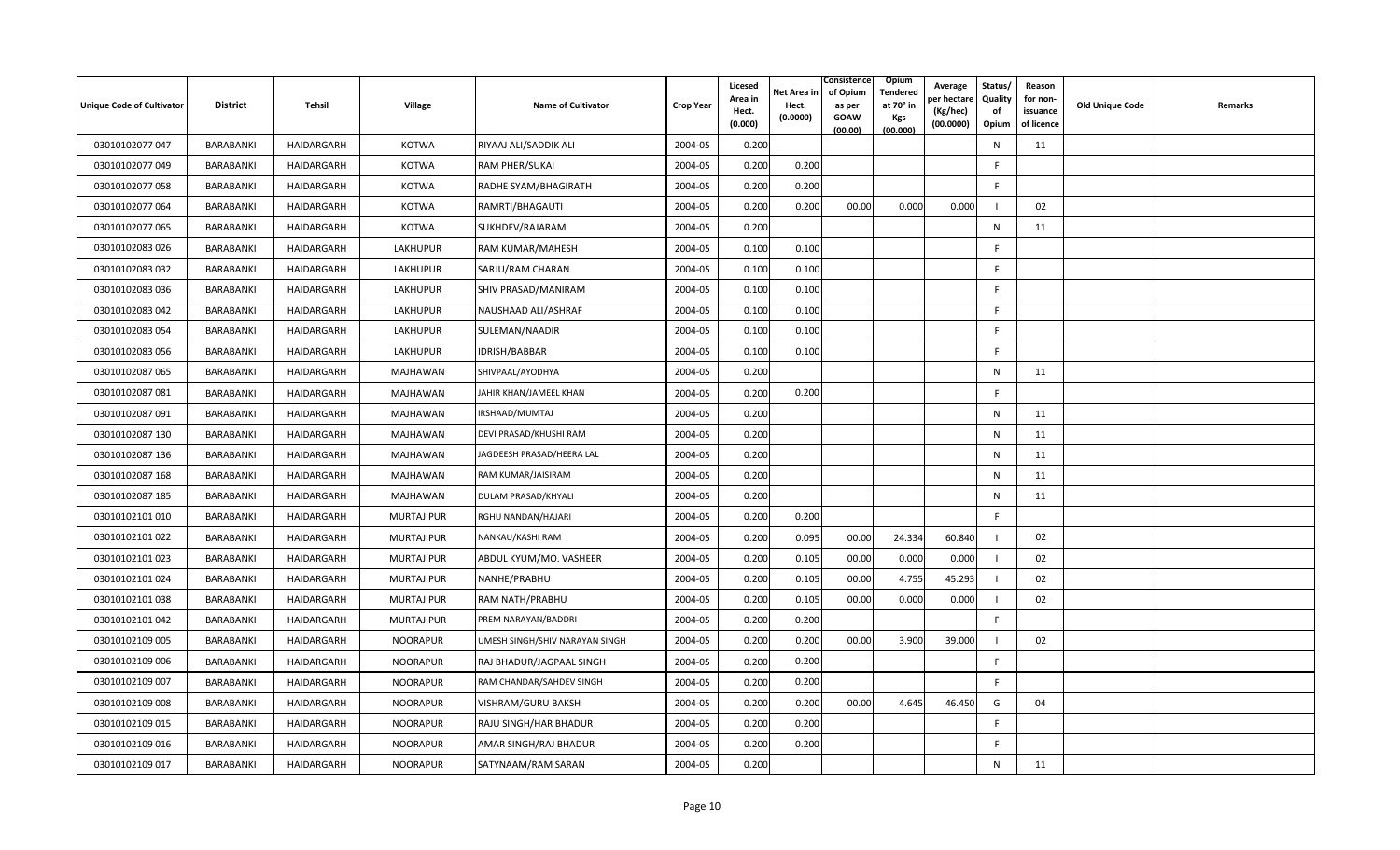| Unique Code of Cultivator | District | Tehsil | Village | Name of Cultivator | Crop Year | Licesed Area in Hect. (0.000) | Net Area in Hect. (0.0000) | Consistence of Opium as per GOAW (00.00) | Opium Tendered at 70° in Kgs (00.000) | Average per hectare (Kg/hec) (00.0000) | Status/ Quality of Opium | Reason for non-issuance of licence | Old Unique Code | Remarks |
|---|---|---|---|---|---|---|---|---|---|---|---|---|---|---|
| 03010102077 047 | BARABANKI | HAIDARGARH | KOTWA | RIYAAJ ALI/SADDIK ALI | 2004-05 | 0.200 | | | | | N | 11 | | |
| 03010102077 049 | BARABANKI | HAIDARGARH | KOTWA | RAM PHER/SUKAI | 2004-05 | 0.200 | 0.200 | | | | F | | | |
| 03010102077 058 | BARABANKI | HAIDARGARH | KOTWA | RADHE SYAM/BHAGIRATH | 2004-05 | 0.200 | 0.200 | | | | F | | | |
| 03010102077 064 | BARABANKI | HAIDARGARH | KOTWA | RAMRTI/BHAGAUTI | 2004-05 | 0.200 | 0.200 | 00.00 | 0.000 | 0.000 | I | 02 | | |
| 03010102077 065 | BARABANKI | HAIDARGARH | KOTWA | SUKHDEV/RAJARAM | 2004-05 | 0.200 | | | | | N | 11 | | |
| 03010102083 026 | BARABANKI | HAIDARGARH | LAKHUPUR | RAM KUMAR/MAHESH | 2004-05 | 0.100 | 0.100 | | | | F | | | |
| 03010102083 032 | BARABANKI | HAIDARGARH | LAKHUPUR | SARJU/RAM CHARAN | 2004-05 | 0.100 | 0.100 | | | | F | | | |
| 03010102083 036 | BARABANKI | HAIDARGARH | LAKHUPUR | SHIV PRASAD/MANIRAM | 2004-05 | 0.100 | 0.100 | | | | F | | | |
| 03010102083 042 | BARABANKI | HAIDARGARH | LAKHUPUR | NAUSHAAD ALI/ASHRAF | 2004-05 | 0.100 | 0.100 | | | | F | | | |
| 03010102083 054 | BARABANKI | HAIDARGARH | LAKHUPUR | SULEMAN/NAADIR | 2004-05 | 0.100 | 0.100 | | | | F | | | |
| 03010102083 056 | BARABANKI | HAIDARGARH | LAKHUPUR | IDRISH/BABBAR | 2004-05 | 0.100 | 0.100 | | | | F | | | |
| 03010102087 065 | BARABANKI | HAIDARGARH | MAJHAWAN | SHIVPAAL/AYODHYA | 2004-05 | 0.200 | | | | | N | 11 | | |
| 03010102087 081 | BARABANKI | HAIDARGARH | MAJHAWAN | JAHIR KHAN/JAMEEL KHAN | 2004-05 | 0.200 | 0.200 | | | | F | | | |
| 03010102087 091 | BARABANKI | HAIDARGARH | MAJHAWAN | IRSHAAD/MUMTAJ | 2004-05 | 0.200 | | | | | N | 11 | | |
| 03010102087 130 | BARABANKI | HAIDARGARH | MAJHAWAN | DEVI PRASAD/KHUSHI RAM | 2004-05 | 0.200 | | | | | N | 11 | | |
| 03010102087 136 | BARABANKI | HAIDARGARH | MAJHAWAN | JAGDEESH PRASAD/HEERA LAL | 2004-05 | 0.200 | | | | | N | 11 | | |
| 03010102087 168 | BARABANKI | HAIDARGARH | MAJHAWAN | RAM KUMAR/JAISIRAM | 2004-05 | 0.200 | | | | | N | 11 | | |
| 03010102087 185 | BARABANKI | HAIDARGARH | MAJHAWAN | DULAM PRASAD/KHYALI | 2004-05 | 0.200 | | | | | N | 11 | | |
| 03010102101 010 | BARABANKI | HAIDARGARH | MURTAJIPUR | RGHU NANDAN/HAJARI | 2004-05 | 0.200 | 0.200 | | | | F | | | |
| 03010102101 022 | BARABANKI | HAIDARGARH | MURTAJIPUR | NANKAU/KASHI RAM | 2004-05 | 0.200 | 0.095 | 00.00 | 24.334 | 60.840 | I | 02 | | |
| 03010102101 023 | BARABANKI | HAIDARGARH | MURTAJIPUR | ABDUL KYUM/MO. VASHEER | 2004-05 | 0.200 | 0.105 | 00.00 | 0.000 | 0.000 | I | 02 | | |
| 03010102101 024 | BARABANKI | HAIDARGARH | MURTAJIPUR | NANHE/PRABHU | 2004-05 | 0.200 | 0.105 | 00.00 | 4.755 | 45.293 | I | 02 | | |
| 03010102101 038 | BARABANKI | HAIDARGARH | MURTAJIPUR | RAM NATH/PRABHU | 2004-05 | 0.200 | 0.105 | 00.00 | 0.000 | 0.000 | I | 02 | | |
| 03010102101 042 | BARABANKI | HAIDARGARH | MURTAJIPUR | PREM NARAYAN/BADDRI | 2004-05 | 0.200 | 0.200 | | | | F | | | |
| 03010102109 005 | BARABANKI | HAIDARGARH | NOORAPUR | UMESH SINGH/SHIV NARAYAN SINGH | 2004-05 | 0.200 | 0.200 | 00.00 | 3.900 | 39.000 | I | 02 | | |
| 03010102109 006 | BARABANKI | HAIDARGARH | NOORAPUR | RAJ BHADUR/JAGPAAL SINGH | 2004-05 | 0.200 | 0.200 | | | | F | | | |
| 03010102109 007 | BARABANKI | HAIDARGARH | NOORAPUR | RAM CHANDAR/SAHDEV SINGH | 2004-05 | 0.200 | 0.200 | | | | F | | | |
| 03010102109 008 | BARABANKI | HAIDARGARH | NOORAPUR | VISHRAM/GURU BAKSH | 2004-05 | 0.200 | 0.200 | 00.00 | 4.645 | 46.450 | G | 04 | | |
| 03010102109 015 | BARABANKI | HAIDARGARH | NOORAPUR | RAJU SINGH/HAR BHADUR | 2004-05 | 0.200 | 0.200 | | | | F | | | |
| 03010102109 016 | BARABANKI | HAIDARGARH | NOORAPUR | AMAR SINGH/RAJ BHADUR | 2004-05 | 0.200 | 0.200 | | | | F | | | |
| 03010102109 017 | BARABANKI | HAIDARGARH | NOORAPUR | SATYNAAM/RAM SARAN | 2004-05 | 0.200 | | | | | N | 11 | | |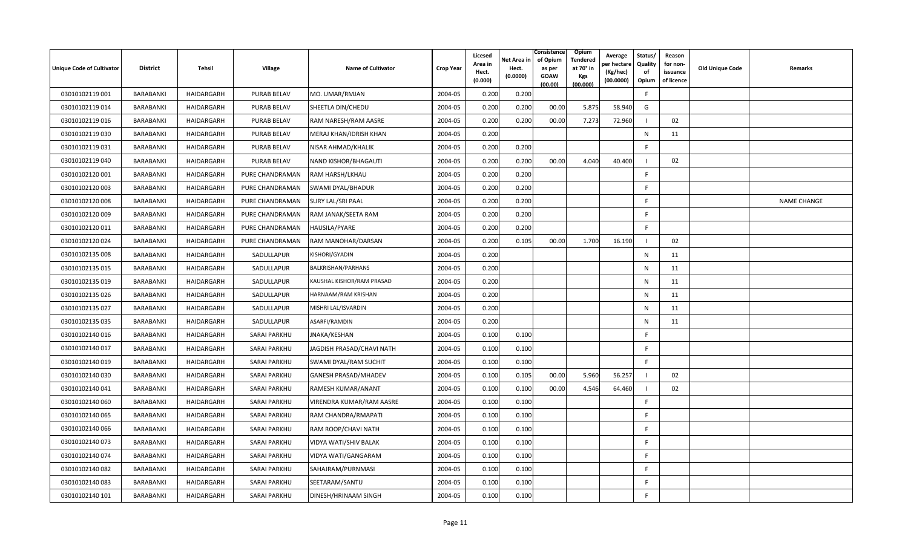| Unique Code of Cultivator | District | Tehsil | Village | Name of Cultivator | Crop Year | Licesed Area in Hect. (0.000) | Net Area in Hect. (0.0000) | Consistence of Opium as per GOAW (00.00) | Opium Tendered at 70° in Kgs (00.000) | Average per hectare (Kg/hec) (00.0000) | Status/ Quality of Opium | Reason for non-issuance of licence | Old Unique Code | Remarks |
|---|---|---|---|---|---|---|---|---|---|---|---|---|---|---|
| 03010102119 001 | BARABANKI | HAIDARGARH | PURAB BELAV | MO. UMAR/RMJAN | 2004-05 | 0.200 | 0.200 | | | | F | | | |
| 03010102119 014 | BARABANKI | HAIDARGARH | PURAB BELAV | SHEETLA DIN/CHEDU | 2004-05 | 0.200 | 0.200 | 00.00 | 5.875 | 58.940 | G | | | |
| 03010102119 016 | BARABANKI | HAIDARGARH | PURAB BELAV | RAM NARESH/RAM AASRE | 2004-05 | 0.200 | 0.200 | 00.00 | 7.273 | 72.960 | I | 02 | | |
| 03010102119 030 | BARABANKI | HAIDARGARH | PURAB BELAV | MERAJ KHAN/IDRISH KHAN | 2004-05 | 0.200 | | | | | N | 11 | | |
| 03010102119 031 | BARABANKI | HAIDARGARH | PURAB BELAV | NISAR AHMAD/KHALIK | 2004-05 | 0.200 | 0.200 | | | | F | | | |
| 03010102119 040 | BARABANKI | HAIDARGARH | PURAB BELAV | NAND KISHOR/BHAGAUTI | 2004-05 | 0.200 | 0.200 | 00.00 | 4.040 | 40.400 | I | 02 | | |
| 03010102120 001 | BARABANKI | HAIDARGARH | PURE CHANDRAMAN | RAM HARSH/LKHAU | 2004-05 | 0.200 | 0.200 | | | | F | | | |
| 03010102120 003 | BARABANKI | HAIDARGARH | PURE CHANDRAMAN | SWAMI DYAL/BHADUR | 2004-05 | 0.200 | 0.200 | | | | F | | | |
| 03010102120 008 | BARABANKI | HAIDARGARH | PURE CHANDRAMAN | SURY LAL/SRI PAAL | 2004-05 | 0.200 | 0.200 | | | | F | | | NAME CHANGE |
| 03010102120 009 | BARABANKI | HAIDARGARH | PURE CHANDRAMAN | RAM JANAK/SEETA RAM | 2004-05 | 0.200 | 0.200 | | | | F | | | |
| 03010102120 011 | BARABANKI | HAIDARGARH | PURE CHANDRAMAN | HAUSILA/PYARE | 2004-05 | 0.200 | 0.200 | | | | F | | | |
| 03010102120 024 | BARABANKI | HAIDARGARH | PURE CHANDRAMAN | RAM MANOHAR/DARSAN | 2004-05 | 0.200 | 0.105 | 00.00 | 1.700 | 16.190 | I | 02 | | |
| 03010102135 008 | BARABANKI | HAIDARGARH | SADULLAPUR | KISHORI/GYADIN | 2004-05 | 0.200 | | | | | N | 11 | | |
| 03010102135 015 | BARABANKI | HAIDARGARH | SADULLAPUR | BALKRISHAN/PARHANS | 2004-05 | 0.200 | | | | | N | 11 | | |
| 03010102135 019 | BARABANKI | HAIDARGARH | SADULLAPUR | KAUSHAL KISHOR/RAM PRASAD | 2004-05 | 0.200 | | | | | N | 11 | | |
| 03010102135 026 | BARABANKI | HAIDARGARH | SADULLAPUR | HARNAAM/RAM KRISHAN | 2004-05 | 0.200 | | | | | N | 11 | | |
| 03010102135 027 | BARABANKI | HAIDARGARH | SADULLAPUR | MISHRI LAL/ISVARDIN | 2004-05 | 0.200 | | | | | N | 11 | | |
| 03010102135 035 | BARABANKI | HAIDARGARH | SADULLAPUR | ASARFI/RAMDIN | 2004-05 | 0.200 | | | | | N | 11 | | |
| 03010102140 016 | BARABANKI | HAIDARGARH | SARAI PARKHU | JNAKA/KESHAN | 2004-05 | 0.100 | 0.100 | | | | F | | | |
| 03010102140 017 | BARABANKI | HAIDARGARH | SARAI PARKHU | JAGDISH PRASAD/CHAVI NATH | 2004-05 | 0.100 | 0.100 | | | | F | | | |
| 03010102140 019 | BARABANKI | HAIDARGARH | SARAI PARKHU | SWAMI DYAL/RAM SUCHIT | 2004-05 | 0.100 | 0.100 | | | | F | | | |
| 03010102140 030 | BARABANKI | HAIDARGARH | SARAI PARKHU | GANESH PRASAD/MHADEV | 2004-05 | 0.100 | 0.105 | 00.00 | 5.960 | 56.257 | I | 02 | | |
| 03010102140 041 | BARABANKI | HAIDARGARH | SARAI PARKHU | RAMESH KUMAR/ANANT | 2004-05 | 0.100 | 0.100 | 00.00 | 4.546 | 64.460 | I | 02 | | |
| 03010102140 060 | BARABANKI | HAIDARGARH | SARAI PARKHU | VIRENDRA KUMAR/RAM AASRE | 2004-05 | 0.100 | 0.100 | | | | F | | | |
| 03010102140 065 | BARABANKI | HAIDARGARH | SARAI PARKHU | RAM CHANDRA/RMAPATI | 2004-05 | 0.100 | 0.100 | | | | F | | | |
| 03010102140 066 | BARABANKI | HAIDARGARH | SARAI PARKHU | RAM ROOP/CHAVI NATH | 2004-05 | 0.100 | 0.100 | | | | F | | | |
| 03010102140 073 | BARABANKI | HAIDARGARH | SARAI PARKHU | VIDYA WATI/SHIV BALAK | 2004-05 | 0.100 | 0.100 | | | | F | | | |
| 03010102140 074 | BARABANKI | HAIDARGARH | SARAI PARKHU | VIDYA WATI/GANGARAM | 2004-05 | 0.100 | 0.100 | | | | F | | | |
| 03010102140 082 | BARABANKI | HAIDARGARH | SARAI PARKHU | SAHAJRAM/PURNMASI | 2004-05 | 0.100 | 0.100 | | | | F | | | |
| 03010102140 083 | BARABANKI | HAIDARGARH | SARAI PARKHU | SEETARAM/SANTU | 2004-05 | 0.100 | 0.100 | | | | F | | | |
| 03010102140 101 | BARABANKI | HAIDARGARH | SARAI PARKHU | DINESH/HRINAAM SINGH | 2004-05 | 0.100 | 0.100 | | | | F | | | |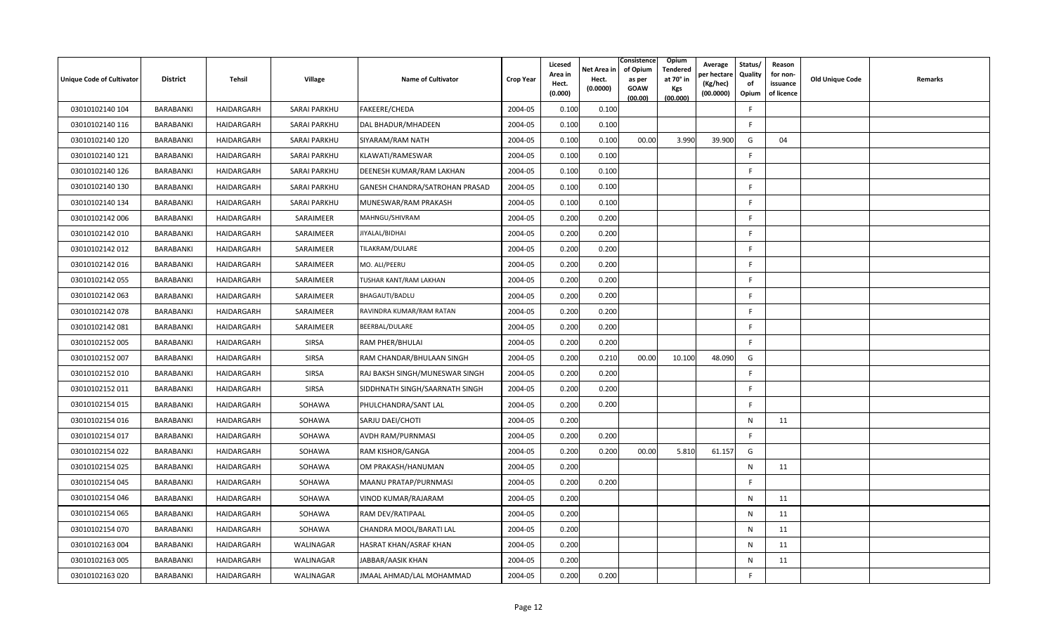| Unique Code of Cultivator | District | Tehsil | Village | Name of Cultivator | Crop Year | Licesed Area in Hect. (0.000) | Net Area in Hect. (0.0000) | Consistence of Opium as per GOAW (00.00) | Opium Tendered at 70° in Kgs (00.000) | Average per hectare (Kg/hec) (00.0000) | Status/ Quality of Opium | Reason for non-issuance of licence | Old Unique Code | Remarks |
|---|---|---|---|---|---|---|---|---|---|---|---|---|---|---|
| 03010102140 104 | BARABANKI | HAIDARGARH | SARAI PARKHU | FAKEERE/CHEDA | 2004-05 | 0.100 | 0.100 | | | | F | | | |
| 03010102140 116 | BARABANKI | HAIDARGARH | SARAI PARKHU | DAL BHADUR/MHADEEN | 2004-05 | 0.100 | 0.100 | | | | F | | | |
| 03010102140 120 | BARABANKI | HAIDARGARH | SARAI PARKHU | SIYARAM/RAM NATH | 2004-05 | 0.100 | 0.100 | 00.00 | 3.990 | 39.900 | G | 04 | | |
| 03010102140 121 | BARABANKI | HAIDARGARH | SARAI PARKHU | KLAWATI/RAMESWAR | 2004-05 | 0.100 | 0.100 | | | | F | | | |
| 03010102140 126 | BARABANKI | HAIDARGARH | SARAI PARKHU | DEENESH KUMAR/RAM LAKHAN | 2004-05 | 0.100 | 0.100 | | | | F | | | |
| 03010102140 130 | BARABANKI | HAIDARGARH | SARAI PARKHU | GANESH CHANDRA/SATROHAN PRASAD | 2004-05 | 0.100 | 0.100 | | | | F | | | |
| 03010102140 134 | BARABANKI | HAIDARGARH | SARAI PARKHU | MUNESWAR/RAM PRAKASH | 2004-05 | 0.100 | 0.100 | | | | F | | | |
| 03010102142 006 | BARABANKI | HAIDARGARH | SARAIMEER | MAHNGU/SHIVRAM | 2004-05 | 0.200 | 0.200 | | | | F | | | |
| 03010102142 010 | BARABANKI | HAIDARGARH | SARAIMEER | JIYALAL/BIDHAI | 2004-05 | 0.200 | 0.200 | | | | F | | | |
| 03010102142 012 | BARABANKI | HAIDARGARH | SARAIMEER | TILAKRAM/DULARE | 2004-05 | 0.200 | 0.200 | | | | F | | | |
| 03010102142 016 | BARABANKI | HAIDARGARH | SARAIMEER | MO. ALI/PEERU | 2004-05 | 0.200 | 0.200 | | | | F | | | |
| 03010102142 055 | BARABANKI | HAIDARGARH | SARAIMEER | TUSHAR KANT/RAM LAKHAN | 2004-05 | 0.200 | 0.200 | | | | F | | | |
| 03010102142 063 | BARABANKI | HAIDARGARH | SARAIMEER | BHAGAUTI/BADLU | 2004-05 | 0.200 | 0.200 | | | | F | | | |
| 03010102142 078 | BARABANKI | HAIDARGARH | SARAIMEER | RAVINDRA KUMAR/RAM RATAN | 2004-05 | 0.200 | 0.200 | | | | F | | | |
| 03010102142 081 | BARABANKI | HAIDARGARH | SARAIMEER | BEERBAL/DULARE | 2004-05 | 0.200 | 0.200 | | | | F | | | |
| 03010102152 005 | BARABANKI | HAIDARGARH | SIRSA | RAM PHER/BHULAI | 2004-05 | 0.200 | 0.200 | | | | F | | | |
| 03010102152 007 | BARABANKI | HAIDARGARH | SIRSA | RAM CHANDAR/BHULAAN SINGH | 2004-05 | 0.200 | 0.210 | 00.00 | 10.100 | 48.090 | G | | | |
| 03010102152 010 | BARABANKI | HAIDARGARH | SIRSA | RAJ BAKSH SINGH/MUNESWAR SINGH | 2004-05 | 0.200 | 0.200 | | | | F | | | |
| 03010102152 011 | BARABANKI | HAIDARGARH | SIRSA | SIDDHNATH SINGH/SAARNATH SINGH | 2004-05 | 0.200 | 0.200 | | | | F | | | |
| 03010102154 015 | BARABANKI | HAIDARGARH | SOHAWA | PHULCHANDRA/SANT LAL | 2004-05 | 0.200 | 0.200 | | | | F | | | |
| 03010102154 016 | BARABANKI | HAIDARGARH | SOHAWA | SARJU DAEI/CHOTI | 2004-05 | 0.200 | | | | | N | 11 | | |
| 03010102154 017 | BARABANKI | HAIDARGARH | SOHAWA | AVDH RAM/PURNMASI | 2004-05 | 0.200 | 0.200 | | | | F | | | |
| 03010102154 022 | BARABANKI | HAIDARGARH | SOHAWA | RAM KISHOR/GANGA | 2004-05 | 0.200 | 0.200 | 00.00 | 5.810 | 61.157 | G | | | |
| 03010102154 025 | BARABANKI | HAIDARGARH | SOHAWA | OM PRAKASH/HANUMAN | 2004-05 | 0.200 | | | | | N | 11 | | |
| 03010102154 045 | BARABANKI | HAIDARGARH | SOHAWA | MAANU PRATAP/PURNMASI | 2004-05 | 0.200 | 0.200 | | | | F | | | |
| 03010102154 046 | BARABANKI | HAIDARGARH | SOHAWA | VINOD KUMAR/RAJARAM | 2004-05 | 0.200 | | | | | N | 11 | | |
| 03010102154 065 | BARABANKI | HAIDARGARH | SOHAWA | RAM DEV/RATIPAAL | 2004-05 | 0.200 | | | | | N | 11 | | |
| 03010102154 070 | BARABANKI | HAIDARGARH | SOHAWA | CHANDRA MOOL/BARATI LAL | 2004-05 | 0.200 | | | | | N | 11 | | |
| 03010102163 004 | BARABANKI | HAIDARGARH | WALINAGAR | HASRAT KHAN/ASRAF KHAN | 2004-05 | 0.200 | | | | | N | 11 | | |
| 03010102163 005 | BARABANKI | HAIDARGARH | WALINAGAR | JABBAR/AASIK KHAN | 2004-05 | 0.200 | | | | | N | 11 | | |
| 03010102163 020 | BARABANKI | HAIDARGARH | WALINAGAR | JMAAL AHMAD/LAL MOHAMMAD | 2004-05 | 0.200 | 0.200 | | | | F | | | |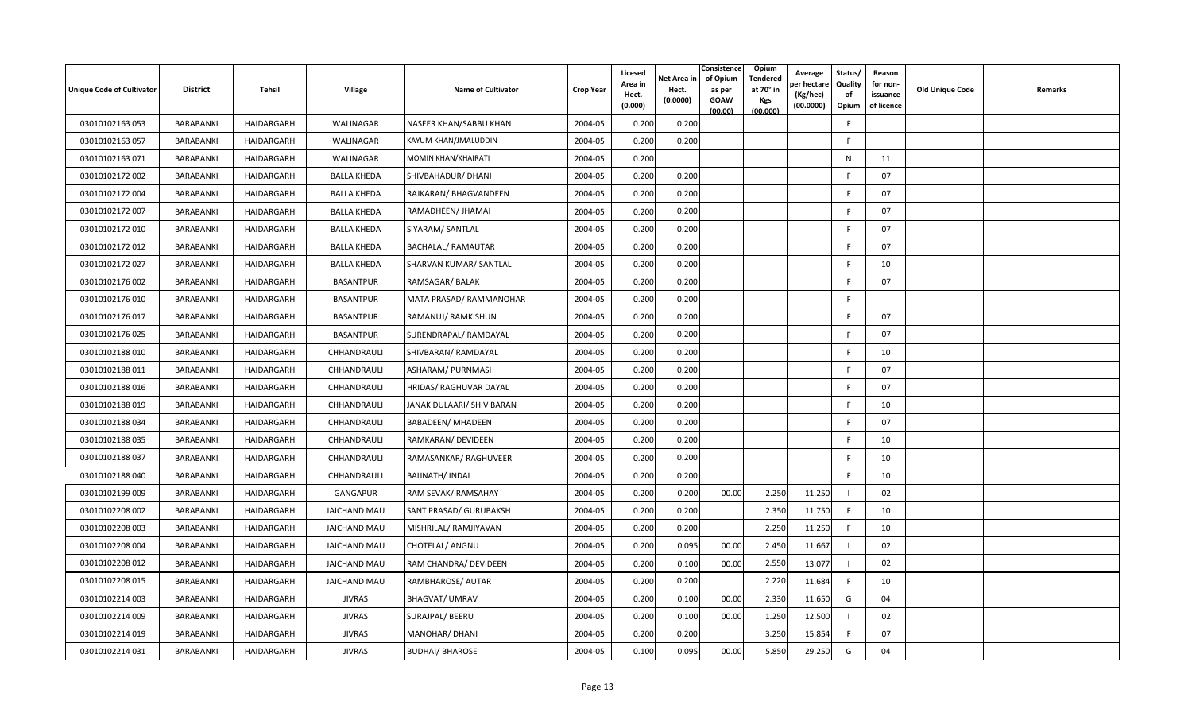| Unique Code of Cultivator | District | Tehsil | Village | Name of Cultivator | Crop Year | Licesed Area in Hect. (0.000) | Net Area in Hect. (0.0000) | Consistence of Opium as per GOAW (00.00) | Opium Tendered at 70° in Kgs (00.000) | Average per hectare (Kg/hec) (00.0000) | Status/ Quality of Opium | Reason for non-issuance of licence | Old Unique Code | Remarks |
|---|---|---|---|---|---|---|---|---|---|---|---|---|---|---|
| 03010102163 053 | BARABANKI | HAIDARGARH | WALINAGAR | NASEER KHAN/SABBU KHAN | 2004-05 | 0.200 | 0.200 | | | | F | | | |
| 03010102163 057 | BARABANKI | HAIDARGARH | WALINAGAR | KAYUM KHAN/JMALUDDIN | 2004-05 | 0.200 | 0.200 | | | | F | | | |
| 03010102163 071 | BARABANKI | HAIDARGARH | WALINAGAR | MOMIN KHAN/KHAIRATI | 2004-05 | 0.200 | | | | | N | 11 | | |
| 03010102172 002 | BARABANKI | HAIDARGARH | BALLA KHEDA | SHIVBAHADUR/ DHANI | 2004-05 | 0.200 | 0.200 | | | | F | 07 | | |
| 03010102172 004 | BARABANKI | HAIDARGARH | BALLA KHEDA | RAJKARAN/ BHAGVANDEEN | 2004-05 | 0.200 | 0.200 | | | | F | 07 | | |
| 03010102172 007 | BARABANKI | HAIDARGARH | BALLA KHEDA | RAMADHEEN/ JHAMAI | 2004-05 | 0.200 | 0.200 | | | | F | 07 | | |
| 03010102172 010 | BARABANKI | HAIDARGARH | BALLA KHEDA | SIYARAM/ SANTLAL | 2004-05 | 0.200 | 0.200 | | | | F | 07 | | |
| 03010102172 012 | BARABANKI | HAIDARGARH | BALLA KHEDA | BACHALAL/ RAMAUTAR | 2004-05 | 0.200 | 0.200 | | | | F | 07 | | |
| 03010102172 027 | BARABANKI | HAIDARGARH | BALLA KHEDA | SHARVAN KUMAR/ SANTLAL | 2004-05 | 0.200 | 0.200 | | | | F | 10 | | |
| 03010102176 002 | BARABANKI | HAIDARGARH | BASANTPUR | RAMSAGAR/ BALAK | 2004-05 | 0.200 | 0.200 | | | | F | 07 | | |
| 03010102176 010 | BARABANKI | HAIDARGARH | BASANTPUR | MATA PRASAD/ RAMMANOHAR | 2004-05 | 0.200 | 0.200 | | | | F | | | |
| 03010102176 017 | BARABANKI | HAIDARGARH | BASANTPUR | RAMANUJ/ RAMKISHUN | 2004-05 | 0.200 | 0.200 | | | | F | 07 | | |
| 03010102176 025 | BARABANKI | HAIDARGARH | BASANTPUR | SURENDRAPAL/ RAMDAYAL | 2004-05 | 0.200 | 0.200 | | | | F | 07 | | |
| 03010102188 010 | BARABANKI | HAIDARGARH | CHHANDRAULI | SHIVBARAN/ RAMDAYAL | 2004-05 | 0.200 | 0.200 | | | | F | 10 | | |
| 03010102188 011 | BARABANKI | HAIDARGARH | CHHANDRAULI | ASHARAM/ PURNMASI | 2004-05 | 0.200 | 0.200 | | | | F | 07 | | |
| 03010102188 016 | BARABANKI | HAIDARGARH | CHHANDRAULI | HRIDAS/ RAGHUVAR DAYAL | 2004-05 | 0.200 | 0.200 | | | | F | 07 | | |
| 03010102188 019 | BARABANKI | HAIDARGARH | CHHANDRAULI | JANAK DULAARI/ SHIV BARAN | 2004-05 | 0.200 | 0.200 | | | | F | 10 | | |
| 03010102188 034 | BARABANKI | HAIDARGARH | CHHANDRAULI | BABADEEN/ MHADEEN | 2004-05 | 0.200 | 0.200 | | | | F | 07 | | |
| 03010102188 035 | BARABANKI | HAIDARGARH | CHHANDRAULI | RAMKARAN/ DEVIDEEN | 2004-05 | 0.200 | 0.200 | | | | F | 10 | | |
| 03010102188 037 | BARABANKI | HAIDARGARH | CHHANDRAULI | RAMASANKAR/ RAGHUVEER | 2004-05 | 0.200 | 0.200 | | | | F | 10 | | |
| 03010102188 040 | BARABANKI | HAIDARGARH | CHHANDRAULI | BAIJNATH/ INDAL | 2004-05 | 0.200 | 0.200 | | | | F | 10 | | |
| 03010102199 009 | BARABANKI | HAIDARGARH | GANGAPUR | RAM SEVAK/ RAMSAHAY | 2004-05 | 0.200 | 0.200 | 00.00 | 2.250 | 11.250 | I | 02 | | |
| 03010102208 002 | BARABANKI | HAIDARGARH | JAICHAND MAU | SANT PRASAD/ GURUBAKSH | 2004-05 | 0.200 | 0.200 | | 2.350 | 11.750 | F | 10 | | |
| 03010102208 003 | BARABANKI | HAIDARGARH | JAICHAND MAU | MISHRILAL/ RAMJIYAVAN | 2004-05 | 0.200 | 0.200 | | 2.250 | 11.250 | F | 10 | | |
| 03010102208 004 | BARABANKI | HAIDARGARH | JAICHAND MAU | CHOTELAL/ ANGNU | 2004-05 | 0.200 | 0.095 | 00.00 | 2.450 | 11.667 | I | 02 | | |
| 03010102208 012 | BARABANKI | HAIDARGARH | JAICHAND MAU | RAM CHANDRA/ DEVIDEEN | 2004-05 | 0.200 | 0.100 | 00.00 | 2.550 | 13.077 | I | 02 | | |
| 03010102208 015 | BARABANKI | HAIDARGARH | JAICHAND MAU | RAMBHAROSE/ AUTAR | 2004-05 | 0.200 | 0.200 | | 2.220 | 11.684 | F | 10 | | |
| 03010102214 003 | BARABANKI | HAIDARGARH | JIVRAS | BHAGVAT/ UMRAV | 2004-05 | 0.200 | 0.100 | 00.00 | 2.330 | 11.650 | G | 04 | | |
| 03010102214 009 | BARABANKI | HAIDARGARH | JIVRAS | SURAJPAL/ BEERU | 2004-05 | 0.200 | 0.100 | 00.00 | 1.250 | 12.500 | I | 02 | | |
| 03010102214 019 | BARABANKI | HAIDARGARH | JIVRAS | MANOHAR/ DHANI | 2004-05 | 0.200 | 0.200 | | 3.250 | 15.854 | F | 07 | | |
| 03010102214 031 | BARABANKI | HAIDARGARH | JIVRAS | BUDHAI/ BHAROSE | 2004-05 | 0.100 | 0.095 | 00.00 | 5.850 | 29.250 | G | 04 | | |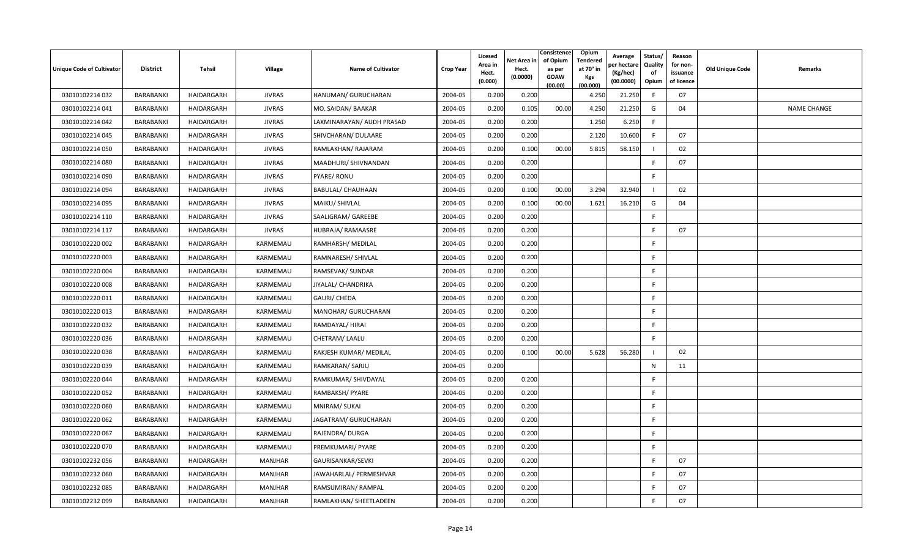| Unique Code of Cultivator | District | Tehsil | Village | Name of Cultivator | Crop Year | Licesed Area in Hect. (0.000) | Net Area in Hect. (0.0000) | Consistence of Opium as per GOAW (00.00) | Opium Tendered at 70° in Kgs (00.000) | Average per hectare (Kg/hec) (00.0000) | Status/ Quality of Opium | Reason for non-issuance of licence | Old Unique Code | Remarks |
|---|---|---|---|---|---|---|---|---|---|---|---|---|---|---|
| 03010102214 032 | BARABANKI | HAIDARGARH | JIVRAS | HANUMAN/ GURUCHARAN | 2004-05 | 0.200 | 0.200 | | 4.250 | 21.250 | F | 07 | | |
| 03010102214 041 | BARABANKI | HAIDARGARH | JIVRAS | MO. SAIDAN/ BAAKAR | 2004-05 | 0.200 | 0.105 | 00.00 | 4.250 | 21.250 | G | 04 | | NAME CHANGE |
| 03010102214 042 | BARABANKI | HAIDARGARH | JIVRAS | LAXMINARAYAN/ AUDH PRASAD | 2004-05 | 0.200 | 0.200 | | 1.250 | 6.250 | F | | | |
| 03010102214 045 | BARABANKI | HAIDARGARH | JIVRAS | SHIVCHARAN/ DULAARE | 2004-05 | 0.200 | 0.200 | | 2.120 | 10.600 | F | 07 | | |
| 03010102214 050 | BARABANKI | HAIDARGARH | JIVRAS | RAMLAKHAN/ RAJARAM | 2004-05 | 0.200 | 0.100 | 00.00 | 5.815 | 58.150 | I | 02 | | |
| 03010102214 080 | BARABANKI | HAIDARGARH | JIVRAS | MAADHURI/ SHIVNANDAN | 2004-05 | 0.200 | 0.200 | | | | F | 07 | | |
| 03010102214 090 | BARABANKI | HAIDARGARH | JIVRAS | PYARE/ RONU | 2004-05 | 0.200 | 0.200 | | | | F | | | |
| 03010102214 094 | BARABANKI | HAIDARGARH | JIVRAS | BABULAL/ CHAUHAAN | 2004-05 | 0.200 | 0.100 | 00.00 | 3.294 | 32.940 | I | 02 | | |
| 03010102214 095 | BARABANKI | HAIDARGARH | JIVRAS | MAIKU/ SHIVLAL | 2004-05 | 0.200 | 0.100 | 00.00 | 1.621 | 16.210 | G | 04 | | |
| 03010102214 110 | BARABANKI | HAIDARGARH | JIVRAS | SAALIGRAM/ GAREEBE | 2004-05 | 0.200 | 0.200 | | | | F | | | |
| 03010102214 117 | BARABANKI | HAIDARGARH | JIVRAS | HUBRAJA/ RAMAASRE | 2004-05 | 0.200 | 0.200 | | | | F | 07 | | |
| 03010102220 002 | BARABANKI | HAIDARGARH | KARMEMAU | RAMHARSH/ MEDILAL | 2004-05 | 0.200 | 0.200 | | | | F | | | |
| 03010102220 003 | BARABANKI | HAIDARGARH | KARMEMAU | RAMNARESH/ SHIVLAL | 2004-05 | 0.200 | 0.200 | | | | F | | | |
| 03010102220 004 | BARABANKI | HAIDARGARH | KARMEMAU | RAMSEVAK/ SUNDAR | 2004-05 | 0.200 | 0.200 | | | | F | | | |
| 03010102220 008 | BARABANKI | HAIDARGARH | KARMEMAU | JIYALAL/ CHANDRIKA | 2004-05 | 0.200 | 0.200 | | | | F | | | |
| 03010102220 011 | BARABANKI | HAIDARGARH | KARMEMAU | GAURI/ CHEDA | 2004-05 | 0.200 | 0.200 | | | | F | | | |
| 03010102220 013 | BARABANKI | HAIDARGARH | KARMEMAU | MANOHAR/ GURUCHARAN | 2004-05 | 0.200 | 0.200 | | | | F | | | |
| 03010102220 032 | BARABANKI | HAIDARGARH | KARMEMAU | RAMDAYAL/ HIRAI | 2004-05 | 0.200 | 0.200 | | | | F | | | |
| 03010102220 036 | BARABANKI | HAIDARGARH | KARMEMAU | CHETRAM/ LAALU | 2004-05 | 0.200 | 0.200 | | | | F | | | |
| 03010102220 038 | BARABANKI | HAIDARGARH | KARMEMAU | RAKJESH KUMAR/ MEDILAL | 2004-05 | 0.200 | 0.100 | 00.00 | 5.628 | 56.280 | I | 02 | | |
| 03010102220 039 | BARABANKI | HAIDARGARH | KARMEMAU | RAMKARAN/ SARJU | 2004-05 | 0.200 | | | | | N | 11 | | |
| 03010102220 044 | BARABANKI | HAIDARGARH | KARMEMAU | RAMKUMAR/ SHIVDAYAL | 2004-05 | 0.200 | 0.200 | | | | F | | | |
| 03010102220 052 | BARABANKI | HAIDARGARH | KARMEMAU | RAMBAKSH/ PYARE | 2004-05 | 0.200 | 0.200 | | | | F | | | |
| 03010102220 060 | BARABANKI | HAIDARGARH | KARMEMAU | MNIRAM/ SUKAI | 2004-05 | 0.200 | 0.200 | | | | F | | | |
| 03010102220 062 | BARABANKI | HAIDARGARH | KARMEMAU | JAGATRAM/ GURUCHARAN | 2004-05 | 0.200 | 0.200 | | | | F | | | |
| 03010102220 067 | BARABANKI | HAIDARGARH | KARMEMAU | RAJENDRA/ DURGA | 2004-05 | 0.200 | 0.200 | | | | F | | | |
| 03010102220 070 | BARABANKI | HAIDARGARH | KARMEMAU | PREMKUMARI/ PYARE | 2004-05 | 0.200 | 0.200 | | | | F | | | |
| 03010102232 056 | BARABANKI | HAIDARGARH | MANJHAR | GAURISANKAR/SEVKI | 2004-05 | 0.200 | 0.200 | | | | F | 07 | | |
| 03010102232 060 | BARABANKI | HAIDARGARH | MANJHAR | JAWAHARLAL/ PERMESHVAR | 2004-05 | 0.200 | 0.200 | | | | F | 07 | | |
| 03010102232 085 | BARABANKI | HAIDARGARH | MANJHAR | RAMSUMIRAN/ RAMPAL | 2004-05 | 0.200 | 0.200 | | | | F | 07 | | |
| 03010102232 099 | BARABANKI | HAIDARGARH | MANJHAR | RAMLAKHAN/ SHEETLADEEN | 2004-05 | 0.200 | 0.200 | | | | F | 07 | | |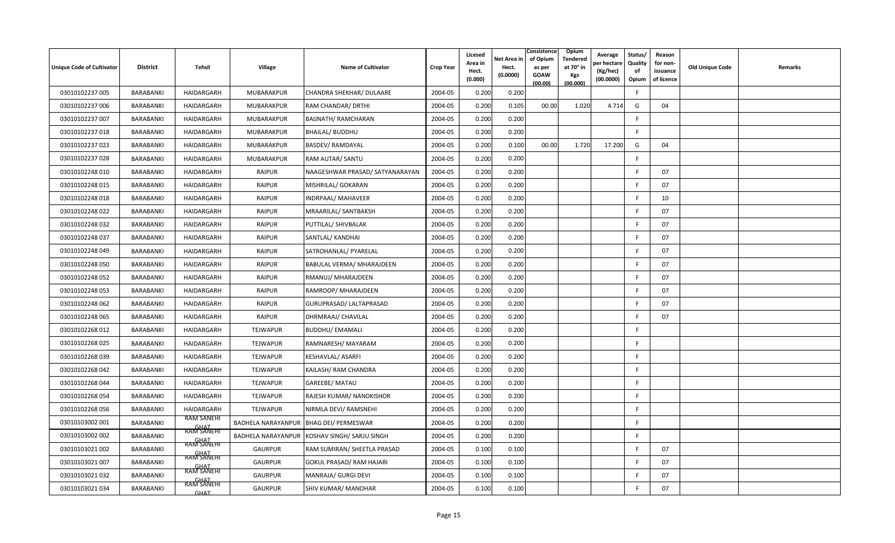| Unique Code of Cultivator | District | Tehsil | Village | Name of Cultivator | Crop Year | Licesed Area in Hect. (0.000) | Net Area in Hect. (0.0000) | Consistence of Opium as per GOAW (00.00) | Opium Tendered at 70° in Kgs (00.000) | Average per hectare (Kg/hec) (00.0000) | Status/ Quality of Opium | Reason for non-issuance of licence | Old Unique Code | Remarks |
|---|---|---|---|---|---|---|---|---|---|---|---|---|---|---|
| 03010102237 005 | BARABANKI | HAIDARGARH | MUBARAKPUR | CHANDRA SHEKHAR/ DULAARE | 2004-05 | 0.200 | 0.200 | | | | F | | | |
| 03010102237 006 | BARABANKI | HAIDARGARH | MUBARAKPUR | RAM CHANDAR/ DRTHI | 2004-05 | 0.200 | 0.105 | 00.00 | 1.020 | 4.714 | G | 04 | | |
| 03010102237 007 | BARABANKI | HAIDARGARH | MUBARAKPUR | BAIJNATH/ RAMCHARAN | 2004-05 | 0.200 | 0.200 | | | | F | | | |
| 03010102237 018 | BARABANKI | HAIDARGARH | MUBARAKPUR | BHAILAL/ BUDDHU | 2004-05 | 0.200 | 0.200 | | | | F | | | |
| 03010102237 023 | BARABANKI | HAIDARGARH | MUBARAKPUR | BASDEV/ RAMDAYAL | 2004-05 | 0.200 | 0.100 | 00.00 | 1.720 | 17.200 | G | 04 | | |
| 03010102237 028 | BARABANKI | HAIDARGARH | MUBARAKPUR | RAM AUTAR/ SANTU | 2004-05 | 0.200 | 0.200 | | | | F | | | |
| 03010102248 010 | BARABANKI | HAIDARGARH | RAIPUR | NAAGESHWAR PRASAD/ SATYANARAYAN | 2004-05 | 0.200 | 0.200 | | | | F | 07 | | |
| 03010102248 015 | BARABANKI | HAIDARGARH | RAIPUR | MISHRILAL/ GOKARAN | 2004-05 | 0.200 | 0.200 | | | | F | 07 | | |
| 03010102248 018 | BARABANKI | HAIDARGARH | RAIPUR | INDRPAAL/ MAHAVEER | 2004-05 | 0.200 | 0.200 | | | | F | 10 | | |
| 03010102248 022 | BARABANKI | HAIDARGARH | RAIPUR | MRAARILAL/ SANTBAKSH | 2004-05 | 0.200 | 0.200 | | | | F | 07 | | |
| 03010102248 032 | BARABANKI | HAIDARGARH | RAIPUR | PUTTILAL/ SHIVBALAK | 2004-05 | 0.200 | 0.200 | | | | F | 07 | | |
| 03010102248 037 | BARABANKI | HAIDARGARH | RAIPUR | SANTLAL/ KANDHAI | 2004-05 | 0.200 | 0.200 | | | | F | 07 | | |
| 03010102248 049 | BARABANKI | HAIDARGARH | RAIPUR | SATROHANLAL/ PYARELAL | 2004-05 | 0.200 | 0.200 | | | | F | 07 | | |
| 03010102248 050 | BARABANKI | HAIDARGARH | RAIPUR | BABULAL VERMA/ MHARAJDEEN | 2004-05 | 0.200 | 0.200 | | | | F | 07 | | |
| 03010102248 052 | BARABANKI | HAIDARGARH | RAIPUR | RMANUJ/ MHARAJDEEN | 2004-05 | 0.200 | 0.200 | | | | F | 07 | | |
| 03010102248 053 | BARABANKI | HAIDARGARH | RAIPUR | RAMROOP/ MHARAJDEEN | 2004-05 | 0.200 | 0.200 | | | | F | 07 | | |
| 03010102248 062 | BARABANKI | HAIDARGARH | RAIPUR | GURUPRASAD/ LALTAPRASAD | 2004-05 | 0.200 | 0.200 | | | | F | 07 | | |
| 03010102248 065 | BARABANKI | HAIDARGARH | RAIPUR | DHRMRAAJ/ CHAVILAL | 2004-05 | 0.200 | 0.200 | | | | F | 07 | | |
| 03010102268 012 | BARABANKI | HAIDARGARH | TEJWAPUR | BUDDHU/ EMAMALI | 2004-05 | 0.200 | 0.200 | | | | F | | | |
| 03010102268 025 | BARABANKI | HAIDARGARH | TEJWAPUR | RAMNARESH/ MAYARAM | 2004-05 | 0.200 | 0.200 | | | | F | | | |
| 03010102268 039 | BARABANKI | HAIDARGARH | TEJWAPUR | KESHAVLAL/ ASARFI | 2004-05 | 0.200 | 0.200 | | | | F | | | |
| 03010102268 042 | BARABANKI | HAIDARGARH | TEJWAPUR | KAILASH/ RAM CHANDRA | 2004-05 | 0.200 | 0.200 | | | | F | | | |
| 03010102268 044 | BARABANKI | HAIDARGARH | TEJWAPUR | GAREEBE/ MATAU | 2004-05 | 0.200 | 0.200 | | | | F | | | |
| 03010102268 054 | BARABANKI | HAIDARGARH | TEJWAPUR | RAJESH KUMAR/ NANDKISHOR | 2004-05 | 0.200 | 0.200 | | | | F | | | |
| 03010102268 056 | BARABANKI | HAIDARGARH | TEJWAPUR | NIRMLA DEVI/ RAMSNEHI | 2004-05 | 0.200 | 0.200 | | | | F | | | |
| 03010103002 001 | BARABANKI | RAM SANEHI GHAT | BADHELA NARAYANPUR | BHAG DEI/ PERMESWAR | 2004-05 | 0.200 | 0.200 | | | | F | | | |
| 03010103002 002 | BARABANKI | RAM SANEHI GHAT | BADHELA NARAYANPUR | KOSHAV SINGH/ SARJU SINGH | 2004-05 | 0.200 | 0.200 | | | | F | | | |
| 03010103021 002 | BARABANKI | RAM SANEHI GHAT | GAURPUR | RAM SUMIRAN/ SHEETLA PRASAD | 2004-05 | 0.100 | 0.100 | | | | F | 07 | | |
| 03010103021 007 | BARABANKI | RAM SANEHI GHAT | GAURPUR | GOKUL PRASAD/ RAM HAJARI | 2004-05 | 0.100 | 0.100 | | | | F | 07 | | |
| 03010103021 032 | BARABANKI | RAM SANEHI GHAT | GAURPUR | MANRAJA/ GURGI DEVI | 2004-05 | 0.100 | 0.100 | | | | F | 07 | | |
| 03010103021 034 | BARABANKI | RAM SANEHI GHAT | GAURPUR | SHIV KUMAR/ MANOHAR | 2004-05 | 0.100 | 0.100 | | | | F | 07 | | |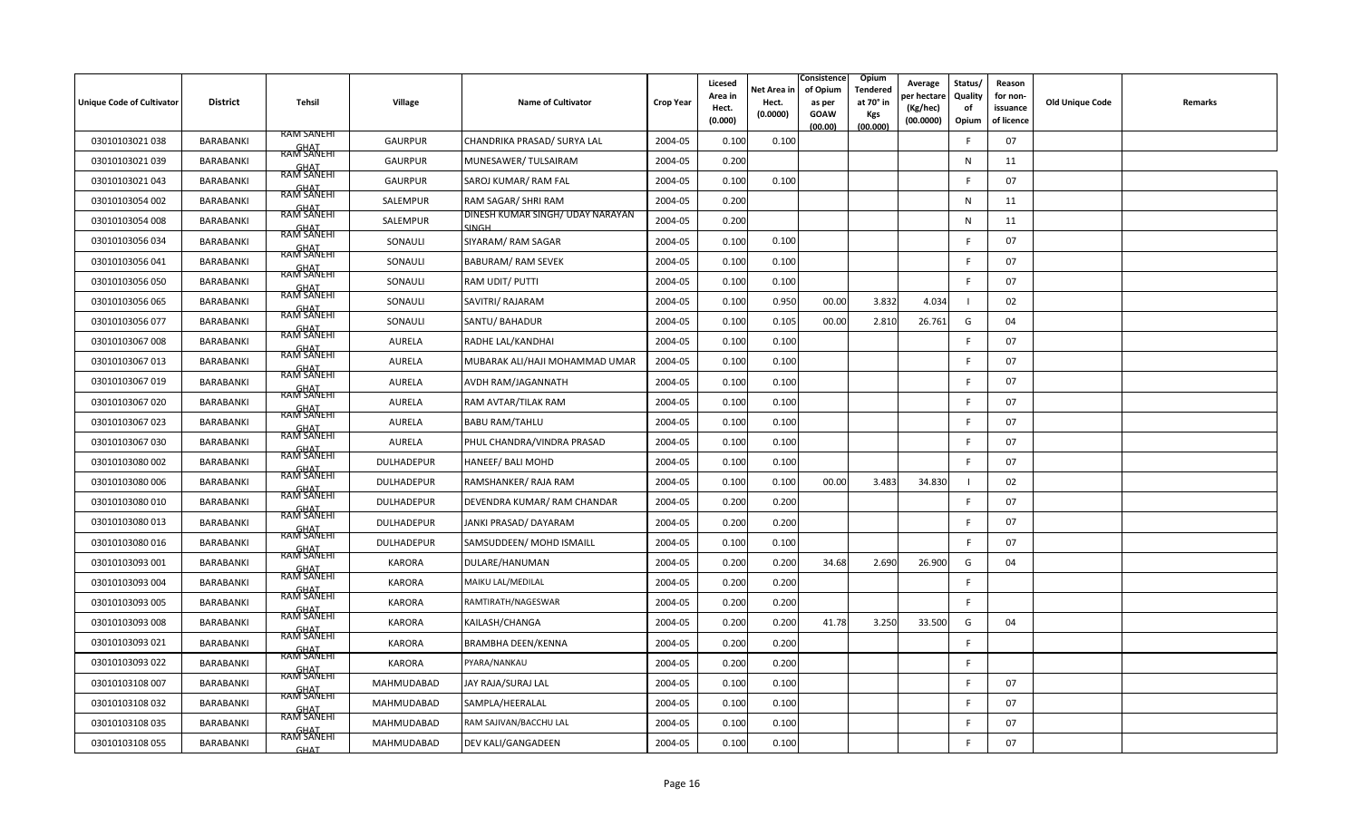| Unique Code of Cultivator | District | Tehsil | Village | Name of Cultivator | Crop Year | Licesed Area in Hect. (0.000) | Net Area in Hect. (0.0000) | Consistence of Opium as per GOAW (00.00) | Opium Tendered at 70° in Kgs (00.000) | Average per hectare (Kg/hec) (00.0000) | Status/ Quality of Opium | Reason for non-issuance of licence | Old Unique Code | Remarks |
|---|---|---|---|---|---|---|---|---|---|---|---|---|---|---|
| 03010103021 038 | BARABANKI | RAM SANEHI GHAT | GAURPUR | CHANDRIKA PRASAD/ SURYA LAL | 2004-05 | 0.100 | 0.100 | | | | F | 07 | | |
| 03010103021 039 | BARABANKI | RAM SANEHI GHAT | GAURPUR | MUNESAWER/ TULSAIRAM | 2004-05 | 0.200 | | | | | N | 11 | | |
| 03010103021 043 | BARABANKI | RAM SANEHI GHAT | GAURPUR | SAROJ KUMAR/ RAM FAL | 2004-05 | 0.100 | 0.100 | | | | F | 07 | | |
| 03010103054 002 | BARABANKI | RAM SANEHI GHAT | SALEMPUR | RAM SAGAR/ SHRI RAM | 2004-05 | 0.200 | | | | | N | 11 | | |
| 03010103054 008 | BARABANKI | RAM SANEHI GHAT | SALEMPUR | DINESH KUMAR SINGH/ UDAY NARAYAN SINGH | 2004-05 | 0.200 | | | | | N | 11 | | |
| 03010103056 034 | BARABANKI | RAM SANEHI GHAT | SONAULI | SIYARAM/ RAM SAGAR | 2004-05 | 0.100 | 0.100 | | | | F | 07 | | |
| 03010103056 041 | BARABANKI | RAM SANEHI GHAT | SONAULI | BABURAM/ RAM SEVEK | 2004-05 | 0.100 | 0.100 | | | | F | 07 | | |
| 03010103056 050 | BARABANKI | RAM SANEHI GHAT | SONAULI | RAM UDIT/ PUTTI | 2004-05 | 0.100 | 0.100 | | | | F | 07 | | |
| 03010103056 065 | BARABANKI | RAM SANEHI GHAT | SONAULI | SAVITRI/ RAJARAM | 2004-05 | 0.100 | 0.950 | 00.00 | 3.832 | 4.034 | I | 02 | | |
| 03010103056 077 | BARABANKI | RAM SANEHI GHAT | SONAULI | SANTU/ BAHADUR | 2004-05 | 0.100 | 0.105 | 00.00 | 2.810 | 26.761 | G | 04 | | |
| 03010103067 008 | BARABANKI | RAM SANEHI GHAT | AURELA | RADHE LAL/KANDHAI | 2004-05 | 0.100 | 0.100 | | | | F | 07 | | |
| 03010103067 013 | BARABANKI | RAM SANEHI GHAT | AURELA | MUBARAK ALI/HAJI MOHAMMAD UMAR | 2004-05 | 0.100 | 0.100 | | | | F | 07 | | |
| 03010103067 019 | BARABANKI | RAM SANEHI GHAT | AURELA | AVDH RAM/JAGANNATH | 2004-05 | 0.100 | 0.100 | | | | F | 07 | | |
| 03010103067 020 | BARABANKI | RAM SANEHI GHAT | AURELA | RAM AVTAR/TILAK RAM | 2004-05 | 0.100 | 0.100 | | | | F | 07 | | |
| 03010103067 023 | BARABANKI | RAM SANEHI GHAT | AURELA | BABU RAM/TAHLU | 2004-05 | 0.100 | 0.100 | | | | F | 07 | | |
| 03010103067 030 | BARABANKI | RAM SANEHI GHAT | AURELA | PHUL CHANDRA/VINDRA PRASAD | 2004-05 | 0.100 | 0.100 | | | | F | 07 | | |
| 03010103080 002 | BARABANKI | RAM SANEHI GHAT | DULHADEPUR | HANEEF/ BALI MOHD | 2004-05 | 0.100 | 0.100 | | | | F | 07 | | |
| 03010103080 006 | BARABANKI | RAM SANEHI GHAT | DULHADEPUR | RAMSHANKER/ RAJA RAM | 2004-05 | 0.100 | 0.100 | 00.00 | 3.483 | 34.830 | I | 02 | | |
| 03010103080 010 | BARABANKI | RAM SANEHI GHAT | DULHADEPUR | DEVENDRA KUMAR/ RAM CHANDAR | 2004-05 | 0.200 | 0.200 | | | | F | 07 | | |
| 03010103080 013 | BARABANKI | RAM SANEHI GHAT | DULHADEPUR | JANKI PRASAD/ DAYARAM | 2004-05 | 0.200 | 0.200 | | | | F | 07 | | |
| 03010103080 016 | BARABANKI | RAM SANEHI GHAT | DULHADEPUR | SAMSUDDEEN/ MOHD ISMAILL | 2004-05 | 0.100 | 0.100 | | | | F | 07 | | |
| 03010103093 001 | BARABANKI | RAM SANEHI GHAT | KARORA | DULARE/HANUMAN | 2004-05 | 0.200 | 0.200 | 34.68 | 2.690 | 26.900 | G | 04 | | |
| 03010103093 004 | BARABANKI | RAM SANEHI GHAT | KARORA | MAIKU LAL/MEDILAL | 2004-05 | 0.200 | 0.200 | | | | F | | | |
| 03010103093 005 | BARABANKI | RAM SANEHI GHAT | KARORA | RAMTIRATH/NAGESWAR | 2004-05 | 0.200 | 0.200 | | | | F | | | |
| 03010103093 008 | BARABANKI | RAM SANEHI GHAT | KARORA | KAILASH/CHANGA | 2004-05 | 0.200 | 0.200 | 41.78 | 3.250 | 33.500 | G | 04 | | |
| 03010103093 021 | BARABANKI | RAM SANEHI GHAT | KARORA | BRAMBHA DEEN/KENNA | 2004-05 | 0.200 | 0.200 | | | | F | | | |
| 03010103093 022 | BARABANKI | RAM SANEHI GHAT | KARORA | PYARA/NANKAU | 2004-05 | 0.200 | 0.200 | | | | F | | | |
| 03010103108 007 | BARABANKI | RAM SANEHI GHAT | MAHMUDABAD | JAY RAJA/SURAJ LAL | 2004-05 | 0.100 | 0.100 | | | | F | 07 | | |
| 03010103108 032 | BARABANKI | RAM SANEHI GHAT | MAHMUDABAD | SAMPLA/HEERALAL | 2004-05 | 0.100 | 0.100 | | | | F | 07 | | |
| 03010103108 035 | BARABANKI | RAM SANEHI GHAT | MAHMUDABAD | RAM SAJIVAN/BACCHU LAL | 2004-05 | 0.100 | 0.100 | | | | F | 07 | | |
| 03010103108 055 | BARABANKI | RAM SANEHI GHAT | MAHMUDABAD | DEV KALI/GANGADEEN | 2004-05 | 0.100 | 0.100 | | | | F | 07 | | |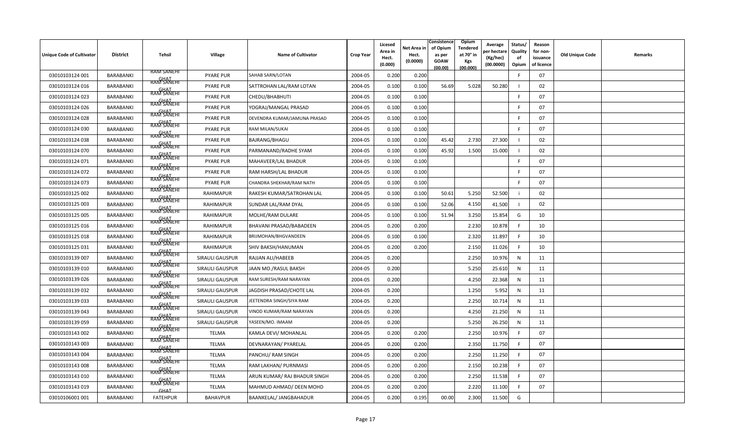| Unique Code of Cultivator | District | Tehsil | Village | Name of Cultivator | Crop Year | Licesed Area in Hect. (0.000) | Net Area in Hect. (0.0000) | Consistence of Opium as per GOAW (00.00) | Opium Tendered at 70° in Kgs (00.000) | Average per hectare (Kg/hec) (00.0000) | Status/ Quality of Opium | Reason for non-issuance of licence | Old Unique Code | Remarks |
|---|---|---|---|---|---|---|---|---|---|---|---|---|---|---|
| 03010103124 001 | BARABANKI | RAM SANEHI GHAT | PYARE PUR | SAHAB SARN/LOTAN | 2004-05 | 0.200 | 0.200 | | | | F | 07 | | |
| 03010103124 016 | BARABANKI | RAM SANEHI GHAT | PYARE PUR | SATTROHAN LAL/RAM LOTAN | 2004-05 | 0.100 | 0.100 | 56.69 | 5.028 | 50.280 | I | 02 | | |
| 03010103124 023 | BARABANKI | RAM SANEHI GHAT | PYARE PUR | CHEDU/BHABHUTI | 2004-05 | 0.100 | 0.100 | | | | F | 07 | | |
| 03010103124 026 | BARABANKI | RAM SANEHI GHAT | PYARE PUR | YOGRAJ/MANGAL PRASAD | 2004-05 | 0.100 | 0.100 | | | | F | 07 | | |
| 03010103124 028 | BARABANKI | RAM SANEHI GHAT | PYARE PUR | DEVENDRA KUMAR/JAMUNA PRASAD | 2004-05 | 0.100 | 0.100 | | | | F | 07 | | |
| 03010103124 030 | BARABANKI | RAM SANEHI GHAT | PYARE PUR | RAM MILAN/SUKAI | 2004-05 | 0.100 | 0.100 | | | | F | 07 | | |
| 03010103124 038 | BARABANKI | RAM SANEHI GHAT | PYARE PUR | BAJRANG/BHAGU | 2004-05 | 0.100 | 0.100 | 45.42 | 2.730 | 27.300 | I | 02 | | |
| 03010103124 070 | BARABANKI | RAM SANEHI GHAT | PYARE PUR | PARMANAND/RADHE SYAM | 2004-05 | 0.100 | 0.100 | 45.92 | 1.500 | 15.000 | I | 02 | | |
| 03010103124 071 | BARABANKI | RAM SANEHI GHAT | PYARE PUR | MAHAVEER/LAL BHADUR | 2004-05 | 0.100 | 0.100 | | | | F | 07 | | |
| 03010103124 072 | BARABANKI | RAM SANEHI GHAT | PYARE PUR | RAM HARSH/LAL BHADUR | 2004-05 | 0.100 | 0.100 | | | | F | 07 | | |
| 03010103124 073 | BARABANKI | RAM SANEHI GHAT | PYARE PUR | CHANDRA SHEKHAR/RAM NATH | 2004-05 | 0.100 | 0.100 | | | | F | 07 | | |
| 03010103125 002 | BARABANKI | RAM SANEHI GHAT | RAHIMAPUR | RAKESH KUMAR/SATROHAN LAL | 2004-05 | 0.100 | 0.100 | 50.61 | 5.250 | 52.500 | i | 02 | | |
| 03010103125 003 | BARABANKI | RAM SANEHI GHAT | RAHIMAPUR | SUNDAR LAL/RAM DYAL | 2004-05 | 0.100 | 0.100 | 52.06 | 4.150 | 41.500 | I | 02 | | |
| 03010103125 005 | BARABANKI | RAM SANEHI GHAT | RAHIMAPUR | MOLHE/RAM DULARE | 2004-05 | 0.100 | 0.100 | 51.94 | 3.250 | 15.854 | G | 10 | | |
| 03010103125 016 | BARABANKI | RAM SANEHI GHAT | RAHIMAPUR | BHAVANI PRASAD/BABADEEN | 2004-05 | 0.200 | 0.200 | | 2.230 | 10.878 | F | 10 | | |
| 03010103125 018 | BARABANKI | RAM SANEHI GHAT | RAHIMAPUR | BRIJMOHAN/BHGVANDEEN | 2004-05 | 0.100 | 0.100 | | 2.320 | 11.897 | F | 10 | | |
| 03010103125 031 | BARABANKI | RAM SANEHI GHAT | RAHIMAPUR | SHIV BAKSH/HANUMAN | 2004-05 | 0.200 | 0.200 | | 2.150 | 11.026 | F | 10 | | |
| 03010103139 007 | BARABANKI | RAM SANEHI GHAT | SIRAULI GAUSPUR | RAJJAN ALI/HABEEB | 2004-05 | 0.200 | | | 2.250 | 10.976 | N | 11 | | |
| 03010103139 010 | BARABANKI | RAM SANEHI GHAT | SIRAULI GAUSPUR | JAAN MO./RASUL BAKSH | 2004-05 | 0.200 | | | 5.250 | 25.610 | N | 11 | | |
| 03010103139 026 | BARABANKI | RAM SANEHI GHAT | SIRAULI GAUSPUR | RAM SURESH/RAM NARAYAN | 2004-05 | 0.200 | | | 4.250 | 22.368 | N | 11 | | |
| 03010103139 032 | BARABANKI | RAM SANEHI GHAT | SIRAULI GAUSPUR | JAGDISH PRASAD/CHOTE LAL | 2004-05 | 0.200 | | | 1.250 | 5.952 | N | 11 | | |
| 03010103139 033 | BARABANKI | RAM SANEHI GHAT | SIRAULI GAUSPUR | JEETENDRA SINGH/SIYA RAM | 2004-05 | 0.200 | | | 2.250 | 10.714 | N | 11 | | |
| 03010103139 043 | BARABANKI | RAM SANEHI GHAT | SIRAULI GAUSPUR | VINOD KUMAR/RAM NARAYAN | 2004-05 | 0.200 | | | 4.250 | 21.250 | N | 11 | | |
| 03010103139 059 | BARABANKI | RAM SANEHI GHAT | SIRAULI GAUSPUR | YASEEN/MO. IMAAM | 2004-05 | 0.200 | | | 5.250 | 26.250 | N | 11 | | |
| 03010103143 002 | BARABANKI | RAM SANEHI GHAT | TELMA | KAMLA DEVI/ MOHANLAL | 2004-05 | 0.200 | 0.200 | | 2.250 | 10.976 | F | 07 | | |
| 03010103143 003 | BARABANKI | RAM SANEHI GHAT | TELMA | DEVNARAYAN/ PYARELAL | 2004-05 | 0.200 | 0.200 | | 2.350 | 11.750 | F | 07 | | |
| 03010103143 004 | BARABANKI | RAM SANEHI GHAT | TELMA | PANCHU/ RAM SINGH | 2004-05 | 0.200 | 0.200 | | 2.250 | 11.250 | F | 07 | | |
| 03010103143 008 | BARABANKI | RAM SANEHI GHAT | TELMA | RAM LAKHAN/ PURNMASI | 2004-05 | 0.200 | 0.200 | | 2.150 | 10.238 | F | 07 | | |
| 03010103143 010 | BARABANKI | RAM SANEHI GHAT | TELMA | ARUN KUMAR/ RAJ BHADUR SINGH | 2004-05 | 0.200 | 0.200 | | 2.250 | 11.538 | F | 07 | | |
| 03010103143 019 | BARABANKI | RAM SANEHI GHAT | TELMA | MAHMUD AHMAD/ DEEN MOHD | 2004-05 | 0.200 | 0.200 | | 2.220 | 11.100 | F | 07 | | |
| 03010106001 001 | BARABANKI | FATEHPUR | BAHAVPUR | BAANKELAL/ JANGBAHADUR | 2004-05 | 0.200 | 0.195 | 00.00 | 2.300 | 11.500 | G | | | |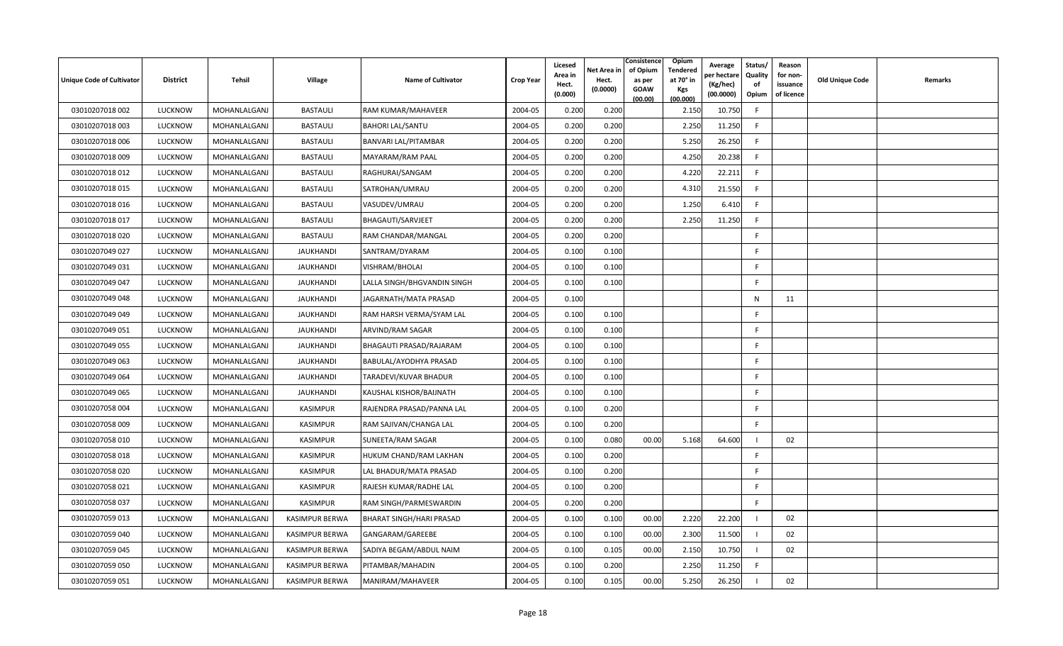| Unique Code of Cultivator | District | Tehsil | Village | Name of Cultivator | Crop Year | Licesed Area in Hect. (0.000) | Net Area in Hect. (0.0000) | Consistence of Opium as per GOAW (00.00) | Opium Tendered at 70° in Kgs (00.000) | Average per hectare (Kg/hec) (00.0000) | Status/ Quality of Opium | Reason for non-issuance of licence | Old Unique Code | Remarks |
|---|---|---|---|---|---|---|---|---|---|---|---|---|---|---|
| 03010207018 002 | LUCKNOW | MOHANLALGANJ | BASTAULI | RAM KUMAR/MAHAVEER | 2004-05 | 0.200 | 0.200 | | 2.150 | 10.750 | F | | | |
| 03010207018 003 | LUCKNOW | MOHANLALGANJ | BASTAULI | BAHORI LAL/SANTU | 2004-05 | 0.200 | 0.200 | | 2.250 | 11.250 | F | | | |
| 03010207018 006 | LUCKNOW | MOHANLALGANJ | BASTAULI | BANVARI LAL/PITAMBAR | 2004-05 | 0.200 | 0.200 | | 5.250 | 26.250 | F | | | |
| 03010207018 009 | LUCKNOW | MOHANLALGANJ | BASTAULI | MAYARAM/RAM PAAL | 2004-05 | 0.200 | 0.200 | | 4.250 | 20.238 | F | | | |
| 03010207018 012 | LUCKNOW | MOHANLALGANJ | BASTAULI | RAGHURAI/SANGAM | 2004-05 | 0.200 | 0.200 | | 4.220 | 22.211 | F | | | |
| 03010207018 015 | LUCKNOW | MOHANLALGANJ | BASTAULI | SATROHAN/UMRAU | 2004-05 | 0.200 | 0.200 | | 4.310 | 21.550 | F | | | |
| 03010207018 016 | LUCKNOW | MOHANLALGANJ | BASTAULI | VASUDEV/UMRAU | 2004-05 | 0.200 | 0.200 | | 1.250 | 6.410 | F | | | |
| 03010207018 017 | LUCKNOW | MOHANLALGANJ | BASTAULI | BHAGAUTI/SARVJEET | 2004-05 | 0.200 | 0.200 | | 2.250 | 11.250 | F | | | |
| 03010207018 020 | LUCKNOW | MOHANLALGANJ | BASTAULI | RAM CHANDAR/MANGAL | 2004-05 | 0.200 | 0.200 | | | | F | | | |
| 03010207049 027 | LUCKNOW | MOHANLALGANJ | JAUKHANDI | SANTRAM/DYARAM | 2004-05 | 0.100 | 0.100 | | | | F | | | |
| 03010207049 031 | LUCKNOW | MOHANLALGANJ | JAUKHANDI | VISHRAM/BHOLAI | 2004-05 | 0.100 | 0.100 | | | | F | | | |
| 03010207049 047 | LUCKNOW | MOHANLALGANJ | JAUKHANDI | LALLA SINGH/BHGVANDIN SINGH | 2004-05 | 0.100 | 0.100 | | | | F | | | |
| 03010207049 048 | LUCKNOW | MOHANLALGANJ | JAUKHANDI | JAGARNATH/MATA PRASAD | 2004-05 | 0.100 | | | | | N | 11 | | |
| 03010207049 049 | LUCKNOW | MOHANLALGANJ | JAUKHANDI | RAM HARSH VERMA/SYAM LAL | 2004-05 | 0.100 | 0.100 | | | | F | | | |
| 03010207049 051 | LUCKNOW | MOHANLALGANJ | JAUKHANDI | ARVIND/RAM SAGAR | 2004-05 | 0.100 | 0.100 | | | | F | | | |
| 03010207049 055 | LUCKNOW | MOHANLALGANJ | JAUKHANDI | BHAGAUTI PRASAD/RAJARAM | 2004-05 | 0.100 | 0.100 | | | | F | | | |
| 03010207049 063 | LUCKNOW | MOHANLALGANJ | JAUKHANDI | BABULAL/AYODHYA PRASAD | 2004-05 | 0.100 | 0.100 | | | | F | | | |
| 03010207049 064 | LUCKNOW | MOHANLALGANJ | JAUKHANDI | TARADEVI/KUVAR BHADUR | 2004-05 | 0.100 | 0.100 | | | | F | | | |
| 03010207049 065 | LUCKNOW | MOHANLALGANJ | JAUKHANDI | KAUSHAL KISHOR/BAIJNATH | 2004-05 | 0.100 | 0.100 | | | | F | | | |
| 03010207058 004 | LUCKNOW | MOHANLALGANJ | KASIMPUR | RAJENDRA PRASAD/PANNA LAL | 2004-05 | 0.100 | 0.200 | | | | F | | | |
| 03010207058 009 | LUCKNOW | MOHANLALGANJ | KASIMPUR | RAM SAJIVAN/CHANGA LAL | 2004-05 | 0.100 | 0.200 | | | | F | | | |
| 03010207058 010 | LUCKNOW | MOHANLALGANJ | KASIMPUR | SUNEETA/RAM SAGAR | 2004-05 | 0.100 | 0.080 | 00.00 | 5.168 | 64.600 | I | 02 | | |
| 03010207058 018 | LUCKNOW | MOHANLALGANJ | KASIMPUR | HUKUM CHAND/RAM LAKHAN | 2004-05 | 0.100 | 0.200 | | | | F | | | |
| 03010207058 020 | LUCKNOW | MOHANLALGANJ | KASIMPUR | LAL BHADUR/MATA PRASAD | 2004-05 | 0.100 | 0.200 | | | | F | | | |
| 03010207058 021 | LUCKNOW | MOHANLALGANJ | KASIMPUR | RAJESH KUMAR/RADHE LAL | 2004-05 | 0.100 | 0.200 | | | | F | | | |
| 03010207058 037 | LUCKNOW | MOHANLALGANJ | KASIMPUR | RAM SINGH/PARMESWARDIN | 2004-05 | 0.200 | 0.200 | | | | F | | | |
| 03010207059 013 | LUCKNOW | MOHANLALGANJ | KASIMPUR BERWA | BHARAT SINGH/HARI PRASAD | 2004-05 | 0.100 | 0.100 | 00.00 | 2.220 | 22.200 | I | 02 | | |
| 03010207059 040 | LUCKNOW | MOHANLALGANJ | KASIMPUR BERWA | GANGARAM/GAREEBE | 2004-05 | 0.100 | 0.100 | 00.00 | 2.300 | 11.500 | I | 02 | | |
| 03010207059 045 | LUCKNOW | MOHANLALGANJ | KASIMPUR BERWA | SADIYA BEGAM/ABDUL NAIM | 2004-05 | 0.100 | 0.105 | 00.00 | 2.150 | 10.750 | I | 02 | | |
| 03010207059 050 | LUCKNOW | MOHANLALGANJ | KASIMPUR BERWA | PITAMBAR/MAHADIN | 2004-05 | 0.100 | 0.200 | | 2.250 | 11.250 | F | | | |
| 03010207059 051 | LUCKNOW | MOHANLALGANJ | KASIMPUR BERWA | MANIRAM/MAHAVEER | 2004-05 | 0.100 | 0.105 | 00.00 | 5.250 | 26.250 | I | 02 | | |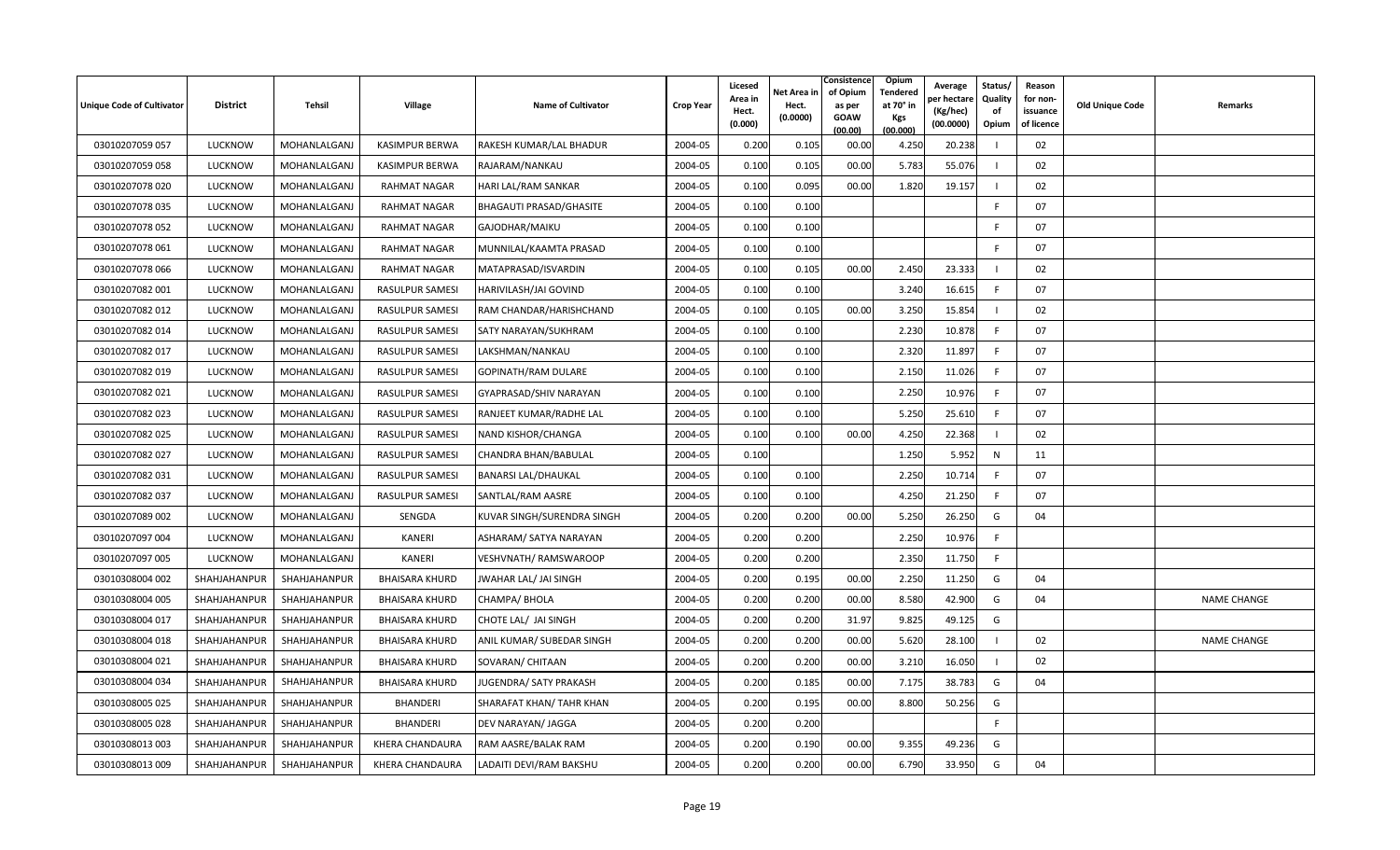| Unique Code of Cultivator | District | Tehsil | Village | Name of Cultivator | Crop Year | Licesed Area in Hect. (0.000) | Net Area in Hect. (0.0000) | Consistence of Opium as per GOAW (00.00) | Opium Tendered at 70° in Kgs (00.000) | Average per hectare (Kg/hec) (00.0000) | Status/ Quality of Opium | Reason for non-issuance of licence | Old Unique Code | Remarks |
|---|---|---|---|---|---|---|---|---|---|---|---|---|---|---|
| 03010207059 057 | LUCKNOW | MOHANLALGANJ | KASIMPUR BERWA | RAKESH KUMAR/LAL BHADUR | 2004-05 | 0.200 | 0.105 | 00.00 | 4.250 | 20.238 | I | 02 | | |
| 03010207059 058 | LUCKNOW | MOHANLALGANJ | KASIMPUR BERWA | RAJARAM/NANKAU | 2004-05 | 0.100 | 0.105 | 00.00 | 5.783 | 55.076 | I | 02 | | |
| 03010207078 020 | LUCKNOW | MOHANLALGANJ | RAHMAT NAGAR | HARI LAL/RAM SANKAR | 2004-05 | 0.100 | 0.095 | 00.00 | 1.820 | 19.157 | I | 02 | | |
| 03010207078 035 | LUCKNOW | MOHANLALGANJ | RAHMAT NAGAR | BHAGAUTI PRASAD/GHASITE | 2004-05 | 0.100 | 0.100 | | | | F | 07 | | |
| 03010207078 052 | LUCKNOW | MOHANLALGANJ | RAHMAT NAGAR | GAJODHAR/MAIKU | 2004-05 | 0.100 | 0.100 | | | | F | 07 | | |
| 03010207078 061 | LUCKNOW | MOHANLALGANJ | RAHMAT NAGAR | MUNNILAL/KAAMTA PRASAD | 2004-05 | 0.100 | 0.100 | | | | F | 07 | | |
| 03010207078 066 | LUCKNOW | MOHANLALGANJ | RAHMAT NAGAR | MATAPRASAD/ISVARDIN | 2004-05 | 0.100 | 0.105 | 00.00 | 2.450 | 23.333 | I | 02 | | |
| 03010207082 001 | LUCKNOW | MOHANLALGANJ | RASULPUR SAMESI | HARIVILASH/JAI GOVIND | 2004-05 | 0.100 | 0.100 | | 3.240 | 16.615 | F | 07 | | |
| 03010207082 012 | LUCKNOW | MOHANLALGANJ | RASULPUR SAMESI | RAM CHANDAR/HARISHCHAND | 2004-05 | 0.100 | 0.105 | 00.00 | 3.250 | 15.854 | I | 02 | | |
| 03010207082 014 | LUCKNOW | MOHANLALGANJ | RASULPUR SAMESI | SATY NARAYAN/SUKHRAM | 2004-05 | 0.100 | 0.100 | | 2.230 | 10.878 | F | 07 | | |
| 03010207082 017 | LUCKNOW | MOHANLALGANJ | RASULPUR SAMESI | LAKSHMAN/NANKAU | 2004-05 | 0.100 | 0.100 | | 2.320 | 11.897 | F | 07 | | |
| 03010207082 019 | LUCKNOW | MOHANLALGANJ | RASULPUR SAMESI | GOPINATH/RAM DULARE | 2004-05 | 0.100 | 0.100 | | 2.150 | 11.026 | F | 07 | | |
| 03010207082 021 | LUCKNOW | MOHANLALGANJ | RASULPUR SAMESI | GYAPRASAD/SHIV NARAYAN | 2004-05 | 0.100 | 0.100 | | 2.250 | 10.976 | F | 07 | | |
| 03010207082 023 | LUCKNOW | MOHANLALGANJ | RASULPUR SAMESI | RANJEET KUMAR/RADHE LAL | 2004-05 | 0.100 | 0.100 | | 5.250 | 25.610 | F | 07 | | |
| 03010207082 025 | LUCKNOW | MOHANLALGANJ | RASULPUR SAMESI | NAND KISHOR/CHANGA | 2004-05 | 0.100 | 0.100 | 00.00 | 4.250 | 22.368 | I | 02 | | |
| 03010207082 027 | LUCKNOW | MOHANLALGANJ | RASULPUR SAMESI | CHANDRA BHAN/BABULAL | 2004-05 | 0.100 | | | 1.250 | 5.952 | N | 11 | | |
| 03010207082 031 | LUCKNOW | MOHANLALGANJ | RASULPUR SAMESI | BANARSI LAL/DHAUKAL | 2004-05 | 0.100 | 0.100 | | 2.250 | 10.714 | F | 07 | | |
| 03010207082 037 | LUCKNOW | MOHANLALGANJ | RASULPUR SAMESI | SANTLAL/RAM AASRE | 2004-05 | 0.100 | 0.100 | | 4.250 | 21.250 | F | 07 | | |
| 03010207089 002 | LUCKNOW | MOHANLALGANJ | SENGDA | KUVAR SINGH/SURENDRA SINGH | 2004-05 | 0.200 | 0.200 | 00.00 | 5.250 | 26.250 | G | 04 | | |
| 03010207097 004 | LUCKNOW | MOHANLALGANJ | KANERI | ASHARAM/ SATYA NARAYAN | 2004-05 | 0.200 | 0.200 | | 2.250 | 10.976 | F | | | |
| 03010207097 005 | LUCKNOW | MOHANLALGANJ | KANERI | VESHVNATH/ RAMSWAROOP | 2004-05 | 0.200 | 0.200 | | 2.350 | 11.750 | F | | | |
| 03010308004 002 | SHAHJAHANPUR | SHAHJAHANPUR | BHAISARA KHURD | JWAHAR LAL/ JAI SINGH | 2004-05 | 0.200 | 0.195 | 00.00 | 2.250 | 11.250 | G | 04 | | |
| 03010308004 005 | SHAHJAHANPUR | SHAHJAHANPUR | BHAISARA KHURD | CHAMPA/ BHOLA | 2004-05 | 0.200 | 0.200 | 00.00 | 8.580 | 42.900 | G | 04 | | NAME CHANGE |
| 03010308004 017 | SHAHJAHANPUR | SHAHJAHANPUR | BHAISARA KHURD | CHOTE LAL/ JAI SINGH | 2004-05 | 0.200 | 0.200 | 31.97 | 9.825 | 49.125 | G | | | |
| 03010308004 018 | SHAHJAHANPUR | SHAHJAHANPUR | BHAISARA KHURD | ANIL KUMAR/ SUBEDAR SINGH | 2004-05 | 0.200 | 0.200 | 00.00 | 5.620 | 28.100 | I | 02 | | NAME CHANGE |
| 03010308004 021 | SHAHJAHANPUR | SHAHJAHANPUR | BHAISARA KHURD | SOVARAN/ CHITAAN | 2004-05 | 0.200 | 0.200 | 00.00 | 3.210 | 16.050 | I | 02 | | |
| 03010308004 034 | SHAHJAHANPUR | SHAHJAHANPUR | BHAISARA KHURD | JUGENDRA/ SATY PRAKASH | 2004-05 | 0.200 | 0.185 | 00.00 | 7.175 | 38.783 | G | 04 | | |
| 03010308005 025 | SHAHJAHANPUR | SHAHJAHANPUR | BHANDERI | SHARAFAT KHAN/ TAHR KHAN | 2004-05 | 0.200 | 0.195 | 00.00 | 8.800 | 50.256 | G | | | |
| 03010308005 028 | SHAHJAHANPUR | SHAHJAHANPUR | BHANDERI | DEV NARAYAN/ JAGGA | 2004-05 | 0.200 | 0.200 | | | | F | | | |
| 03010308013 003 | SHAHJAHANPUR | SHAHJAHANPUR | KHERA CHANDAURA | RAM AASRE/BALAK RAM | 2004-05 | 0.200 | 0.190 | 00.00 | 9.355 | 49.236 | G | | | |
| 03010308013 009 | SHAHJAHANPUR | SHAHJAHANPUR | KHERA CHANDAURA | LADAITI DEVI/RAM BAKSHU | 2004-05 | 0.200 | 0.200 | 00.00 | 6.790 | 33.950 | G | 04 | | |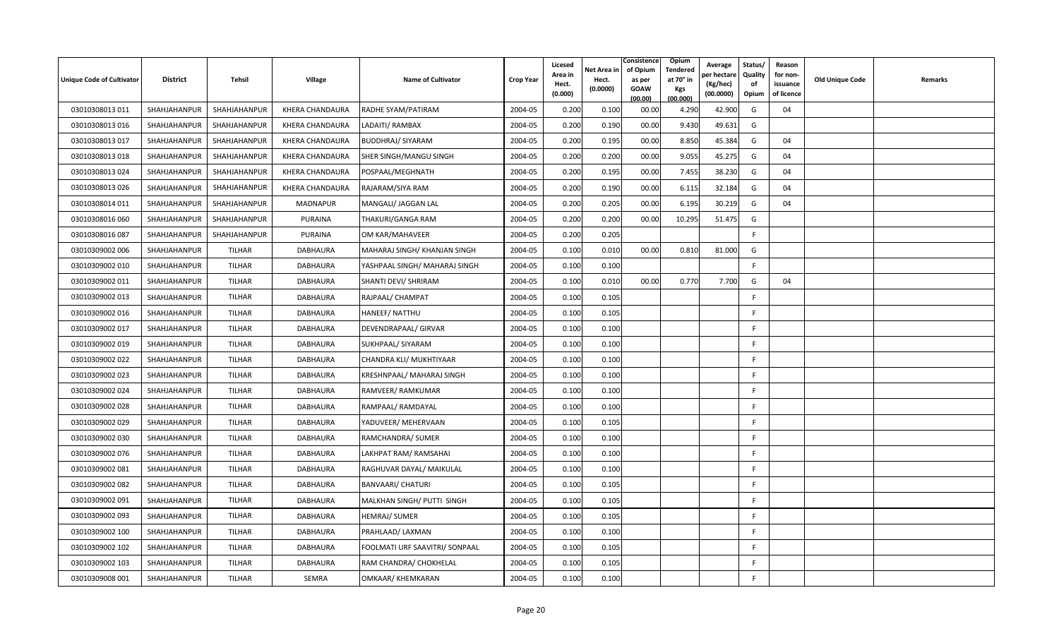| Unique Code of Cultivator | District | Tehsil | Village | Name of Cultivator | Crop Year | Licesed Area in Hect. (0.000) | Net Area in Hect. (0.0000) | Consistence of Opium as per GOAW (00.00) | Opium Tendered at 70° in Kgs (00.000) | Average per hectare (Kg/hec) (00.0000) | Status/ Quality of Opium | Reason for non-issuance of licence | Old Unique Code | Remarks |
|---|---|---|---|---|---|---|---|---|---|---|---|---|---|---|
| 03010308013 011 | SHAHJAHANPUR | SHAHJAHANPUR | KHERA CHANDAURA | RADHE SYAM/PATIRAM | 2004-05 | 0.200 | 0.100 | 00.00 | 4.290 | 42.900 | G | 04 | | |
| 03010308013 016 | SHAHJAHANPUR | SHAHJAHANPUR | KHERA CHANDAURA | LADAITI/ RAMBAX | 2004-05 | 0.200 | 0.190 | 00.00 | 9.430 | 49.631 | G | | | |
| 03010308013 017 | SHAHJAHANPUR | SHAHJAHANPUR | KHERA CHANDAURA | BUDDHRAJ/ SIYARAM | 2004-05 | 0.200 | 0.195 | 00.00 | 8.850 | 45.384 | G | 04 | | |
| 03010308013 018 | SHAHJAHANPUR | SHAHJAHANPUR | KHERA CHANDAURA | SHER SINGH/MANGU SINGH | 2004-05 | 0.200 | 0.200 | 00.00 | 9.055 | 45.275 | G | 04 | | |
| 03010308013 024 | SHAHJAHANPUR | SHAHJAHANPUR | KHERA CHANDAURA | POSPAAL/MEGHNATH | 2004-05 | 0.200 | 0.195 | 00.00 | 7.455 | 38.230 | G | 04 | | |
| 03010308013 026 | SHAHJAHANPUR | SHAHJAHANPUR | KHERA CHANDAURA | RAJARAM/SIYA RAM | 2004-05 | 0.200 | 0.190 | 00.00 | 6.115 | 32.184 | G | 04 | | |
| 03010308014 011 | SHAHJAHANPUR | SHAHJAHANPUR | MADNAPUR | MANGALI/ JAGGAN LAL | 2004-05 | 0.200 | 0.205 | 00.00 | 6.195 | 30.219 | G | 04 | | |
| 03010308016 060 | SHAHJAHANPUR | SHAHJAHANPUR | PURAINA | THAKURI/GANGA RAM | 2004-05 | 0.200 | 0.200 | 00.00 | 10.295 | 51.475 | G | | | |
| 03010308016 087 | SHAHJAHANPUR | SHAHJAHANPUR | PURAINA | OM KAR/MAHAVEER | 2004-05 | 0.200 | 0.205 | | | | F | | | |
| 03010309002 006 | SHAHJAHANPUR | TILHAR | DABHAURA | MAHARAJ SINGH/ KHANJAN SINGH | 2004-05 | 0.100 | 0.010 | 00.00 | 0.810 | 81.000 | G | | | |
| 03010309002 010 | SHAHJAHANPUR | TILHAR | DABHAURA | YASHPAAL SINGH/ MAHARAJ SINGH | 2004-05 | 0.100 | 0.100 | | | | F | | | |
| 03010309002 011 | SHAHJAHANPUR | TILHAR | DABHAURA | SHANTI DEVI/ SHRIRAM | 2004-05 | 0.100 | 0.010 | 00.00 | 0.770 | 7.700 | G | 04 | | |
| 03010309002 013 | SHAHJAHANPUR | TILHAR | DABHAURA | RAJPAAL/ CHAMPAT | 2004-05 | 0.100 | 0.105 | | | | F | | | |
| 03010309002 016 | SHAHJAHANPUR | TILHAR | DABHAURA | HANEEF/ NATTHU | 2004-05 | 0.100 | 0.105 | | | | F | | | |
| 03010309002 017 | SHAHJAHANPUR | TILHAR | DABHAURA | DEVENDRAPAAL/ GIRVAR | 2004-05 | 0.100 | 0.100 | | | | F | | | |
| 03010309002 019 | SHAHJAHANPUR | TILHAR | DABHAURA | SUKHPAAL/ SIYARAM | 2004-05 | 0.100 | 0.100 | | | | F | | | |
| 03010309002 022 | SHAHJAHANPUR | TILHAR | DABHAURA | CHANDRA KLI/ MUKHTIYAAR | 2004-05 | 0.100 | 0.100 | | | | F | | | |
| 03010309002 023 | SHAHJAHANPUR | TILHAR | DABHAURA | KRESHNPAAL/ MAHARAJ SINGH | 2004-05 | 0.100 | 0.100 | | | | F | | | |
| 03010309002 024 | SHAHJAHANPUR | TILHAR | DABHAURA | RAMVEER/ RAMKUMAR | 2004-05 | 0.100 | 0.100 | | | | F | | | |
| 03010309002 028 | SHAHJAHANPUR | TILHAR | DABHAURA | RAMPAAL/ RAMDAYAL | 2004-05 | 0.100 | 0.100 | | | | F | | | |
| 03010309002 029 | SHAHJAHANPUR | TILHAR | DABHAURA | YADUVEER/ MEHERVAAN | 2004-05 | 0.100 | 0.105 | | | | F | | | |
| 03010309002 030 | SHAHJAHANPUR | TILHAR | DABHAURA | RAMCHANDRA/ SUMER | 2004-05 | 0.100 | 0.100 | | | | F | | | |
| 03010309002 076 | SHAHJAHANPUR | TILHAR | DABHAURA | LAKHPAT RAM/ RAMSAHAI | 2004-05 | 0.100 | 0.100 | | | | F | | | |
| 03010309002 081 | SHAHJAHANPUR | TILHAR | DABHAURA | RAGHUVAR DAYAL/ MAIKULAL | 2004-05 | 0.100 | 0.100 | | | | F | | | |
| 03010309002 082 | SHAHJAHANPUR | TILHAR | DABHAURA | BANVAARI/ CHATURI | 2004-05 | 0.100 | 0.105 | | | | F | | | |
| 03010309002 091 | SHAHJAHANPUR | TILHAR | DABHAURA | MALKHAN SINGH/ PUTTI SINGH | 2004-05 | 0.100 | 0.105 | | | | F | | | |
| 03010309002 093 | SHAHJAHANPUR | TILHAR | DABHAURA | HEMRAJ/ SUMER | 2004-05 | 0.100 | 0.105 | | | | F | | | |
| 03010309002 100 | SHAHJAHANPUR | TILHAR | DABHAURA | PRAHLAAD/ LAXMAN | 2004-05 | 0.100 | 0.100 | | | | F | | | |
| 03010309002 102 | SHAHJAHANPUR | TILHAR | DABHAURA | FOOLMATI URF SAAVITRI/ SONPAAL | 2004-05 | 0.100 | 0.105 | | | | F | | | |
| 03010309002 103 | SHAHJAHANPUR | TILHAR | DABHAURA | RAM CHANDRA/ CHOKHELAL | 2004-05 | 0.100 | 0.105 | | | | F | | | |
| 03010309008 001 | SHAHJAHANPUR | TILHAR | SEMRA | OMKAAR/ KHEMKARAN | 2004-05 | 0.100 | 0.100 | | | | F | | | |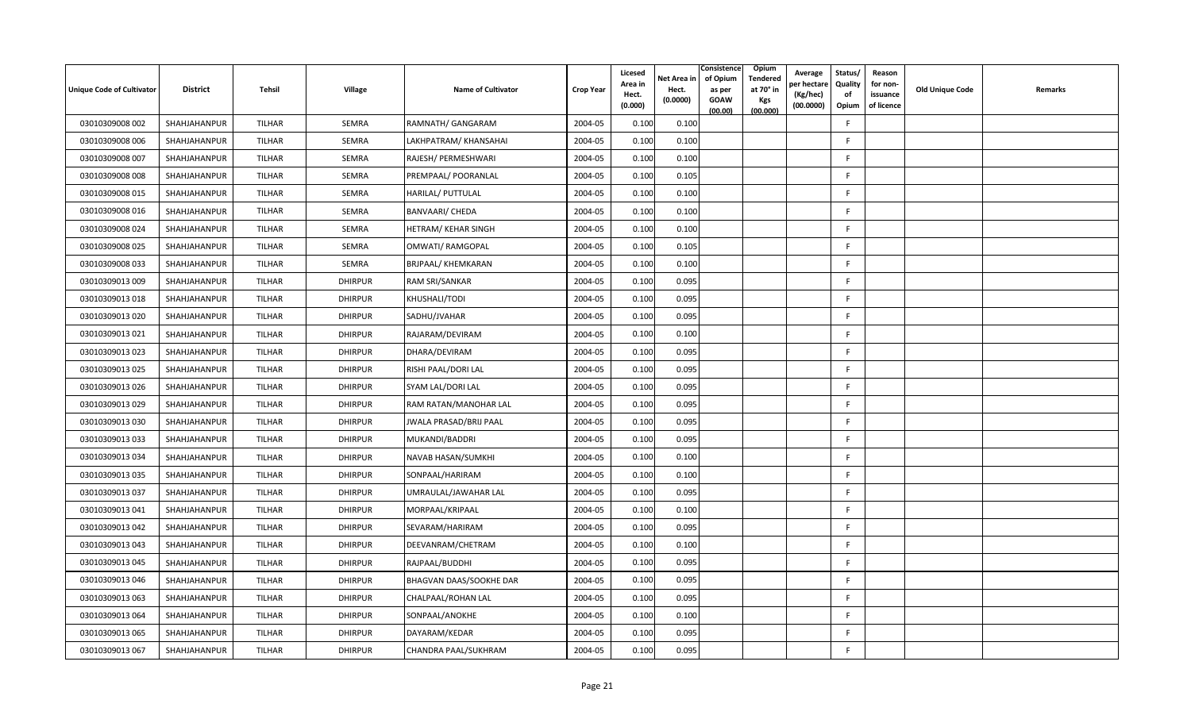| Unique Code of Cultivator | District | Tehsil | Village | Name of Cultivator | Crop Year | Licesed Area in Hect. (0.000) | Net Area in Hect. (0.0000) | Consistence of Opium as per GOAW (00.00) | Opium Tendered at 70° in Kgs (00.000) | Average per hectare (Kg/hec) (00.0000) | Status/ Quality of Opium | Reason for non-issuance of licence | Old Unique Code | Remarks |
|---|---|---|---|---|---|---|---|---|---|---|---|---|---|---|
| 03010309008 002 | SHAHJAHANPUR | TILHAR | SEMRA | RAMNATH/ GANGARAM | 2004-05 | 0.100 | 0.100 | | | | F | | | |
| 03010309008 006 | SHAHJAHANPUR | TILHAR | SEMRA | LAKHPATRAM/ KHANSAHAI | 2004-05 | 0.100 | 0.100 | | | | F | | | |
| 03010309008 007 | SHAHJAHANPUR | TILHAR | SEMRA | RAJESH/ PERMESHWARI | 2004-05 | 0.100 | 0.100 | | | | F | | | |
| 03010309008 008 | SHAHJAHANPUR | TILHAR | SEMRA | PREMPAAL/ POORANLAL | 2004-05 | 0.100 | 0.105 | | | | F | | | |
| 03010309008 015 | SHAHJAHANPUR | TILHAR | SEMRA | HARILAL/ PUTTULAL | 2004-05 | 0.100 | 0.100 | | | | F | | | |
| 03010309008 016 | SHAHJAHANPUR | TILHAR | SEMRA | BANVAARI/ CHEDA | 2004-05 | 0.100 | 0.100 | | | | F | | | |
| 03010309008 024 | SHAHJAHANPUR | TILHAR | SEMRA | HETRAM/ KEHAR SINGH | 2004-05 | 0.100 | 0.100 | | | | F | | | |
| 03010309008 025 | SHAHJAHANPUR | TILHAR | SEMRA | OMWATI/ RAMGOPAL | 2004-05 | 0.100 | 0.105 | | | | F | | | |
| 03010309008 033 | SHAHJAHANPUR | TILHAR | SEMRA | BRJPAAL/ KHEMKARAN | 2004-05 | 0.100 | 0.100 | | | | F | | | |
| 03010309013 009 | SHAHJAHANPUR | TILHAR | DHIRPUR | RAM SRI/SANKAR | 2004-05 | 0.100 | 0.095 | | | | F | | | |
| 03010309013 018 | SHAHJAHANPUR | TILHAR | DHIRPUR | KHUSHALI/TODI | 2004-05 | 0.100 | 0.095 | | | | F | | | |
| 03010309013 020 | SHAHJAHANPUR | TILHAR | DHIRPUR | SADHU/JVAHAR | 2004-05 | 0.100 | 0.095 | | | | F | | | |
| 03010309013 021 | SHAHJAHANPUR | TILHAR | DHIRPUR | RAJARAM/DEVIRAM | 2004-05 | 0.100 | 0.100 | | | | F | | | |
| 03010309013 023 | SHAHJAHANPUR | TILHAR | DHIRPUR | DHARA/DEVIRAM | 2004-05 | 0.100 | 0.095 | | | | F | | | |
| 03010309013 025 | SHAHJAHANPUR | TILHAR | DHIRPUR | RISHI PAAL/DORI LAL | 2004-05 | 0.100 | 0.095 | | | | F | | | |
| 03010309013 026 | SHAHJAHANPUR | TILHAR | DHIRPUR | SYAM LAL/DORI LAL | 2004-05 | 0.100 | 0.095 | | | | F | | | |
| 03010309013 029 | SHAHJAHANPUR | TILHAR | DHIRPUR | RAM RATAN/MANOHAR LAL | 2004-05 | 0.100 | 0.095 | | | | F | | | |
| 03010309013 030 | SHAHJAHANPUR | TILHAR | DHIRPUR | JWALA PRASAD/BRIJ PAAL | 2004-05 | 0.100 | 0.095 | | | | F | | | |
| 03010309013 033 | SHAHJAHANPUR | TILHAR | DHIRPUR | MUKANDI/BADDRI | 2004-05 | 0.100 | 0.095 | | | | F | | | |
| 03010309013 034 | SHAHJAHANPUR | TILHAR | DHIRPUR | NAVAB HASAN/SUMKHI | 2004-05 | 0.100 | 0.100 | | | | F | | | |
| 03010309013 035 | SHAHJAHANPUR | TILHAR | DHIRPUR | SONPAAL/HARIRAM | 2004-05 | 0.100 | 0.100 | | | | F | | | |
| 03010309013 037 | SHAHJAHANPUR | TILHAR | DHIRPUR | UMRAULAL/JAWAHAR LAL | 2004-05 | 0.100 | 0.095 | | | | F | | | |
| 03010309013 041 | SHAHJAHANPUR | TILHAR | DHIRPUR | MORPAAL/KRIPAAL | 2004-05 | 0.100 | 0.100 | | | | F | | | |
| 03010309013 042 | SHAHJAHANPUR | TILHAR | DHIRPUR | SEVARAM/HARIRAM | 2004-05 | 0.100 | 0.095 | | | | F | | | |
| 03010309013 043 | SHAHJAHANPUR | TILHAR | DHIRPUR | DEEVANRAM/CHETRAM | 2004-05 | 0.100 | 0.100 | | | | F | | | |
| 03010309013 045 | SHAHJAHANPUR | TILHAR | DHIRPUR | RAJPAAL/BUDDHI | 2004-05 | 0.100 | 0.095 | | | | F | | | |
| 03010309013 046 | SHAHJAHANPUR | TILHAR | DHIRPUR | BHAGVAN DAAS/SOOKHE DAR | 2004-05 | 0.100 | 0.095 | | | | F | | | |
| 03010309013 063 | SHAHJAHANPUR | TILHAR | DHIRPUR | CHALPAAL/ROHAN LAL | 2004-05 | 0.100 | 0.095 | | | | F | | | |
| 03010309013 064 | SHAHJAHANPUR | TILHAR | DHIRPUR | SONPAAL/ANOKHE | 2004-05 | 0.100 | 0.100 | | | | F | | | |
| 03010309013 065 | SHAHJAHANPUR | TILHAR | DHIRPUR | DAYARAM/KEDAR | 2004-05 | 0.100 | 0.095 | | | | F | | | |
| 03010309013 067 | SHAHJAHANPUR | TILHAR | DHIRPUR | CHANDRA PAAL/SUKHRAM | 2004-05 | 0.100 | 0.095 | | | | F | | | |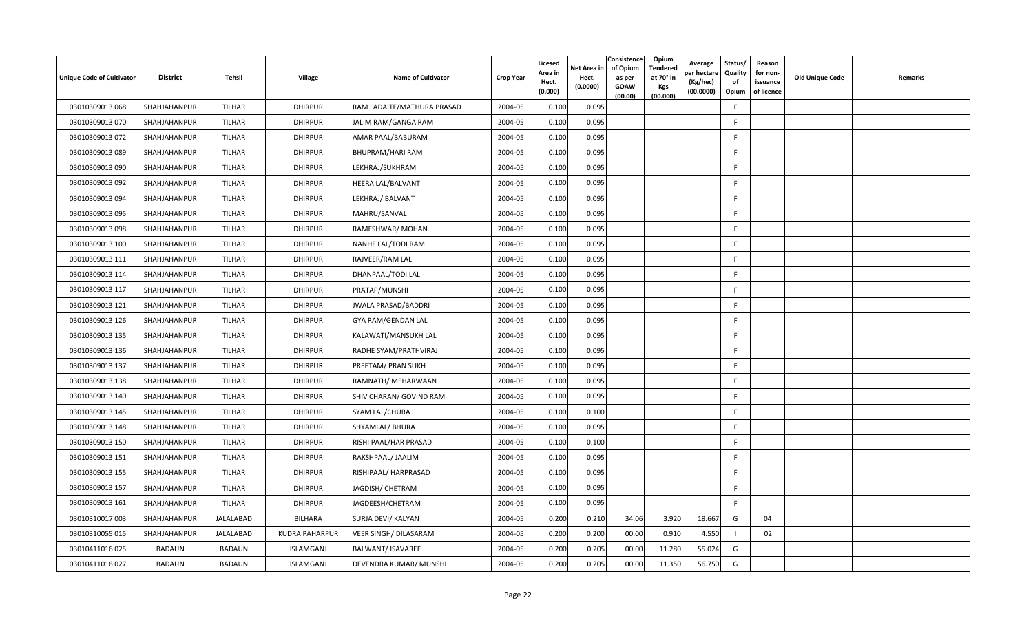| Unique Code of Cultivator | District | Tehsil | Village | Name of Cultivator | Crop Year | Licesed Area in Hect. (0.000) | Net Area in Hect. (0.0000) | Consistence of Opium as per GOAW (00.00) | Opium Tendered at 70° in Kgs (00.000) | Average per hectare (Kg/hec) (00.0000) | Status/ Quality of Opium | Reason for non-issuance of licence | Old Unique Code | Remarks |
|---|---|---|---|---|---|---|---|---|---|---|---|---|---|---|
| 03010309013 068 | SHAHJAHANPUR | TILHAR | DHIRPUR | RAM LADAITE/MATHURA PRASAD | 2004-05 | 0.100 | 0.095 | | | | F | | | |
| 03010309013 070 | SHAHJAHANPUR | TILHAR | DHIRPUR | JALIM RAM/GANGA RAM | 2004-05 | 0.100 | 0.095 | | | | F | | | |
| 03010309013 072 | SHAHJAHANPUR | TILHAR | DHIRPUR | AMAR PAAL/BABURAM | 2004-05 | 0.100 | 0.095 | | | | F | | | |
| 03010309013 089 | SHAHJAHANPUR | TILHAR | DHIRPUR | BHUPRAM/HARI RAM | 2004-05 | 0.100 | 0.095 | | | | F | | | |
| 03010309013 090 | SHAHJAHANPUR | TILHAR | DHIRPUR | LEKHRAJ/SUKHRAM | 2004-05 | 0.100 | 0.095 | | | | F | | | |
| 03010309013 092 | SHAHJAHANPUR | TILHAR | DHIRPUR | HEERA LAL/BALVANT | 2004-05 | 0.100 | 0.095 | | | | F | | | |
| 03010309013 094 | SHAHJAHANPUR | TILHAR | DHIRPUR | LEKHRAJ/ BALVANT | 2004-05 | 0.100 | 0.095 | | | | F | | | |
| 03010309013 095 | SHAHJAHANPUR | TILHAR | DHIRPUR | MAHRU/SANVAL | 2004-05 | 0.100 | 0.095 | | | | F | | | |
| 03010309013 098 | SHAHJAHANPUR | TILHAR | DHIRPUR | RAMESHWAR/ MOHAN | 2004-05 | 0.100 | 0.095 | | | | F | | | |
| 03010309013 100 | SHAHJAHANPUR | TILHAR | DHIRPUR | NANHE LAL/TODI RAM | 2004-05 | 0.100 | 0.095 | | | | F | | | |
| 03010309013 111 | SHAHJAHANPUR | TILHAR | DHIRPUR | RAJVEER/RAM LAL | 2004-05 | 0.100 | 0.095 | | | | F | | | |
| 03010309013 114 | SHAHJAHANPUR | TILHAR | DHIRPUR | DHANPAAL/TODI LAL | 2004-05 | 0.100 | 0.095 | | | | F | | | |
| 03010309013 117 | SHAHJAHANPUR | TILHAR | DHIRPUR | PRATAP/MUNSHI | 2004-05 | 0.100 | 0.095 | | | | F | | | |
| 03010309013 121 | SHAHJAHANPUR | TILHAR | DHIRPUR | JWALA PRASAD/BADDRI | 2004-05 | 0.100 | 0.095 | | | | F | | | |
| 03010309013 126 | SHAHJAHANPUR | TILHAR | DHIRPUR | GYA RAM/GENDAN LAL | 2004-05 | 0.100 | 0.095 | | | | F | | | |
| 03010309013 135 | SHAHJAHANPUR | TILHAR | DHIRPUR | KALAWATI/MANSUKH LAL | 2004-05 | 0.100 | 0.095 | | | | F | | | |
| 03010309013 136 | SHAHJAHANPUR | TILHAR | DHIRPUR | RADHE SYAM/PRATHVIRAJ | 2004-05 | 0.100 | 0.095 | | | | F | | | |
| 03010309013 137 | SHAHJAHANPUR | TILHAR | DHIRPUR | PREETAM/ PRAN SUKH | 2004-05 | 0.100 | 0.095 | | | | F | | | |
| 03010309013 138 | SHAHJAHANPUR | TILHAR | DHIRPUR | RAMNATH/ MEHARWAAN | 2004-05 | 0.100 | 0.095 | | | | F | | | |
| 03010309013 140 | SHAHJAHANPUR | TILHAR | DHIRPUR | SHIV CHARAN/ GOVIND RAM | 2004-05 | 0.100 | 0.095 | | | | F | | | |
| 03010309013 145 | SHAHJAHANPUR | TILHAR | DHIRPUR | SYAM LAL/CHURA | 2004-05 | 0.100 | 0.100 | | | | F | | | |
| 03010309013 148 | SHAHJAHANPUR | TILHAR | DHIRPUR | SHYAMLAL/ BHURA | 2004-05 | 0.100 | 0.095 | | | | F | | | |
| 03010309013 150 | SHAHJAHANPUR | TILHAR | DHIRPUR | RISHI PAAL/HAR PRASAD | 2004-05 | 0.100 | 0.100 | | | | F | | | |
| 03010309013 151 | SHAHJAHANPUR | TILHAR | DHIRPUR | RAKSHPAAL/ JAALIM | 2004-05 | 0.100 | 0.095 | | | | F | | | |
| 03010309013 155 | SHAHJAHANPUR | TILHAR | DHIRPUR | RISHIPAAL/ HARPRASAD | 2004-05 | 0.100 | 0.095 | | | | F | | | |
| 03010309013 157 | SHAHJAHANPUR | TILHAR | DHIRPUR | JAGDISH/ CHETRAM | 2004-05 | 0.100 | 0.095 | | | | F | | | |
| 03010309013 161 | SHAHJAHANPUR | TILHAR | DHIRPUR | JAGDEESH/CHETRAM | 2004-05 | 0.100 | 0.095 | | | | F | | | |
| 03010310017 003 | SHAHJAHANPUR | JALALABAD | BILHARA | SURJA DEVI/ KALYAN | 2004-05 | 0.200 | 0.210 | 34.06 | 3.920 | 18.667 | G | 04 | | |
| 03010310055 015 | SHAHJAHANPUR | JALALABAD | KUDRA PAHARPUR | VEER SINGH/ DILASARAM | 2004-05 | 0.200 | 0.200 | 00.00 | 0.910 | 4.550 | I | 02 | | |
| 03010411016 025 | BADAUN | BADAUN | ISLAMGANJ | BALWANT/ ISAVAREE | 2004-05 | 0.200 | 0.205 | 00.00 | 11.280 | 55.024 | G | | | |
| 03010411016 027 | BADAUN | BADAUN | ISLAMGANJ | DEVENDRA KUMAR/ MUNSHI | 2004-05 | 0.200 | 0.205 | 00.00 | 11.350 | 56.750 | G | | | |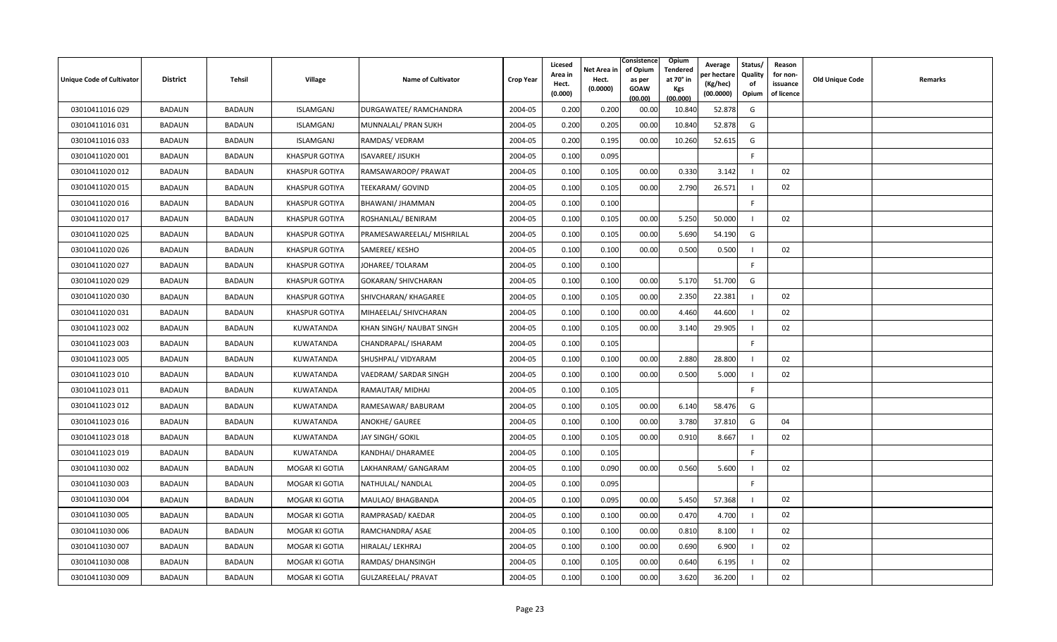| Unique Code of Cultivator | District | Tehsil | Village | Name of Cultivator | Crop Year | Licesed Area in Hect. (0.000) | Net Area in Hect. (0.0000) | Consistence of Opium as per GOAW (00.00) | Opium Tendered at 70° in Kgs (00.000) | Average per hectare (Kg/hec) (00.0000) | Status/ Quality of Opium | Reason for non-issuance of licence | Old Unique Code | Remarks |
|---|---|---|---|---|---|---|---|---|---|---|---|---|---|---|
| 03010411016 029 | BADAUN | BADAUN | ISLAMGANJ | DURGAWATEE/ RAMCHANDRA | 2004-05 | 0.200 | 0.200 | 00.00 | 10.840 | 52.878 | G | | | |
| 03010411016 031 | BADAUN | BADAUN | ISLAMGANJ | MUNNALAL/ PRAN SUKH | 2004-05 | 0.200 | 0.205 | 00.00 | 10.840 | 52.878 | G | | | |
| 03010411016 033 | BADAUN | BADAUN | ISLAMGANJ | RAMDAS/ VEDRAM | 2004-05 | 0.200 | 0.195 | 00.00 | 10.260 | 52.615 | G | | | |
| 03010411020 001 | BADAUN | BADAUN | KHASPUR GOTIYA | ISAVAREE/ JISUKH | 2004-05 | 0.100 | 0.095 | | | | F | | | |
| 03010411020 012 | BADAUN | BADAUN | KHASPUR GOTIYA | RAMSAWAROOP/ PRAWAT | 2004-05 | 0.100 | 0.105 | 00.00 | 0.330 | 3.142 | I | 02 | | |
| 03010411020 015 | BADAUN | BADAUN | KHASPUR GOTIYA | TEEKARAM/ GOVIND | 2004-05 | 0.100 | 0.105 | 00.00 | 2.790 | 26.571 | I | 02 | | |
| 03010411020 016 | BADAUN | BADAUN | KHASPUR GOTIYA | BHAWANI/ JHAMMAN | 2004-05 | 0.100 | 0.100 | | | | F | | | |
| 03010411020 017 | BADAUN | BADAUN | KHASPUR GOTIYA | ROSHANLAL/ BENIRAM | 2004-05 | 0.100 | 0.105 | 00.00 | 5.250 | 50.000 | I | 02 | | |
| 03010411020 025 | BADAUN | BADAUN | KHASPUR GOTIYA | PRAMESAWAREELAL/ MISHRILAL | 2004-05 | 0.100 | 0.105 | 00.00 | 5.690 | 54.190 | G | | | |
| 03010411020 026 | BADAUN | BADAUN | KHASPUR GOTIYA | SAMEREE/ KESHO | 2004-05 | 0.100 | 0.100 | 00.00 | 0.500 | 0.500 | I | 02 | | |
| 03010411020 027 | BADAUN | BADAUN | KHASPUR GOTIYA | JOHAREE/ TOLARAM | 2004-05 | 0.100 | 0.100 | | | | F | | | |
| 03010411020 029 | BADAUN | BADAUN | KHASPUR GOTIYA | GOKARAN/ SHIVCHARAN | 2004-05 | 0.100 | 0.100 | 00.00 | 5.170 | 51.700 | G | | | |
| 03010411020 030 | BADAUN | BADAUN | KHASPUR GOTIYA | SHIVCHARAN/ KHAGAREE | 2004-05 | 0.100 | 0.105 | 00.00 | 2.350 | 22.381 | I | 02 | | |
| 03010411020 031 | BADAUN | BADAUN | KHASPUR GOTIYA | MIHAEELAL/ SHIVCHARAN | 2004-05 | 0.100 | 0.100 | 00.00 | 4.460 | 44.600 | I | 02 | | |
| 03010411023 002 | BADAUN | BADAUN | KUWATANDA | KHAN SINGH/ NAUBAT SINGH | 2004-05 | 0.100 | 0.105 | 00.00 | 3.140 | 29.905 | I | 02 | | |
| 03010411023 003 | BADAUN | BADAUN | KUWATANDA | CHANDRAPAL/ ISHARAM | 2004-05 | 0.100 | 0.105 | | | | F | | | |
| 03010411023 005 | BADAUN | BADAUN | KUWATANDA | SHUSHPAL/ VIDYARAM | 2004-05 | 0.100 | 0.100 | 00.00 | 2.880 | 28.800 | I | 02 | | |
| 03010411023 010 | BADAUN | BADAUN | KUWATANDA | VAEDRAM/ SARDAR SINGH | 2004-05 | 0.100 | 0.100 | 00.00 | 0.500 | 5.000 | I | 02 | | |
| 03010411023 011 | BADAUN | BADAUN | KUWATANDA | RAMAUTAR/ MIDHAI | 2004-05 | 0.100 | 0.105 | | | | F | | | |
| 03010411023 012 | BADAUN | BADAUN | KUWATANDA | RAMESAWAR/ BABURAM | 2004-05 | 0.100 | 0.105 | 00.00 | 6.140 | 58.476 | G | | | |
| 03010411023 016 | BADAUN | BADAUN | KUWATANDA | ANOKHE/ GAUREE | 2004-05 | 0.100 | 0.100 | 00.00 | 3.780 | 37.810 | G | 04 | | |
| 03010411023 018 | BADAUN | BADAUN | KUWATANDA | JAY SINGH/ GOKIL | 2004-05 | 0.100 | 0.105 | 00.00 | 0.910 | 8.667 | I | 02 | | |
| 03010411023 019 | BADAUN | BADAUN | KUWATANDA | KANDHAI/ DHARAMEE | 2004-05 | 0.100 | 0.105 | | | | F | | | |
| 03010411030 002 | BADAUN | BADAUN | MOGAR KI GOTIA | LAKHANRAM/ GANGARAM | 2004-05 | 0.100 | 0.090 | 00.00 | 0.560 | 5.600 | I | 02 | | |
| 03010411030 003 | BADAUN | BADAUN | MOGAR KI GOTIA | NATHULAL/ NANDLAL | 2004-05 | 0.100 | 0.095 | | | | F | | | |
| 03010411030 004 | BADAUN | BADAUN | MOGAR KI GOTIA | MAULAO/ BHAGBANDA | 2004-05 | 0.100 | 0.095 | 00.00 | 5.450 | 57.368 | I | 02 | | |
| 03010411030 005 | BADAUN | BADAUN | MOGAR KI GOTIA | RAMPRASAD/ KAEDAR | 2004-05 | 0.100 | 0.100 | 00.00 | 0.470 | 4.700 | I | 02 | | |
| 03010411030 006 | BADAUN | BADAUN | MOGAR KI GOTIA | RAMCHANDRA/ ASAE | 2004-05 | 0.100 | 0.100 | 00.00 | 0.810 | 8.100 | I | 02 | | |
| 03010411030 007 | BADAUN | BADAUN | MOGAR KI GOTIA | HIRALAL/ LEKHRAJ | 2004-05 | 0.100 | 0.100 | 00.00 | 0.690 | 6.900 | I | 02 | | |
| 03010411030 008 | BADAUN | BADAUN | MOGAR KI GOTIA | RAMDAS/ DHANSINGH | 2004-05 | 0.100 | 0.105 | 00.00 | 0.640 | 6.195 | I | 02 | | |
| 03010411030 009 | BADAUN | BADAUN | MOGAR KI GOTIA | GULZAREELAL/ PRAVAT | 2004-05 | 0.100 | 0.100 | 00.00 | 3.620 | 36.200 | I | 02 | | |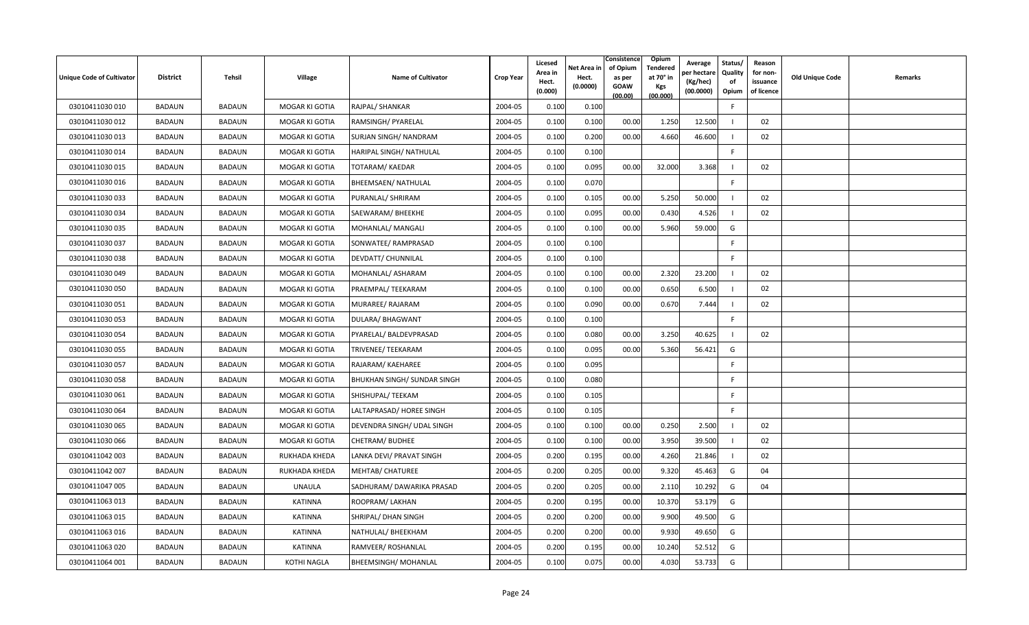| Unique Code of Cultivator | District | Tehsil | Village | Name of Cultivator | Crop Year | Licesed Area in Hect. (0.000) | Net Area in Hect. (0.0000) | Consistence of Opium as per GOAW (00.00) | Opium Tendered at 70° in Kgs (00.000) | Average per hectare (Kg/hec) (00.0000) | Status/ Quality of Opium | Reason for non-issuance of licence | Old Unique Code | Remarks |
|---|---|---|---|---|---|---|---|---|---|---|---|---|---|---|
| 03010411030 010 | BADAUN | BADAUN | MOGAR KI GOTIA | RAJPAL/ SHANKAR | 2004-05 | 0.100 | 0.100 | | | | F | | | |
| 03010411030 012 | BADAUN | BADAUN | MOGAR KI GOTIA | RAMSINGH/ PYARELAL | 2004-05 | 0.100 | 0.100 | 00.00 | 1.250 | 12.500 | I | 02 | | |
| 03010411030 013 | BADAUN | BADAUN | MOGAR KI GOTIA | SURJAN SINGH/ NANDRAM | 2004-05 | 0.100 | 0.200 | 00.00 | 4.660 | 46.600 | I | 02 | | |
| 03010411030 014 | BADAUN | BADAUN | MOGAR KI GOTIA | HARIPAL SINGH/ NATHULAL | 2004-05 | 0.100 | 0.100 | | | | F | | | |
| 03010411030 015 | BADAUN | BADAUN | MOGAR KI GOTIA | TOTARAM/ KAEDAR | 2004-05 | 0.100 | 0.095 | 00.00 | 32.000 | 3.368 | I | 02 | | |
| 03010411030 016 | BADAUN | BADAUN | MOGAR KI GOTIA | BHEEMSAEN/ NATHULAL | 2004-05 | 0.100 | 0.070 | | | | F | | | |
| 03010411030 033 | BADAUN | BADAUN | MOGAR KI GOTIA | PURANLAL/ SHRIRAM | 2004-05 | 0.100 | 0.105 | 00.00 | 5.250 | 50.000 | I | 02 | | |
| 03010411030 034 | BADAUN | BADAUN | MOGAR KI GOTIA | SAEWARAM/ BHEEKHE | 2004-05 | 0.100 | 0.095 | 00.00 | 0.430 | 4.526 | I | 02 | | |
| 03010411030 035 | BADAUN | BADAUN | MOGAR KI GOTIA | MOHANLAL/ MANGALI | 2004-05 | 0.100 | 0.100 | 00.00 | 5.960 | 59.000 | G | | | |
| 03010411030 037 | BADAUN | BADAUN | MOGAR KI GOTIA | SONWATEE/ RAMPRASAD | 2004-05 | 0.100 | 0.100 | | | | F | | | |
| 03010411030 038 | BADAUN | BADAUN | MOGAR KI GOTIA | DEVDATT/ CHUNNILAL | 2004-05 | 0.100 | 0.100 | | | | F | | | |
| 03010411030 049 | BADAUN | BADAUN | MOGAR KI GOTIA | MOHANLAL/ ASHARAM | 2004-05 | 0.100 | 0.100 | 00.00 | 2.320 | 23.200 | I | 02 | | |
| 03010411030 050 | BADAUN | BADAUN | MOGAR KI GOTIA | PRAEMPAL/ TEEKARAM | 2004-05 | 0.100 | 0.100 | 00.00 | 0.650 | 6.500 | I | 02 | | |
| 03010411030 051 | BADAUN | BADAUN | MOGAR KI GOTIA | MURAREE/ RAJARAM | 2004-05 | 0.100 | 0.090 | 00.00 | 0.670 | 7.444 | I | 02 | | |
| 03010411030 053 | BADAUN | BADAUN | MOGAR KI GOTIA | DULARA/ BHAGWANT | 2004-05 | 0.100 | 0.100 | | | | F | | | |
| 03010411030 054 | BADAUN | BADAUN | MOGAR KI GOTIA | PYARELAL/ BALDEVPRASAD | 2004-05 | 0.100 | 0.080 | 00.00 | 3.250 | 40.625 | I | 02 | | |
| 03010411030 055 | BADAUN | BADAUN | MOGAR KI GOTIA | TRIVENEE/ TEEKARAM | 2004-05 | 0.100 | 0.095 | 00.00 | 5.360 | 56.421 | G | | | |
| 03010411030 057 | BADAUN | BADAUN | MOGAR KI GOTIA | RAJARAM/ KAEHAREE | 2004-05 | 0.100 | 0.095 | | | | F | | | |
| 03010411030 058 | BADAUN | BADAUN | MOGAR KI GOTIA | BHUKHAN SINGH/ SUNDAR SINGH | 2004-05 | 0.100 | 0.080 | | | | F | | | |
| 03010411030 061 | BADAUN | BADAUN | MOGAR KI GOTIA | SHISHUPAL/ TEEKAM | 2004-05 | 0.100 | 0.105 | | | | F | | | |
| 03010411030 064 | BADAUN | BADAUN | MOGAR KI GOTIA | LALTAPRASAD/ HOREE SINGH | 2004-05 | 0.100 | 0.105 | | | | F | | | |
| 03010411030 065 | BADAUN | BADAUN | MOGAR KI GOTIA | DEVENDRA SINGH/ UDAL SINGH | 2004-05 | 0.100 | 0.100 | 00.00 | 0.250 | 2.500 | I | 02 | | |
| 03010411030 066 | BADAUN | BADAUN | MOGAR KI GOTIA | CHETRAM/ BUDHEE | 2004-05 | 0.100 | 0.100 | 00.00 | 3.950 | 39.500 | I | 02 | | |
| 03010411042 003 | BADAUN | BADAUN | RUKHADA KHEDA | LANKA DEVI/ PRAVAT SINGH | 2004-05 | 0.200 | 0.195 | 00.00 | 4.260 | 21.846 | I | 02 | | |
| 03010411042 007 | BADAUN | BADAUN | RUKHADA KHEDA | MEHTAB/ CHATUREE | 2004-05 | 0.200 | 0.205 | 00.00 | 9.320 | 45.463 | G | 04 | | |
| 03010411047 005 | BADAUN | BADAUN | UNAULA | SADHURAM/ DAWARIKA PRASAD | 2004-05 | 0.200 | 0.205 | 00.00 | 2.110 | 10.292 | G | 04 | | |
| 03010411063 013 | BADAUN | BADAUN | KATINNA | ROOPRAM/ LAKHAN | 2004-05 | 0.200 | 0.195 | 00.00 | 10.370 | 53.179 | G | | | |
| 03010411063 015 | BADAUN | BADAUN | KATINNA | SHRIPAL/ DHAN SINGH | 2004-05 | 0.200 | 0.200 | 00.00 | 9.900 | 49.500 | G | | | |
| 03010411063 016 | BADAUN | BADAUN | KATINNA | NATHULAL/ BHEEKHAM | 2004-05 | 0.200 | 0.200 | 00.00 | 9.930 | 49.650 | G | | | |
| 03010411063 020 | BADAUN | BADAUN | KATINNA | RAMVEER/ ROSHANLAL | 2004-05 | 0.200 | 0.195 | 00.00 | 10.240 | 52.512 | G | | | |
| 03010411064 001 | BADAUN | BADAUN | KOTHI NAGLA | BHEEMSINGH/ MOHANLAL | 2004-05 | 0.100 | 0.075 | 00.00 | 4.030 | 53.733 | G | | | |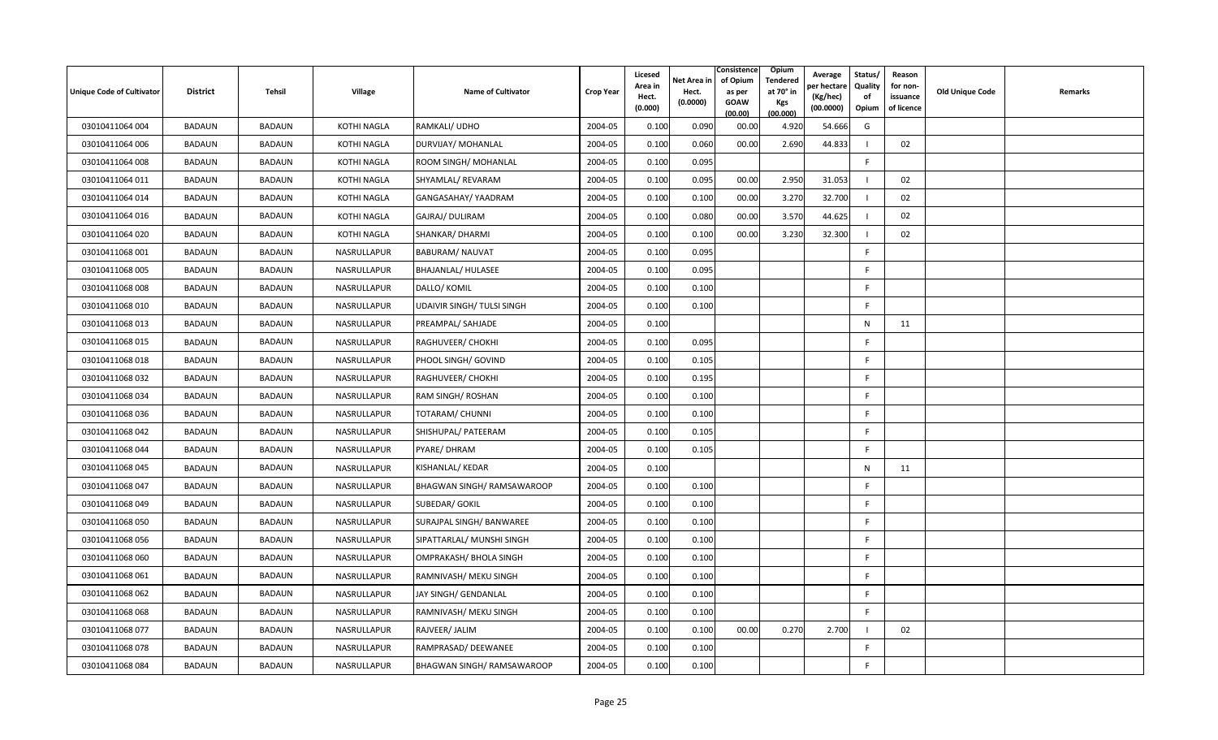| Unique Code of Cultivator | District | Tehsil | Village | Name of Cultivator | Crop Year | Licesed Area in Hect. (0.000) | Net Area in Hect. (0.0000) | Consistence of Opium as per GOAW (00.00) | Opium Tendered at 70° in Kgs (00.000) | Average per hectare (Kg/hec) (00.0000) | Status/ Quality of Opium | Reason for non-issuance of licence | Old Unique Code | Remarks |
|---|---|---|---|---|---|---|---|---|---|---|---|---|---|---|
| 03010411064 004 | BADAUN | BADAUN | KOTHI NAGLA | RAMKALI/ UDHO | 2004-05 | 0.100 | 0.090 | 00.00 | 4.920 | 54.666 | G | | | |
| 03010411064 006 | BADAUN | BADAUN | KOTHI NAGLA | DURVIJAY/ MOHANLAL | 2004-05 | 0.100 | 0.060 | 00.00 | 2.690 | 44.833 | I | 02 | | |
| 03010411064 008 | BADAUN | BADAUN | KOTHI NAGLA | ROOM SINGH/ MOHANLAL | 2004-05 | 0.100 | 0.095 | | | | F | | | |
| 03010411064 011 | BADAUN | BADAUN | KOTHI NAGLA | SHYAMLAL/ REVARAM | 2004-05 | 0.100 | 0.095 | 00.00 | 2.950 | 31.053 | I | 02 | | |
| 03010411064 014 | BADAUN | BADAUN | KOTHI NAGLA | GANGASAHAY/ YAADRAM | 2004-05 | 0.100 | 0.100 | 00.00 | 3.270 | 32.700 | I | 02 | | |
| 03010411064 016 | BADAUN | BADAUN | KOTHI NAGLA | GAJRAJ/ DULIRAM | 2004-05 | 0.100 | 0.080 | 00.00 | 3.570 | 44.625 | I | 02 | | |
| 03010411064 020 | BADAUN | BADAUN | KOTHI NAGLA | SHANKAR/ DHARMI | 2004-05 | 0.100 | 0.100 | 00.00 | 3.230 | 32.300 | I | 02 | | |
| 03010411068 001 | BADAUN | BADAUN | NASRULLAPUR | BABURAM/ NAUVAT | 2004-05 | 0.100 | 0.095 | | | | F | | | |
| 03010411068 005 | BADAUN | BADAUN | NASRULLAPUR | BHAJANLAL/ HULASEE | 2004-05 | 0.100 | 0.095 | | | | F | | | |
| 03010411068 008 | BADAUN | BADAUN | NASRULLAPUR | DALLO/ KOMIL | 2004-05 | 0.100 | 0.100 | | | | F | | | |
| 03010411068 010 | BADAUN | BADAUN | NASRULLAPUR | UDAIVIR SINGH/ TULSI SINGH | 2004-05 | 0.100 | 0.100 | | | | F | | | |
| 03010411068 013 | BADAUN | BADAUN | NASRULLAPUR | PREAMPAL/ SAHJADE | 2004-05 | 0.100 | | | | | N | 11 | | |
| 03010411068 015 | BADAUN | BADAUN | NASRULLAPUR | RAGHUVEER/ CHOKHI | 2004-05 | 0.100 | 0.095 | | | | F | | | |
| 03010411068 018 | BADAUN | BADAUN | NASRULLAPUR | PHOOL SINGH/ GOVIND | 2004-05 | 0.100 | 0.105 | | | | F | | | |
| 03010411068 032 | BADAUN | BADAUN | NASRULLAPUR | RAGHUVEER/ CHOKHI | 2004-05 | 0.100 | 0.195 | | | | F | | | |
| 03010411068 034 | BADAUN | BADAUN | NASRULLAPUR | RAM SINGH/ ROSHAN | 2004-05 | 0.100 | 0.100 | | | | F | | | |
| 03010411068 036 | BADAUN | BADAUN | NASRULLAPUR | TOTARAM/ CHUNNI | 2004-05 | 0.100 | 0.100 | | | | F | | | |
| 03010411068 042 | BADAUN | BADAUN | NASRULLAPUR | SHISHUPAL/ PATEERAM | 2004-05 | 0.100 | 0.105 | | | | F | | | |
| 03010411068 044 | BADAUN | BADAUN | NASRULLAPUR | PYARE/ DHRAM | 2004-05 | 0.100 | 0.105 | | | | F | | | |
| 03010411068 045 | BADAUN | BADAUN | NASRULLAPUR | KISHANLAL/ KEDAR | 2004-05 | 0.100 | | | | | N | 11 | | |
| 03010411068 047 | BADAUN | BADAUN | NASRULLAPUR | BHAGWAN SINGH/ RAMSAWAROOP | 2004-05 | 0.100 | 0.100 | | | | F | | | |
| 03010411068 049 | BADAUN | BADAUN | NASRULLAPUR | SUBEDAR/ GOKIL | 2004-05 | 0.100 | 0.100 | | | | F | | | |
| 03010411068 050 | BADAUN | BADAUN | NASRULLAPUR | SURAJPAL SINGH/ BANWAREE | 2004-05 | 0.100 | 0.100 | | | | F | | | |
| 03010411068 056 | BADAUN | BADAUN | NASRULLAPUR | SIPATTARLAL/ MUNSHI SINGH | 2004-05 | 0.100 | 0.100 | | | | F | | | |
| 03010411068 060 | BADAUN | BADAUN | NASRULLAPUR | OMPRAKASH/ BHOLA SINGH | 2004-05 | 0.100 | 0.100 | | | | F | | | |
| 03010411068 061 | BADAUN | BADAUN | NASRULLAPUR | RAMNIVASH/ MEKU SINGH | 2004-05 | 0.100 | 0.100 | | | | F | | | |
| 03010411068 062 | BADAUN | BADAUN | NASRULLAPUR | JAY SINGH/ GENDANLAL | 2004-05 | 0.100 | 0.100 | | | | F | | | |
| 03010411068 068 | BADAUN | BADAUN | NASRULLAPUR | RAMNIVASH/ MEKU SINGH | 2004-05 | 0.100 | 0.100 | | | | F | | | |
| 03010411068 077 | BADAUN | BADAUN | NASRULLAPUR | RAJVEER/ JALIM | 2004-05 | 0.100 | 0.100 | 00.00 | 0.270 | 2.700 | I | 02 | | |
| 03010411068 078 | BADAUN | BADAUN | NASRULLAPUR | RAMPRASAD/ DEEWANEE | 2004-05 | 0.100 | 0.100 | | | | F | | | |
| 03010411068 084 | BADAUN | BADAUN | NASRULLAPUR | BHAGWAN SINGH/ RAMSAWAROOP | 2004-05 | 0.100 | 0.100 | | | | F | | | |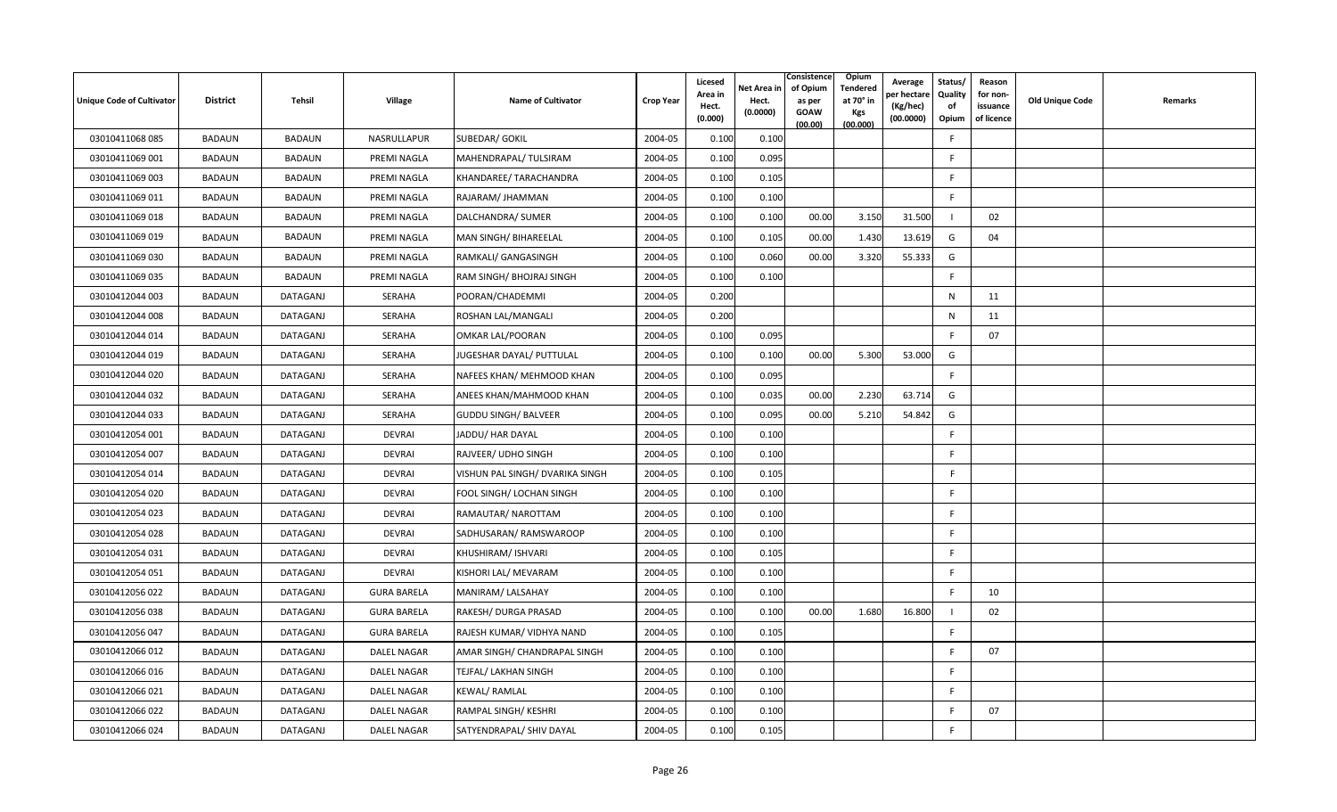| Unique Code of Cultivator | District | Tehsil | Village | Name of Cultivator | Crop Year | Licesed Area in Hect. (0.000) | Net Area in Hect. (0.0000) | Consistence of Opium as per GOAW (00.00) | Opium Tendered at 70° in Kgs (00.000) | Average per hectare (Kg/hec) (00.0000) | Status/ Quality of Opium | Reason for non-issuance of licence | Old Unique Code | Remarks |
|---|---|---|---|---|---|---|---|---|---|---|---|---|---|---|
| 03010411068 085 | BADAUN | BADAUN | NASRULLAPUR | SUBEDAR/ GOKIL | 2004-05 | 0.100 | 0.100 | | | | F | | | |
| 03010411069 001 | BADAUN | BADAUN | PREMI NAGLA | MAHENDRAPAL/ TULSIRAM | 2004-05 | 0.100 | 0.095 | | | | F | | | |
| 03010411069 003 | BADAUN | BADAUN | PREMI NAGLA | KHANDAREE/ TARACHANDRA | 2004-05 | 0.100 | 0.105 | | | | F | | | |
| 03010411069 011 | BADAUN | BADAUN | PREMI NAGLA | RAJARAM/ JHAMMAN | 2004-05 | 0.100 | 0.100 | | | | F | | | |
| 03010411069 018 | BADAUN | BADAUN | PREMI NAGLA | DALCHANDRA/ SUMER | 2004-05 | 0.100 | 0.100 | 00.00 | 3.150 | 31.500 | I | 02 | | |
| 03010411069 019 | BADAUN | BADAUN | PREMI NAGLA | MAN SINGH/ BIHAREELAL | 2004-05 | 0.100 | 0.105 | 00.00 | 1.430 | 13.619 | G | 04 | | |
| 03010411069 030 | BADAUN | BADAUN | PREMI NAGLA | RAMKALI/ GANGASINGH | 2004-05 | 0.100 | 0.060 | 00.00 | 3.320 | 55.333 | G | | | |
| 03010411069 035 | BADAUN | BADAUN | PREMI NAGLA | RAM SINGH/ BHOJRAJ SINGH | 2004-05 | 0.100 | 0.100 | | | | F | | | |
| 03010412044 003 | BADAUN | DATAGANJ | SERAHA | POORAN/CHADEMMI | 2004-05 | 0.200 | | | | | N | 11 | | |
| 03010412044 008 | BADAUN | DATAGANJ | SERAHA | ROSHAN LAL/MANGALI | 2004-05 | 0.200 | | | | | N | 11 | | |
| 03010412044 014 | BADAUN | DATAGANJ | SERAHA | OMKAR LAL/POORAN | 2004-05 | 0.100 | 0.095 | | | | F | 07 | | |
| 03010412044 019 | BADAUN | DATAGANJ | SERAHA | JUGESHAR DAYAL/ PUTTULAL | 2004-05 | 0.100 | 0.100 | 00.00 | 5.300 | 53.000 | G | | | |
| 03010412044 020 | BADAUN | DATAGANJ | SERAHA | NAFEES KHAN/ MEHMOOD KHAN | 2004-05 | 0.100 | 0.095 | | | | F | | | |
| 03010412044 032 | BADAUN | DATAGANJ | SERAHA | ANEES KHAN/MAHMOOD KHAN | 2004-05 | 0.100 | 0.035 | 00.00 | 2.230 | 63.714 | G | | | |
| 03010412044 033 | BADAUN | DATAGANJ | SERAHA | GUDDU SINGH/ BALVEER | 2004-05 | 0.100 | 0.095 | 00.00 | 5.210 | 54.842 | G | | | |
| 03010412054 001 | BADAUN | DATAGANJ | DEVRAI | JADDU/ HAR DAYAL | 2004-05 | 0.100 | 0.100 | | | | F | | | |
| 03010412054 007 | BADAUN | DATAGANJ | DEVRAI | RAJVEER/ UDHO SINGH | 2004-05 | 0.100 | 0.100 | | | | F | | | |
| 03010412054 014 | BADAUN | DATAGANJ | DEVRAI | VISHUN PAL SINGH/ DVARIKA SINGH | 2004-05 | 0.100 | 0.105 | | | | F | | | |
| 03010412054 020 | BADAUN | DATAGANJ | DEVRAI | FOOL SINGH/ LOCHAN SINGH | 2004-05 | 0.100 | 0.100 | | | | F | | | |
| 03010412054 023 | BADAUN | DATAGANJ | DEVRAI | RAMAUTAR/ NAROTTAM | 2004-05 | 0.100 | 0.100 | | | | F | | | |
| 03010412054 028 | BADAUN | DATAGANJ | DEVRAI | SADHUSARAN/ RAMSWAROOP | 2004-05 | 0.100 | 0.100 | | | | F | | | |
| 03010412054 031 | BADAUN | DATAGANJ | DEVRAI | KHUSHIRAM/ ISHVARI | 2004-05 | 0.100 | 0.105 | | | | F | | | |
| 03010412054 051 | BADAUN | DATAGANJ | DEVRAI | KISHORI LAL/ MEVARAM | 2004-05 | 0.100 | 0.100 | | | | F | | | |
| 03010412056 022 | BADAUN | DATAGANJ | GURA BARELA | MANIRAM/ LALSAHAY | 2004-05 | 0.100 | 0.100 | | | | F | 10 | | |
| 03010412056 038 | BADAUN | DATAGANJ | GURA BARELA | RAKESH/ DURGA PRASAD | 2004-05 | 0.100 | 0.100 | 00.00 | 1.680 | 16.800 | I | 02 | | |
| 03010412056 047 | BADAUN | DATAGANJ | GURA BARELA | RAJESH KUMAR/ VIDHYA NAND | 2004-05 | 0.100 | 0.105 | | | | F | | | |
| 03010412066 012 | BADAUN | DATAGANJ | DALEL NAGAR | AMAR SINGH/ CHANDRAPAL SINGH | 2004-05 | 0.100 | 0.100 | | | | F | 07 | | |
| 03010412066 016 | BADAUN | DATAGANJ | DALEL NAGAR | TEJFAL/ LAKHAN SINGH | 2004-05 | 0.100 | 0.100 | | | | F | | | |
| 03010412066 021 | BADAUN | DATAGANJ | DALEL NAGAR | KEWAL/ RAMLAL | 2004-05 | 0.100 | 0.100 | | | | F | | | |
| 03010412066 022 | BADAUN | DATAGANJ | DALEL NAGAR | RAMPAL SINGH/ KESHRI | 2004-05 | 0.100 | 0.100 | | | | F | 07 | | |
| 03010412066 024 | BADAUN | DATAGANJ | DALEL NAGAR | SATYENDRAPAL/ SHIV DAYAL | 2004-05 | 0.100 | 0.105 | | | | F | | | |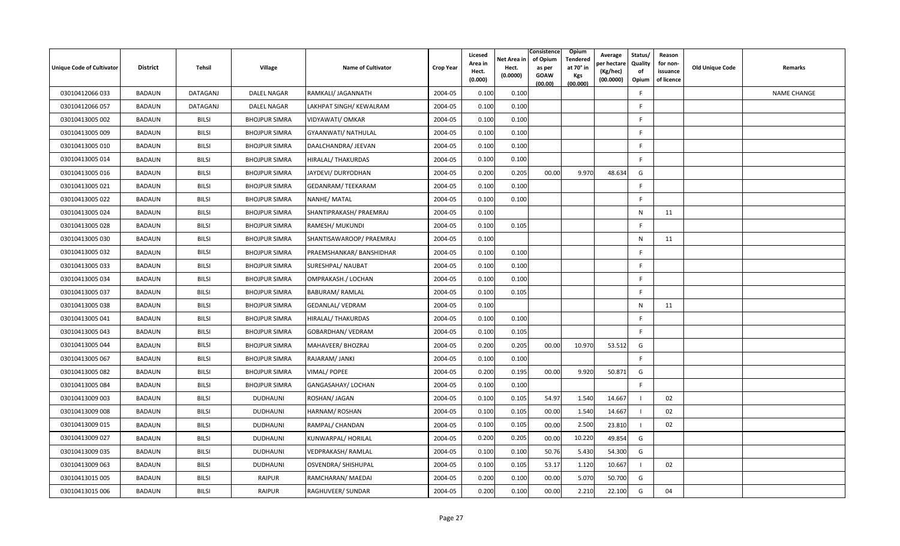| Unique Code of Cultivator | District | Tehsil | Village | Name of Cultivator | Crop Year | Licesed Area in Hect. (0.000) | Net Area in Hect. (0.0000) | Consistence of Opium as per GOAW (00.00) | Opium Tendered at 70° in Kgs (00.000) | Average per hectare (Kg/hec) (00.0000) | Status/ Quality of Opium | Reason for non-issuance of licence | Old Unique Code | Remarks |
|---|---|---|---|---|---|---|---|---|---|---|---|---|---|---|
| 03010412066 033 | BADAUN | DATAGANJ | DALEL NAGAR | RAMKALI/ JAGANNATH | 2004-05 | 0.100 | 0.100 | | | | F | | | NAME CHANGE |
| 03010412066 057 | BADAUN | DATAGANJ | DALEL NAGAR | LAKHPAT SINGH/ KEWALRAM | 2004-05 | 0.100 | 0.100 | | | | F | | | |
| 03010413005 002 | BADAUN | BILSI | BHOJPUR SIMRA | VIDYAWATI/ OMKAR | 2004-05 | 0.100 | 0.100 | | | | F | | | |
| 03010413005 009 | BADAUN | BILSI | BHOJPUR SIMRA | GYAANWATI/ NATHULAL | 2004-05 | 0.100 | 0.100 | | | | F | | | |
| 03010413005 010 | BADAUN | BILSI | BHOJPUR SIMRA | DAALCHANDRA/ JEEVAN | 2004-05 | 0.100 | 0.100 | | | | F | | | |
| 03010413005 014 | BADAUN | BILSI | BHOJPUR SIMRA | HIRALAL/ THAKURDAS | 2004-05 | 0.100 | 0.100 | | | | F | | | |
| 03010413005 016 | BADAUN | BILSI | BHOJPUR SIMRA | JAYDEVI/ DURYODHAN | 2004-05 | 0.200 | 0.205 | 00.00 | 9.970 | 48.634 | G | | | |
| 03010413005 021 | BADAUN | BILSI | BHOJPUR SIMRA | GEDANRAM/ TEEKARAM | 2004-05 | 0.100 | 0.100 | | | | F | | | |
| 03010413005 022 | BADAUN | BILSI | BHOJPUR SIMRA | NANHE/ MATAL | 2004-05 | 0.100 | 0.100 | | | | F | | | |
| 03010413005 024 | BADAUN | BILSI | BHOJPUR SIMRA | SHANTIPRAKASH/ PRAEMRAJ | 2004-05 | 0.100 | | | | | N | 11 | | |
| 03010413005 028 | BADAUN | BILSI | BHOJPUR SIMRA | RAMESH/ MUKUNDI | 2004-05 | 0.100 | 0.105 | | | | F | | | |
| 03010413005 030 | BADAUN | BILSI | BHOJPUR SIMRA | SHANTISAWAROOP/ PRAEMRAJ | 2004-05 | 0.100 | | | | | N | 11 | | |
| 03010413005 032 | BADAUN | BILSI | BHOJPUR SIMRA | PRAEMSHANKAR/ BANSHIDHAR | 2004-05 | 0.100 | 0.100 | | | | F | | | |
| 03010413005 033 | BADAUN | BILSI | BHOJPUR SIMRA | SURESHPAL/ NAUBAT | 2004-05 | 0.100 | 0.100 | | | | F | | | |
| 03010413005 034 | BADAUN | BILSI | BHOJPUR SIMRA | OMPRAKASH./ LOCHAN | 2004-05 | 0.100 | 0.100 | | | | F | | | |
| 03010413005 037 | BADAUN | BILSI | BHOJPUR SIMRA | BABURAM/ RAMLAL | 2004-05 | 0.100 | 0.105 | | | | F | | | |
| 03010413005 038 | BADAUN | BILSI | BHOJPUR SIMRA | GEDANLAL/ VEDRAM | 2004-05 | 0.100 | | | | | N | 11 | | |
| 03010413005 041 | BADAUN | BILSI | BHOJPUR SIMRA | HIRALAL/ THAKURDAS | 2004-05 | 0.100 | 0.100 | | | | F | | | |
| 03010413005 043 | BADAUN | BILSI | BHOJPUR SIMRA | GOBARDHAN/ VEDRAM | 2004-05 | 0.100 | 0.105 | | | | F | | | |
| 03010413005 044 | BADAUN | BILSI | BHOJPUR SIMRA | MAHAVEER/ BHOZRAJ | 2004-05 | 0.200 | 0.205 | 00.00 | 10.970 | 53.512 | G | | | |
| 03010413005 067 | BADAUN | BILSI | BHOJPUR SIMRA | RAJARAM/ JANKI | 2004-05 | 0.100 | 0.100 | | | | F | | | |
| 03010413005 082 | BADAUN | BILSI | BHOJPUR SIMRA | VIMAL/ POPEE | 2004-05 | 0.200 | 0.195 | 00.00 | 9.920 | 50.871 | G | | | |
| 03010413005 084 | BADAUN | BILSI | BHOJPUR SIMRA | GANGASAHAY/ LOCHAN | 2004-05 | 0.100 | 0.100 | | | | F | | | |
| 03010413009 003 | BADAUN | BILSI | DUDHAUNI | ROSHAN/ JAGAN | 2004-05 | 0.100 | 0.105 | 54.97 | 1.540 | 14.667 | I | 02 | | |
| 03010413009 008 | BADAUN | BILSI | DUDHAUNI | HARNAM/ ROSHAN | 2004-05 | 0.100 | 0.105 | 00.00 | 1.540 | 14.667 | I | 02 | | |
| 03010413009 015 | BADAUN | BILSI | DUDHAUNI | RAMPAL/ CHANDAN | 2004-05 | 0.100 | 0.105 | 00.00 | 2.500 | 23.810 | I | 02 | | |
| 03010413009 027 | BADAUN | BILSI | DUDHAUNI | KUNWARPAL/ HORILAL | 2004-05 | 0.200 | 0.205 | 00.00 | 10.220 | 49.854 | G | | | |
| 03010413009 035 | BADAUN | BILSI | DUDHAUNI | VEDPRAKASH/ RAMLAL | 2004-05 | 0.100 | 0.100 | 50.76 | 5.430 | 54.300 | G | | | |
| 03010413009 063 | BADAUN | BILSI | DUDHAUNI | OSVENDRA/ SHISHUPAL | 2004-05 | 0.100 | 0.105 | 53.17 | 1.120 | 10.667 | I | 02 | | |
| 03010413015 005 | BADAUN | BILSI | RAIPUR | RAMCHARAN/ MAEDAI | 2004-05 | 0.200 | 0.100 | 00.00 | 5.070 | 50.700 | G | | | |
| 03010413015 006 | BADAUN | BILSI | RAIPUR | RAGHUVEER/ SUNDAR | 2004-05 | 0.200 | 0.100 | 00.00 | 2.210 | 22.100 | G | 04 | | |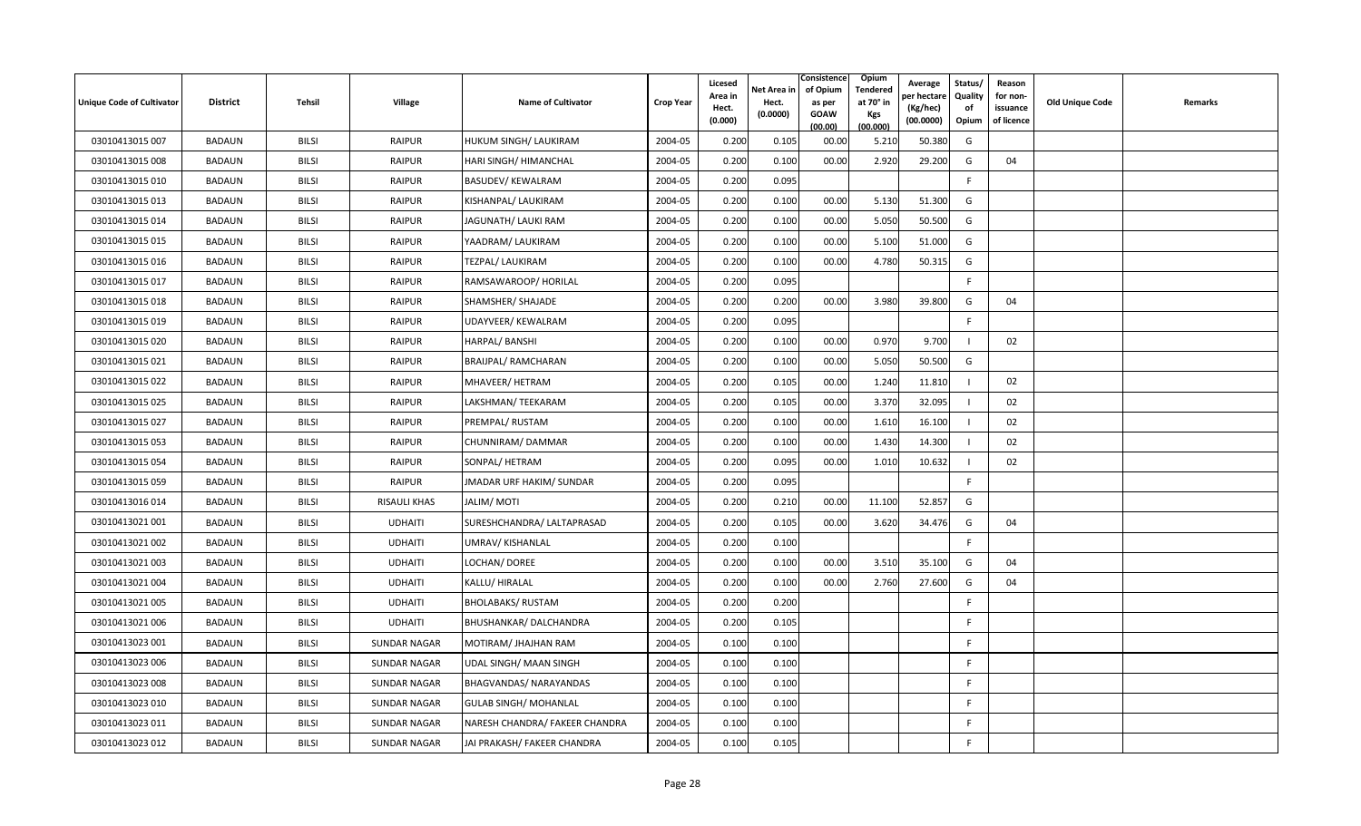| Unique Code of Cultivator | District | Tehsil | Village | Name of Cultivator | Crop Year | Licesed Area in Hect. (0.000) | Net Area in Hect. (0.0000) | Consistence of Opium as per GOAW (00.00) | Opium Tendered at 70° in Kgs (00.000) | Average per hectare (Kg/hec) (00.0000) | Status/ Quality of Opium | Reason for non-issuance of licence | Old Unique Code | Remarks |
|---|---|---|---|---|---|---|---|---|---|---|---|---|---|---|
| 03010413015 007 | BADAUN | BILSI | RAIPUR | HUKUM SINGH/ LAUKIRAM | 2004-05 | 0.200 | 0.105 | 00.00 | 5.210 | 50.380 | G | | | |
| 03010413015 008 | BADAUN | BILSI | RAIPUR | HARI SINGH/ HIMANCHAL | 2004-05 | 0.200 | 0.100 | 00.00 | 2.920 | 29.200 | G | 04 | | |
| 03010413015 010 | BADAUN | BILSI | RAIPUR | BASUDEV/ KEWALRAM | 2004-05 | 0.200 | 0.095 | | | | F | | | |
| 03010413015 013 | BADAUN | BILSI | RAIPUR | KISHANPAL/ LAUKIRAM | 2004-05 | 0.200 | 0.100 | 00.00 | 5.130 | 51.300 | G | | | |
| 03010413015 014 | BADAUN | BILSI | RAIPUR | JAGUNATH/ LAUKI RAM | 2004-05 | 0.200 | 0.100 | 00.00 | 5.050 | 50.500 | G | | | |
| 03010413015 015 | BADAUN | BILSI | RAIPUR | YAADRAM/ LAUKIRAM | 2004-05 | 0.200 | 0.100 | 00.00 | 5.100 | 51.000 | G | | | |
| 03010413015 016 | BADAUN | BILSI | RAIPUR | TEZPAL/ LAUKIRAM | 2004-05 | 0.200 | 0.100 | 00.00 | 4.780 | 50.315 | G | | | |
| 03010413015 017 | BADAUN | BILSI | RAIPUR | RAMSAWAROOP/ HORILAL | 2004-05 | 0.200 | 0.095 | | | | F | | | |
| 03010413015 018 | BADAUN | BILSI | RAIPUR | SHAMSHER/ SHAJADE | 2004-05 | 0.200 | 0.200 | 00.00 | 3.980 | 39.800 | G | 04 | | |
| 03010413015 019 | BADAUN | BILSI | RAIPUR | UDAYVEER/ KEWALRAM | 2004-05 | 0.200 | 0.095 | | | | F | | | |
| 03010413015 020 | BADAUN | BILSI | RAIPUR | HARPAL/ BANSHI | 2004-05 | 0.200 | 0.100 | 00.00 | 0.970 | 9.700 | I | 02 | | |
| 03010413015 021 | BADAUN | BILSI | RAIPUR | BRAIJPAL/ RAMCHARAN | 2004-05 | 0.200 | 0.100 | 00.00 | 5.050 | 50.500 | G | | | |
| 03010413015 022 | BADAUN | BILSI | RAIPUR | MHAVEER/ HETRAM | 2004-05 | 0.200 | 0.105 | 00.00 | 1.240 | 11.810 | I | 02 | | |
| 03010413015 025 | BADAUN | BILSI | RAIPUR | LAKSHMAN/ TEEKARAM | 2004-05 | 0.200 | 0.105 | 00.00 | 3.370 | 32.095 | I | 02 | | |
| 03010413015 027 | BADAUN | BILSI | RAIPUR | PREMPAL/ RUSTAM | 2004-05 | 0.200 | 0.100 | 00.00 | 1.610 | 16.100 | I | 02 | | |
| 03010413015 053 | BADAUN | BILSI | RAIPUR | CHUNNIRAM/ DAMMAR | 2004-05 | 0.200 | 0.100 | 00.00 | 1.430 | 14.300 | I | 02 | | |
| 03010413015 054 | BADAUN | BILSI | RAIPUR | SONPAL/ HETRAM | 2004-05 | 0.200 | 0.095 | 00.00 | 1.010 | 10.632 | I | 02 | | |
| 03010413015 059 | BADAUN | BILSI | RAIPUR | JMADAR URF HAKIM/ SUNDAR | 2004-05 | 0.200 | 0.095 | | | | F | | | |
| 03010413016 014 | BADAUN | BILSI | RISAULI KHAS | JALIM/ MOTI | 2004-05 | 0.200 | 0.210 | 00.00 | 11.100 | 52.857 | G | | | |
| 03010413021 001 | BADAUN | BILSI | UDHAITI | SURESHCHANDRA/ LALTAPRASAD | 2004-05 | 0.200 | 0.105 | 00.00 | 3.620 | 34.476 | G | 04 | | |
| 03010413021 002 | BADAUN | BILSI | UDHAITI | UMRAV/ KISHANLAL | 2004-05 | 0.200 | 0.100 | | | | F | | | |
| 03010413021 003 | BADAUN | BILSI | UDHAITI | LOCHAN/ DOREE | 2004-05 | 0.200 | 0.100 | 00.00 | 3.510 | 35.100 | G | 04 | | |
| 03010413021 004 | BADAUN | BILSI | UDHAITI | KALLU/ HIRALAL | 2004-05 | 0.200 | 0.100 | 00.00 | 2.760 | 27.600 | G | 04 | | |
| 03010413021 005 | BADAUN | BILSI | UDHAITI | BHOLABAKS/ RUSTAM | 2004-05 | 0.200 | 0.200 | | | | F | | | |
| 03010413021 006 | BADAUN | BILSI | UDHAITI | BHUSHANKAR/ DALCHANDRA | 2004-05 | 0.200 | 0.105 | | | | F | | | |
| 03010413023 001 | BADAUN | BILSI | SUNDAR NAGAR | MOTIRAM/ JHAJHAN RAM | 2004-05 | 0.100 | 0.100 | | | | F | | | |
| 03010413023 006 | BADAUN | BILSI | SUNDAR NAGAR | UDAL SINGH/ MAAN SINGH | 2004-05 | 0.100 | 0.100 | | | | F | | | |
| 03010413023 008 | BADAUN | BILSI | SUNDAR NAGAR | BHAGVANDAS/ NARAYANDAS | 2004-05 | 0.100 | 0.100 | | | | F | | | |
| 03010413023 010 | BADAUN | BILSI | SUNDAR NAGAR | GULAB SINGH/ MOHANLAL | 2004-05 | 0.100 | 0.100 | | | | F | | | |
| 03010413023 011 | BADAUN | BILSI | SUNDAR NAGAR | NARESH CHANDRA/ FAKEER CHANDRA | 2004-05 | 0.100 | 0.100 | | | | F | | | |
| 03010413023 012 | BADAUN | BILSI | SUNDAR NAGAR | JAI PRAKASH/ FAKEER CHANDRA | 2004-05 | 0.100 | 0.105 | | | | F | | | |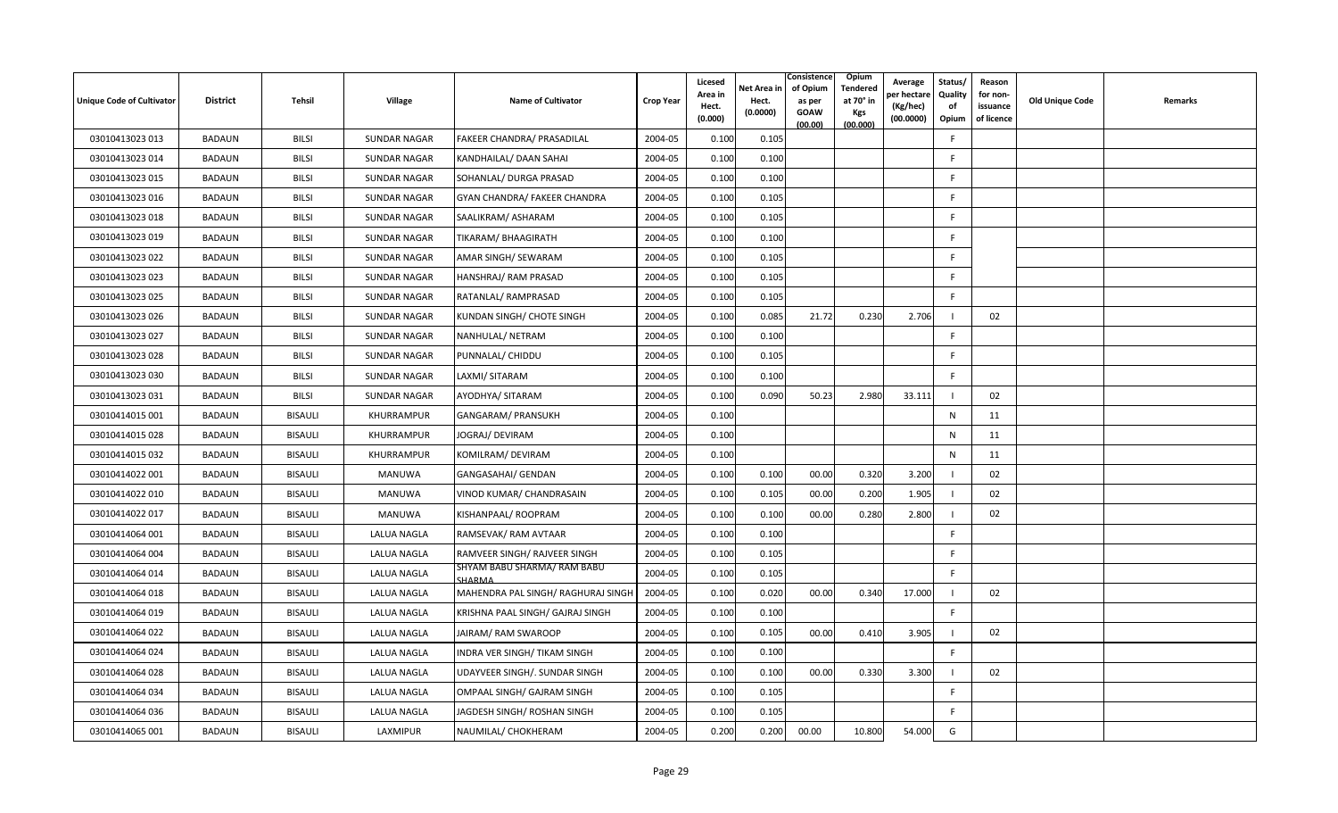| Unique Code of Cultivator | District | Tehsil | Village | Name of Cultivator | Crop Year | Licesed Area in Hect. (0.000) | Net Area in Hect. (0.0000) | Consistence of Opium as per GOAW (00.00) | Opium Tendered at 70° in Kgs (00.000) | Average per hectare (Kg/hec) (00.0000) | Status/ Quality of Opium | Reason for non-issuance of licence | Old Unique Code | Remarks |
|---|---|---|---|---|---|---|---|---|---|---|---|---|---|---|
| 03010413023 013 | BADAUN | BILSI | SUNDAR NAGAR | FAKEER CHANDRA/ PRASADILAL | 2004-05 | 0.100 | 0.105 | | | | F | | | |
| 03010413023 014 | BADAUN | BILSI | SUNDAR NAGAR | KANDHAILAL/ DAAN SAHAI | 2004-05 | 0.100 | 0.100 | | | | F | | | |
| 03010413023 015 | BADAUN | BILSI | SUNDAR NAGAR | SOHANLAL/ DURGA PRASAD | 2004-05 | 0.100 | 0.100 | | | | F | | | |
| 03010413023 016 | BADAUN | BILSI | SUNDAR NAGAR | GYAN CHANDRA/ FAKEER CHANDRA | 2004-05 | 0.100 | 0.105 | | | | F | | | |
| 03010413023 018 | BADAUN | BILSI | SUNDAR NAGAR | SAALIKRAM/ ASHARAM | 2004-05 | 0.100 | 0.105 | | | | F | | | |
| 03010413023 019 | BADAUN | BILSI | SUNDAR NAGAR | TIKARAM/ BHAAGIRATH | 2004-05 | 0.100 | 0.100 | | | | F | | | |
| 03010413023 022 | BADAUN | BILSI | SUNDAR NAGAR | AMAR SINGH/ SEWARAM | 2004-05 | 0.100 | 0.105 | | | | F | | | |
| 03010413023 023 | BADAUN | BILSI | SUNDAR NAGAR | HANSHRAJ/ RAM PRASAD | 2004-05 | 0.100 | 0.105 | | | | F | | | |
| 03010413023 025 | BADAUN | BILSI | SUNDAR NAGAR | RATANLAL/ RAMPRASAD | 2004-05 | 0.100 | 0.105 | | | | F | | | |
| 03010413023 026 | BADAUN | BILSI | SUNDAR NAGAR | KUNDAN SINGH/ CHOTE SINGH | 2004-05 | 0.100 | 0.085 | 21.72 | 0.230 | 2.706 | I | 02 | | |
| 03010413023 027 | BADAUN | BILSI | SUNDAR NAGAR | NANHULAL/ NETRAM | 2004-05 | 0.100 | 0.100 | | | | F | | | |
| 03010413023 028 | BADAUN | BILSI | SUNDAR NAGAR | PUNNALAL/ CHIDDU | 2004-05 | 0.100 | 0.105 | | | | F | | | |
| 03010413023 030 | BADAUN | BILSI | SUNDAR NAGAR | LAXMI/ SITARAM | 2004-05 | 0.100 | 0.100 | | | | F | | | |
| 03010413023 031 | BADAUN | BILSI | SUNDAR NAGAR | AYODHYA/ SITARAM | 2004-05 | 0.100 | 0.090 | 50.23 | 2.980 | 33.111 | I | 02 | | |
| 03010414015 001 | BADAUN | BISAULI | KHURRAMPUR | GANGARAM/ PRANSUKH | 2004-05 | 0.100 | | | | | N | 11 | | |
| 03010414015 028 | BADAUN | BISAULI | KHURRAMPUR | JOGRAJ/ DEVIRAM | 2004-05 | 0.100 | | | | | N | 11 | | |
| 03010414015 032 | BADAUN | BISAULI | KHURRAMPUR | KOMILRAM/ DEVIRAM | 2004-05 | 0.100 | | | | | N | 11 | | |
| 03010414022 001 | BADAUN | BISAULI | MANUWA | GANGASAHAI/ GENDAN | 2004-05 | 0.100 | 0.100 | 00.00 | 0.320 | 3.200 | I | 02 | | |
| 03010414022 010 | BADAUN | BISAULI | MANUWA | VINOD KUMAR/ CHANDRASAIN | 2004-05 | 0.100 | 0.105 | 00.00 | 0.200 | 1.905 | I | 02 | | |
| 03010414022 017 | BADAUN | BISAULI | MANUWA | KISHANPAAL/ ROOPRAM | 2004-05 | 0.100 | 0.100 | 00.00 | 0.280 | 2.800 | I | 02 | | |
| 03010414064 001 | BADAUN | BISAULI | LALUA NAGLA | RAMSEVAK/ RAM AVTAAR | 2004-05 | 0.100 | 0.100 | | | | F | | | |
| 03010414064 004 | BADAUN | BISAULI | LALUA NAGLA | RAMVEER SINGH/ RAJVEER SINGH | 2004-05 | 0.100 | 0.105 | | | | F | | | |
| 03010414064 014 | BADAUN | BISAULI | LALUA NAGLA | SHYAM BABU SHARMA/ RAM BABU SHARMA | 2004-05 | 0.100 | 0.105 | | | | F | | | |
| 03010414064 018 | BADAUN | BISAULI | LALUA NAGLA | MAHENDRA PAL SINGH/ RAGHURAJ SINGH | 2004-05 | 0.100 | 0.020 | 00.00 | 0.340 | 17.000 | I | 02 | | |
| 03010414064 019 | BADAUN | BISAULI | LALUA NAGLA | KRISHNA PAAL SINGH/ GAJRAJ SINGH | 2004-05 | 0.100 | 0.100 | | | | F | | | |
| 03010414064 022 | BADAUN | BISAULI | LALUA NAGLA | JAIRAM/ RAM SWAROOP | 2004-05 | 0.100 | 0.105 | 00.00 | 0.410 | 3.905 | I | 02 | | |
| 03010414064 024 | BADAUN | BISAULI | LALUA NAGLA | INDRA VER SINGH/ TIKAM SINGH | 2004-05 | 0.100 | 0.100 | | | | F | | | |
| 03010414064 028 | BADAUN | BISAULI | LALUA NAGLA | UDAYVEER SINGH/. SUNDAR SINGH | 2004-05 | 0.100 | 0.100 | 00.00 | 0.330 | 3.300 | I | 02 | | |
| 03010414064 034 | BADAUN | BISAULI | LALUA NAGLA | OMPAAL SINGH/ GAJRAM SINGH | 2004-05 | 0.100 | 0.105 | | | | F | | | |
| 03010414064 036 | BADAUN | BISAULI | LALUA NAGLA | JAGDESH SINGH/ ROSHAN SINGH | 2004-05 | 0.100 | 0.105 | | | | F | | | |
| 03010414065 001 | BADAUN | BISAULI | LAXMIPUR | NAUMILAL/ CHOKHERAM | 2004-05 | 0.200 | 0.200 | 00.00 | 10.800 | 54.000 | G | | | |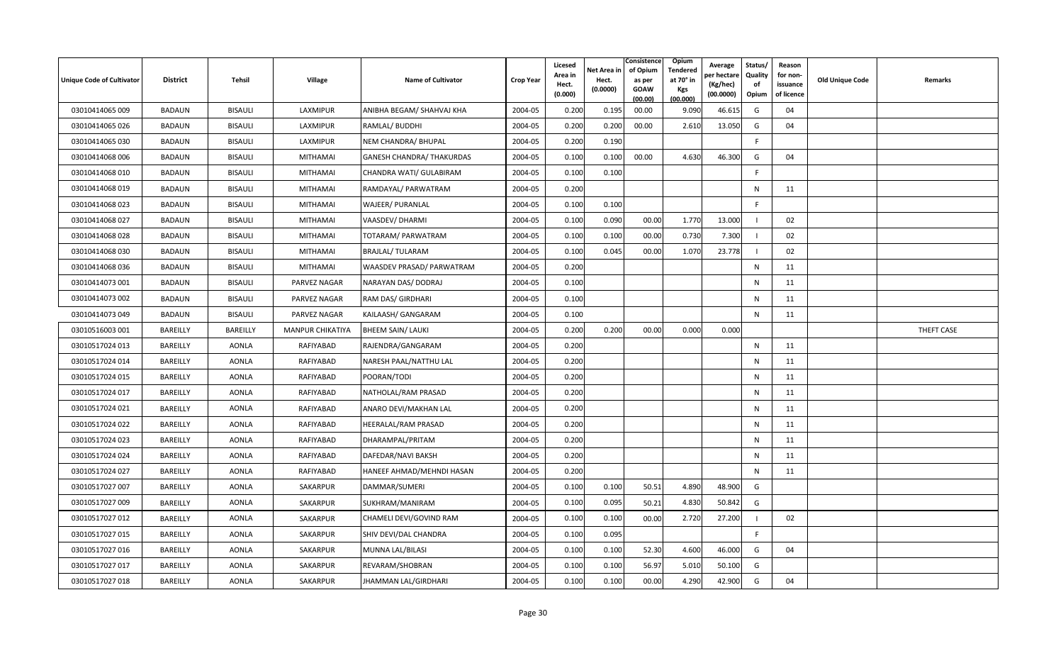| Unique Code of Cultivator | District | Tehsil | Village | Name of Cultivator | Crop Year | Licesed Area in Hect. (0.000) | Net Area in Hect. (0.0000) | Consistence of Opium as per GOAW (00.00) | Opium Tendered at 70° in Kgs (00.000) | Average per hectare (Kg/hec) (00.0000) | Status/ Quality of Opium | Reason for non-issuance of licence | Old Unique Code | Remarks |
|---|---|---|---|---|---|---|---|---|---|---|---|---|---|---|
| 03010414065 009 | BADAUN | BISAULI | LAXMIPUR | ANIBHA BEGAM/ SHAHVAJ KHA | 2004-05 | 0.200 | 0.195 | 00.00 | 9.090 | 46.615 | G | 04 | | |
| 03010414065 026 | BADAUN | BISAULI | LAXMIPUR | RAMLAL/ BUDDHI | 2004-05 | 0.200 | 0.200 | 00.00 | 2.610 | 13.050 | G | 04 | | |
| 03010414065 030 | BADAUN | BISAULI | LAXMIPUR | NEM CHANDRA/ BHUPAL | 2004-05 | 0.200 | 0.190 | | | | F | | | |
| 03010414068 006 | BADAUN | BISAULI | MITHAMAI | GANESH CHANDRA/ THAKURDAS | 2004-05 | 0.100 | 0.100 | 00.00 | 4.630 | 46.300 | G | 04 | | |
| 03010414068 010 | BADAUN | BISAULI | MITHAMAI | CHANDRA WATI/ GULABIRAM | 2004-05 | 0.100 | 0.100 | | | | F | | | |
| 03010414068 019 | BADAUN | BISAULI | MITHAMAI | RAMDAYAL/ PARWATRAM | 2004-05 | 0.200 | | | | | N | 11 | | |
| 03010414068 023 | BADAUN | BISAULI | MITHAMAI | WAJEER/ PURANLAL | 2004-05 | 0.100 | 0.100 | | | | F | | | |
| 03010414068 027 | BADAUN | BISAULI | MITHAMAI | VAASDEV/ DHARMI | 2004-05 | 0.100 | 0.090 | 00.00 | 1.770 | 13.000 | I | 02 | | |
| 03010414068 028 | BADAUN | BISAULI | MITHAMAI | TOTARAM/ PARWATRAM | 2004-05 | 0.100 | 0.100 | 00.00 | 0.730 | 7.300 | I | 02 | | |
| 03010414068 030 | BADAUN | BISAULI | MITHAMAI | BRAJLAL/ TULARAM | 2004-05 | 0.100 | 0.045 | 00.00 | 1.070 | 23.778 | I | 02 | | |
| 03010414068 036 | BADAUN | BISAULI | MITHAMAI | WAASDEV PRASAD/ PARWATRAM | 2004-05 | 0.200 | | | | | N | 11 | | |
| 03010414073 001 | BADAUN | BISAULI | PARVEZ NAGAR | NARAYAN DAS/ DODRAJ | 2004-05 | 0.100 | | | | | N | 11 | | |
| 03010414073 002 | BADAUN | BISAULI | PARVEZ NAGAR | RAM DAS/ GIRDHARI | 2004-05 | 0.100 | | | | | N | 11 | | |
| 03010414073 049 | BADAUN | BISAULI | PARVEZ NAGAR | KAILAASH/ GANGARAM | 2004-05 | 0.100 | | | | | N | 11 | | |
| 03010516003 001 | BAREILLY | BAREILLY | MANPUR CHIKATIYA | BHEEM SAIN/ LAUKI | 2004-05 | 0.200 | 0.200 | 00.00 | 0.000 | 0.000 | | | | THEFT CASE |
| 03010517024 013 | BAREILLY | AONLA | RAFIYABAD | RAJENDRA/GANGARAM | 2004-05 | 0.200 | | | | | N | 11 | | |
| 03010517024 014 | BAREILLY | AONLA | RAFIYABAD | NARESH PAAL/NATTHU LAL | 2004-05 | 0.200 | | | | | N | 11 | | |
| 03010517024 015 | BAREILLY | AONLA | RAFIYABAD | POORAN/TODI | 2004-05 | 0.200 | | | | | N | 11 | | |
| 03010517024 017 | BAREILLY | AONLA | RAFIYABAD | NATHOLAL/RAM PRASAD | 2004-05 | 0.200 | | | | | N | 11 | | |
| 03010517024 021 | BAREILLY | AONLA | RAFIYABAD | ANARO DEVI/MAKHAN LAL | 2004-05 | 0.200 | | | | | N | 11 | | |
| 03010517024 022 | BAREILLY | AONLA | RAFIYABAD | HEERALAL/RAM PRASAD | 2004-05 | 0.200 | | | | | N | 11 | | |
| 03010517024 023 | BAREILLY | AONLA | RAFIYABAD | DHARAMPAL/PRITAM | 2004-05 | 0.200 | | | | | N | 11 | | |
| 03010517024 024 | BAREILLY | AONLA | RAFIYABAD | DAFEDAR/NAVI BAKSH | 2004-05 | 0.200 | | | | | N | 11 | | |
| 03010517024 027 | BAREILLY | AONLA | RAFIYABAD | HANEEF AHMAD/MEHNDI HASAN | 2004-05 | 0.200 | | | | | N | 11 | | |
| 03010517027 007 | BAREILLY | AONLA | SAKARPUR | DAMMAR/SUMERI | 2004-05 | 0.100 | 0.100 | 50.51 | 4.890 | 48.900 | G | | | |
| 03010517027 009 | BAREILLY | AONLA | SAKARPUR | SUKHRAM/MANIRAM | 2004-05 | 0.100 | 0.095 | 50.21 | 4.830 | 50.842 | G | | | |
| 03010517027 012 | BAREILLY | AONLA | SAKARPUR | CHAMELI DEVI/GOVIND RAM | 2004-05 | 0.100 | 0.100 | 00.00 | 2.720 | 27.200 | I | 02 | | |
| 03010517027 015 | BAREILLY | AONLA | SAKARPUR | SHIV DEVI/DAL CHANDRA | 2004-05 | 0.100 | 0.095 | | | | F | | | |
| 03010517027 016 | BAREILLY | AONLA | SAKARPUR | MUNNA LAL/BILASI | 2004-05 | 0.100 | 0.100 | 52.30 | 4.600 | 46.000 | G | 04 | | |
| 03010517027 017 | BAREILLY | AONLA | SAKARPUR | REVARAM/SHOBRAN | 2004-05 | 0.100 | 0.100 | 56.97 | 5.010 | 50.100 | G | | | |
| 03010517027 018 | BAREILLY | AONLA | SAKARPUR | JHAMMAN LAL/GIRDHARI | 2004-05 | 0.100 | 0.100 | 00.00 | 4.290 | 42.900 | G | 04 | | |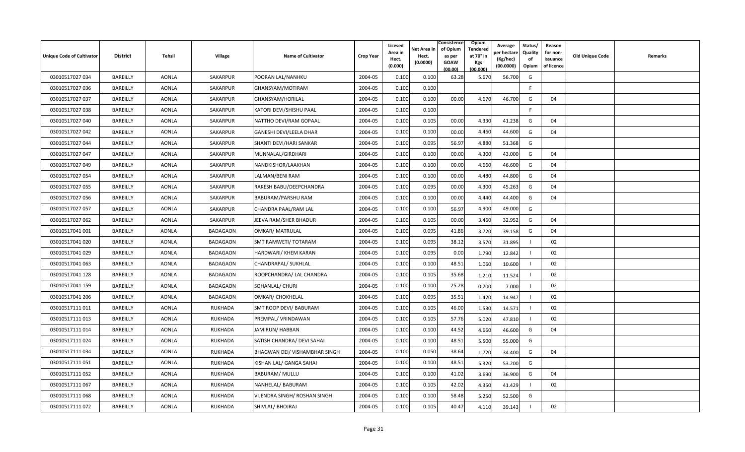| Unique Code of Cultivator | District | Tehsil | Village | Name of Cultivator | Crop Year | Licesed Area in Hect. (0.000) | Net Area in Hect. (0.0000) | Consistence of Opium as per GOAW (00.00) | Opium Tendered at 70° in Kgs (00.000) | Average per hectare (Kg/hec) (00.0000) | Status/ Quality of Opium | Reason for non-issuance of licence | Old Unique Code | Remarks |
|---|---|---|---|---|---|---|---|---|---|---|---|---|---|---|
| 03010517027 034 | BAREILLY | AONLA | SAKARPUR | POORAN LAL/NANHKU | 2004-05 | 0.100 | 0.100 | 63.28 | 5.670 | 56.700 | G | | | |
| 03010517027 036 | BAREILLY | AONLA | SAKARPUR | GHANSYAM/MOTIRAM | 2004-05 | 0.100 | 0.100 | | | | F | | | |
| 03010517027 037 | BAREILLY | AONLA | SAKARPUR | GHANSYAM/HORILAL | 2004-05 | 0.100 | 0.100 | 00.00 | 4.670 | 46.700 | G | 04 | | |
| 03010517027 038 | BAREILLY | AONLA | SAKARPUR | KATORI DEVI/SHISHU PAAL | 2004-05 | 0.100 | 0.100 | | | | F | | | |
| 03010517027 040 | BAREILLY | AONLA | SAKARPUR | NATTHO DEVI/RAM GOPAAL | 2004-05 | 0.100 | 0.105 | 00.00 | 4.330 | 41.238 | G | 04 | | |
| 03010517027 042 | BAREILLY | AONLA | SAKARPUR | GANESHI DEVI/LEELA DHAR | 2004-05 | 0.100 | 0.100 | 00.00 | 4.460 | 44.600 | G | 04 | | |
| 03010517027 044 | BAREILLY | AONLA | SAKARPUR | SHANTI DEVI/HARI SANKAR | 2004-05 | 0.100 | 0.095 | 56.97 | 4.880 | 51.368 | G | | | |
| 03010517027 047 | BAREILLY | AONLA | SAKARPUR | MUNNALAL/GIRDHARI | 2004-05 | 0.100 | 0.100 | 00.00 | 4.300 | 43.000 | G | 04 | | |
| 03010517027 049 | BAREILLY | AONLA | SAKARPUR | NANDKISHOR/LAAKHAN | 2004-05 | 0.100 | 0.100 | 00.00 | 4.660 | 46.600 | G | 04 | | |
| 03010517027 054 | BAREILLY | AONLA | SAKARPUR | LALMAN/BENI RAM | 2004-05 | 0.100 | 0.100 | 00.00 | 4.480 | 44.800 | G | 04 | | |
| 03010517027 055 | BAREILLY | AONLA | SAKARPUR | RAKESH BABU/DEEPCHANDRA | 2004-05 | 0.100 | 0.095 | 00.00 | 4.300 | 45.263 | G | 04 | | |
| 03010517027 056 | BAREILLY | AONLA | SAKARPUR | BABURAM/PARSHU RAM | 2004-05 | 0.100 | 0.100 | 00.00 | 4.440 | 44.400 | G | 04 | | |
| 03010517027 057 | BAREILLY | AONLA | SAKARPUR | CHANDRA PAAL/RAM LAL | 2004-05 | 0.100 | 0.100 | 56.97 | 4.900 | 49.000 | G | | | |
| 03010517027 062 | BAREILLY | AONLA | SAKARPUR | JEEVA RAM/SHER BHADUR | 2004-05 | 0.100 | 0.105 | 00.00 | 3.460 | 32.952 | G | 04 | | |
| 03010517041 001 | BAREILLY | AONLA | BADAGAON | OMKAR/ MATRULAL | 2004-05 | 0.100 | 0.095 | 41.86 | 3.720 | 39.158 | G | 04 | | |
| 03010517041 020 | BAREILLY | AONLA | BADAGAON | SMT RAMWETI/ TOTARAM | 2004-05 | 0.100 | 0.095 | 38.12 | 3.570 | 31.895 | I | 02 | | |
| 03010517041 029 | BAREILLY | AONLA | BADAGAON | HARDWARI/ KHEM KARAN | 2004-05 | 0.100 | 0.095 | 0.00 | 1.790 | 12.842 | I | 02 | | |
| 03010517041 063 | BAREILLY | AONLA | BADAGAON | CHANDRAPAL/ SUKHLAL | 2004-05 | 0.100 | 0.100 | 48.51 | 1.060 | 10.600 | I | 02 | | |
| 03010517041 128 | BAREILLY | AONLA | BADAGAON | ROOPCHANDRA/ LAL CHANDRA | 2004-05 | 0.100 | 0.105 | 35.68 | 1.210 | 11.524 | I | 02 | | |
| 03010517041 159 | BAREILLY | AONLA | BADAGAON | SOHANLAL/ CHURI | 2004-05 | 0.100 | 0.100 | 25.28 | 0.700 | 7.000 | I | 02 | | |
| 03010517041 206 | BAREILLY | AONLA | BADAGAON | OMKAR/ CHOKHELAL | 2004-05 | 0.100 | 0.095 | 35.51 | 1.420 | 14.947 | I | 02 | | |
| 03010517111 011 | BAREILLY | AONLA | RUKHADA | SMT ROOP DEVI/ BABURAM | 2004-05 | 0.100 | 0.105 | 46.00 | 1.530 | 14.571 | I | 02 | | |
| 03010517111 013 | BAREILLY | AONLA | RUKHADA | PREMPAL/ VRINDAWAN | 2004-05 | 0.100 | 0.105 | 57.76 | 5.020 | 47.810 | I | 02 | | |
| 03010517111 014 | BAREILLY | AONLA | RUKHADA | JAMIRUN/ HABBAN | 2004-05 | 0.100 | 0.100 | 44.52 | 4.660 | 46.600 | G | 04 | | |
| 03010517111 024 | BAREILLY | AONLA | RUKHADA | SATISH CHANDRA/ DEVI SAHAI | 2004-05 | 0.100 | 0.100 | 48.51 | 5.500 | 55.000 | G | | | |
| 03010517111 034 | BAREILLY | AONLA | RUKHADA | BHAGWAN DEI/ VISHAMBHAR SINGH | 2004-05 | 0.100 | 0.050 | 38.64 | 1.720 | 34.400 | G | 04 | | |
| 03010517111 051 | BAREILLY | AONLA | RUKHADA | KISHAN LAL/ GANGA SAHAI | 2004-05 | 0.100 | 0.100 | 48.51 | 5.320 | 53.200 | G | | | |
| 03010517111 052 | BAREILLY | AONLA | RUKHADA | BABURAM/ MULLU | 2004-05 | 0.100 | 0.100 | 41.02 | 3.690 | 36.900 | G | 04 | | |
| 03010517111 067 | BAREILLY | AONLA | RUKHADA | NANHELAL/ BABURAM | 2004-05 | 0.100 | 0.105 | 42.02 | 4.350 | 41.429 | I | 02 | | |
| 03010517111 068 | BAREILLY | AONLA | RUKHADA | VIJENDRA SINGH/ ROSHAN SINGH | 2004-05 | 0.100 | 0.100 | 58.48 | 5.250 | 52.500 | G | | | |
| 03010517111 072 | BAREILLY | AONLA | RUKHADA | SHIVLAL/ BHOJRAJ | 2004-05 | 0.100 | 0.105 | 40.47 | 4.110 | 39.143 | I | 02 | | |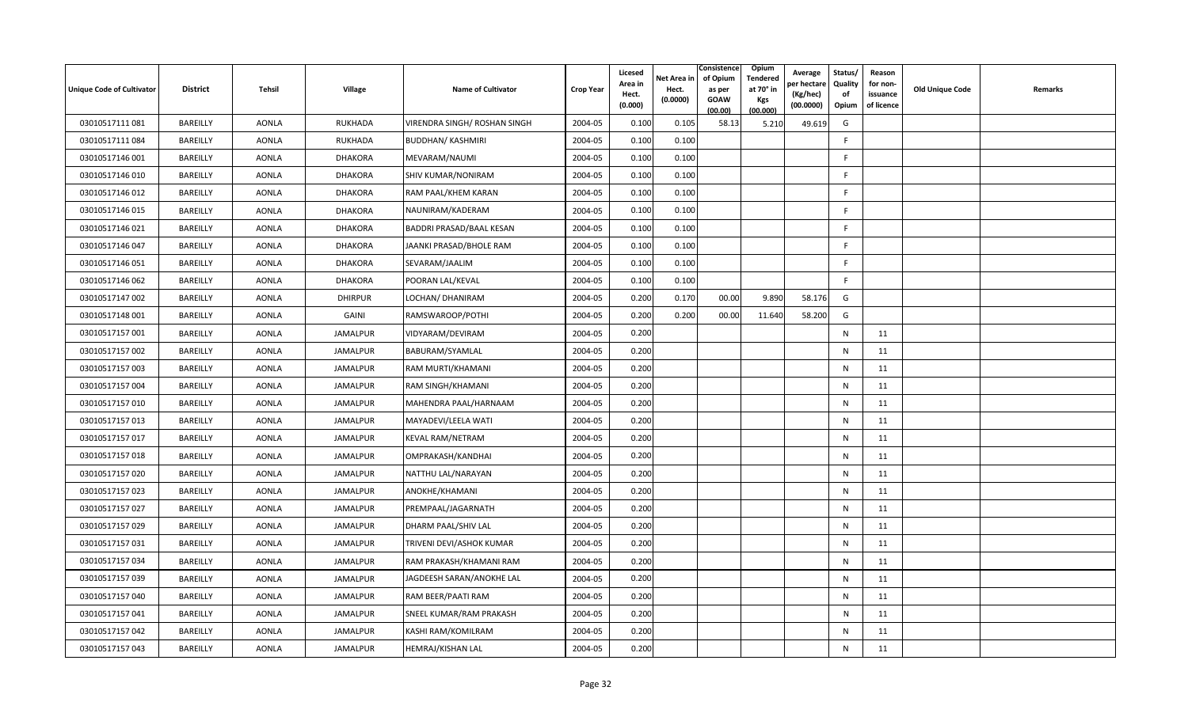| Unique Code of Cultivator | District | Tehsil | Village | Name of Cultivator | Crop Year | Licesed Area in Hect. (0.000) | Net Area in Hect. (0.0000) | Consistence of Opium as per GOAW (00.00) | Opium Tendered at 70° in Kgs (00.000) | Average per hectare (Kg/hec) (00.0000) | Status/ Quality of Opium | Reason for non-issuance of licence | Old Unique Code | Remarks |
|---|---|---|---|---|---|---|---|---|---|---|---|---|---|---|
| 03010517111 081 | BAREILLY | AONLA | RUKHADA | VIRENDRA SINGH/ ROSHAN SINGH | 2004-05 | 0.100 | 0.105 | 58.13 | 5.210 | 49.619 | G | | | |
| 03010517111 084 | BAREILLY | AONLA | RUKHADA | BUDDHAN/ KASHMIRI | 2004-05 | 0.100 | 0.100 | | | | F | | | |
| 03010517146 001 | BAREILLY | AONLA | DHAKORA | MEVARAM/NAUMI | 2004-05 | 0.100 | 0.100 | | | | F | | | |
| 03010517146 010 | BAREILLY | AONLA | DHAKORA | SHIV KUMAR/NONIRAM | 2004-05 | 0.100 | 0.100 | | | | F | | | |
| 03010517146 012 | BAREILLY | AONLA | DHAKORA | RAM PAAL/KHEM KARAN | 2004-05 | 0.100 | 0.100 | | | | F | | | |
| 03010517146 015 | BAREILLY | AONLA | DHAKORA | NAUNIRAM/KADERAM | 2004-05 | 0.100 | 0.100 | | | | F | | | |
| 03010517146 021 | BAREILLY | AONLA | DHAKORA | BADDRI PRASAD/BAAL KESAN | 2004-05 | 0.100 | 0.100 | | | | F | | | |
| 03010517146 047 | BAREILLY | AONLA | DHAKORA | JAANKI PRASAD/BHOLE RAM | 2004-05 | 0.100 | 0.100 | | | | F | | | |
| 03010517146 051 | BAREILLY | AONLA | DHAKORA | SEVARAM/JAALIM | 2004-05 | 0.100 | 0.100 | | | | F | | | |
| 03010517146 062 | BAREILLY | AONLA | DHAKORA | POORAN LAL/KEVAL | 2004-05 | 0.100 | 0.100 | | | | F | | | |
| 03010517147 002 | BAREILLY | AONLA | DHIRPUR | LOCHAN/ DHANIRAM | 2004-05 | 0.200 | 0.170 | 00.00 | 9.890 | 58.176 | G | | | |
| 03010517148 001 | BAREILLY | AONLA | GAINI | RAMSWAROOP/POTHI | 2004-05 | 0.200 | 0.200 | 00.00 | 11.640 | 58.200 | G | | | |
| 03010517157 001 | BAREILLY | AONLA | JAMALPUR | VIDYARAM/DEVIRAM | 2004-05 | 0.200 | | | | | N | 11 | | |
| 03010517157 002 | BAREILLY | AONLA | JAMALPUR | BABURAM/SYAMLAL | 2004-05 | 0.200 | | | | | N | 11 | | |
| 03010517157 003 | BAREILLY | AONLA | JAMALPUR | RAM MURTI/KHAMANI | 2004-05 | 0.200 | | | | | N | 11 | | |
| 03010517157 004 | BAREILLY | AONLA | JAMALPUR | RAM SINGH/KHAMANI | 2004-05 | 0.200 | | | | | N | 11 | | |
| 03010517157 010 | BAREILLY | AONLA | JAMALPUR | MAHENDRA PAAL/HARNAAM | 2004-05 | 0.200 | | | | | N | 11 | | |
| 03010517157 013 | BAREILLY | AONLA | JAMALPUR | MAYADEVI/LEELA WATI | 2004-05 | 0.200 | | | | | N | 11 | | |
| 03010517157 017 | BAREILLY | AONLA | JAMALPUR | KEVAL RAM/NETRAM | 2004-05 | 0.200 | | | | | N | 11 | | |
| 03010517157 018 | BAREILLY | AONLA | JAMALPUR | OMPRAKASH/KANDHAI | 2004-05 | 0.200 | | | | | N | 11 | | |
| 03010517157 020 | BAREILLY | AONLA | JAMALPUR | NATTHU LAL/NARAYAN | 2004-05 | 0.200 | | | | | N | 11 | | |
| 03010517157 023 | BAREILLY | AONLA | JAMALPUR | ANOKHE/KHAMANI | 2004-05 | 0.200 | | | | | N | 11 | | |
| 03010517157 027 | BAREILLY | AONLA | JAMALPUR | PREMPAAL/JAGARNATH | 2004-05 | 0.200 | | | | | N | 11 | | |
| 03010517157 029 | BAREILLY | AONLA | JAMALPUR | DHARM PAAL/SHIV LAL | 2004-05 | 0.200 | | | | | N | 11 | | |
| 03010517157 031 | BAREILLY | AONLA | JAMALPUR | TRIVENI DEVI/ASHOK KUMAR | 2004-05 | 0.200 | | | | | N | 11 | | |
| 03010517157 034 | BAREILLY | AONLA | JAMALPUR | RAM PRAKASH/KHAMANI RAM | 2004-05 | 0.200 | | | | | N | 11 | | |
| 03010517157 039 | BAREILLY | AONLA | JAMALPUR | JAGDEESH SARAN/ANOKHE LAL | 2004-05 | 0.200 | | | | | N | 11 | | |
| 03010517157 040 | BAREILLY | AONLA | JAMALPUR | RAM BEER/PAATI RAM | 2004-05 | 0.200 | | | | | N | 11 | | |
| 03010517157 041 | BAREILLY | AONLA | JAMALPUR | SNEEL KUMAR/RAM PRAKASH | 2004-05 | 0.200 | | | | | N | 11 | | |
| 03010517157 042 | BAREILLY | AONLA | JAMALPUR | KASHI RAM/KOMILRAM | 2004-05 | 0.200 | | | | | N | 11 | | |
| 03010517157 043 | BAREILLY | AONLA | JAMALPUR | HEMRAJ/KISHAN LAL | 2004-05 | 0.200 | | | | | N | 11 | | |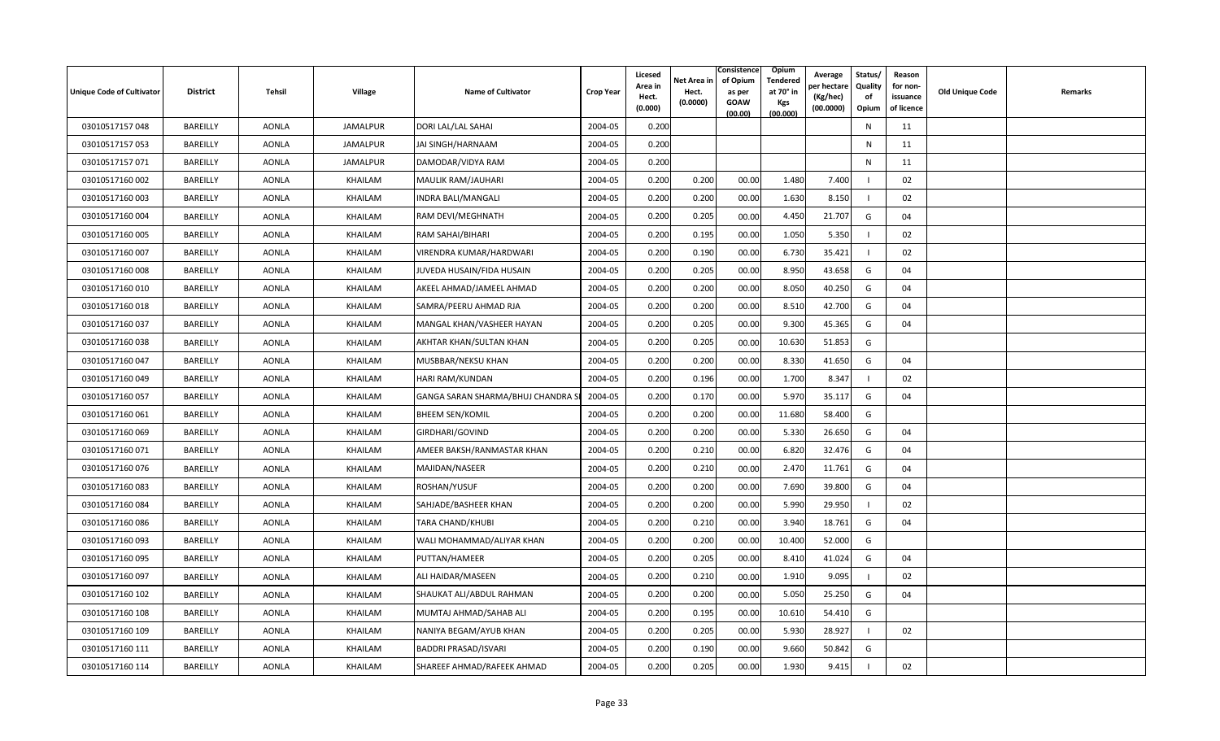| Unique Code of Cultivator | District | Tehsil | Village | Name of Cultivator | Crop Year | Licesed Area in Hect. (0.000) | Net Area in Hect. (0.0000) | Consistence of Opium as per GOAW (00.00) | Opium Tendered at 70° in Kgs (00.000) | Average per hectare (Kg/hec) (00.0000) | Status/ Quality of Opium | Reason for non-issuance of licence | Old Unique Code | Remarks |
|---|---|---|---|---|---|---|---|---|---|---|---|---|---|---|
| 03010517157 048 | BAREILLY | AONLA | JAMALPUR | DORI LAL/LAL SAHAI | 2004-05 | 0.200 | | | | | N | 11 | | |
| 03010517157 053 | BAREILLY | AONLA | JAMALPUR | JAI SINGH/HARNAAM | 2004-05 | 0.200 | | | | | N | 11 | | |
| 03010517157 071 | BAREILLY | AONLA | JAMALPUR | DAMODAR/VIDYA RAM | 2004-05 | 0.200 | | | | | N | 11 | | |
| 03010517160 002 | BAREILLY | AONLA | KHAILAM | MAULIK RAM/JAUHARI | 2004-05 | 0.200 | 0.200 | 00.00 | 1.480 | 7.400 | I | 02 | | |
| 03010517160 003 | BAREILLY | AONLA | KHAILAM | INDRA BALI/MANGALI | 2004-05 | 0.200 | 0.200 | 00.00 | 1.630 | 8.150 | I | 02 | | |
| 03010517160 004 | BAREILLY | AONLA | KHAILAM | RAM DEVI/MEGHNATH | 2004-05 | 0.200 | 0.205 | 00.00 | 4.450 | 21.707 | G | 04 | | |
| 03010517160 005 | BAREILLY | AONLA | KHAILAM | RAM SAHAI/BIHARI | 2004-05 | 0.200 | 0.195 | 00.00 | 1.050 | 5.350 | I | 02 | | |
| 03010517160 007 | BAREILLY | AONLA | KHAILAM | VIRENDRA KUMAR/HARDWARI | 2004-05 | 0.200 | 0.190 | 00.00 | 6.730 | 35.421 | I | 02 | | |
| 03010517160 008 | BAREILLY | AONLA | KHAILAM | JUVEDA HUSAIN/FIDA HUSAIN | 2004-05 | 0.200 | 0.205 | 00.00 | 8.950 | 43.658 | G | 04 | | |
| 03010517160 010 | BAREILLY | AONLA | KHAILAM | AKEEL AHMAD/JAMEEL AHMAD | 2004-05 | 0.200 | 0.200 | 00.00 | 8.050 | 40.250 | G | 04 | | |
| 03010517160 018 | BAREILLY | AONLA | KHAILAM | SAMRA/PEERU AHMAD RJA | 2004-05 | 0.200 | 0.200 | 00.00 | 8.510 | 42.700 | G | 04 | | |
| 03010517160 037 | BAREILLY | AONLA | KHAILAM | MANGAL KHAN/VASHEER HAYAN | 2004-05 | 0.200 | 0.205 | 00.00 | 9.300 | 45.365 | G | 04 | | |
| 03010517160 038 | BAREILLY | AONLA | KHAILAM | AKHTAR KHAN/SULTAN KHAN | 2004-05 | 0.200 | 0.205 | 00.00 | 10.630 | 51.853 | G | | | |
| 03010517160 047 | BAREILLY | AONLA | KHAILAM | MUSBBAR/NEKSU KHAN | 2004-05 | 0.200 | 0.200 | 00.00 | 8.330 | 41.650 | G | 04 | | |
| 03010517160 049 | BAREILLY | AONLA | KHAILAM | HARI RAM/KUNDAN | 2004-05 | 0.200 | 0.196 | 00.00 | 1.700 | 8.347 | I | 02 | | |
| 03010517160 057 | BAREILLY | AONLA | KHAILAM | GANGA SARAN SHARMA/BHUJ CHANDRA S | 2004-05 | 0.200 | 0.170 | 00.00 | 5.970 | 35.117 | G | 04 | | |
| 03010517160 061 | BAREILLY | AONLA | KHAILAM | BHEEM SEN/KOMIL | 2004-05 | 0.200 | 0.200 | 00.00 | 11.680 | 58.400 | G | | | |
| 03010517160 069 | BAREILLY | AONLA | KHAILAM | GIRDHARI/GOVIND | 2004-05 | 0.200 | 0.200 | 00.00 | 5.330 | 26.650 | G | 04 | | |
| 03010517160 071 | BAREILLY | AONLA | KHAILAM | AMEER BAKSH/RANMASTAR KHAN | 2004-05 | 0.200 | 0.210 | 00.00 | 6.820 | 32.476 | G | 04 | | |
| 03010517160 076 | BAREILLY | AONLA | KHAILAM | MAJIDAN/NASEER | 2004-05 | 0.200 | 0.210 | 00.00 | 2.470 | 11.761 | G | 04 | | |
| 03010517160 083 | BAREILLY | AONLA | KHAILAM | ROSHAN/YUSUF | 2004-05 | 0.200 | 0.200 | 00.00 | 7.690 | 39.800 | G | 04 | | |
| 03010517160 084 | BAREILLY | AONLA | KHAILAM | SAHJADE/BASHEER KHAN | 2004-05 | 0.200 | 0.200 | 00.00 | 5.990 | 29.950 | I | 02 | | |
| 03010517160 086 | BAREILLY | AONLA | KHAILAM | TARA CHAND/KHUBI | 2004-05 | 0.200 | 0.210 | 00.00 | 3.940 | 18.761 | G | 04 | | |
| 03010517160 093 | BAREILLY | AONLA | KHAILAM | WALI MOHAMMAD/ALIYAR KHAN | 2004-05 | 0.200 | 0.200 | 00.00 | 10.400 | 52.000 | G | | | |
| 03010517160 095 | BAREILLY | AONLA | KHAILAM | PUTTAN/HAMEER | 2004-05 | 0.200 | 0.205 | 00.00 | 8.410 | 41.024 | G | 04 | | |
| 03010517160 097 | BAREILLY | AONLA | KHAILAM | ALI HAIDAR/MASEEN | 2004-05 | 0.200 | 0.210 | 00.00 | 1.910 | 9.095 | I | 02 | | |
| 03010517160 102 | BAREILLY | AONLA | KHAILAM | SHAUKAT ALI/ABDUL RAHMAN | 2004-05 | 0.200 | 0.200 | 00.00 | 5.050 | 25.250 | G | 04 | | |
| 03010517160 108 | BAREILLY | AONLA | KHAILAM | MUMTAJ AHMAD/SAHAB ALI | 2004-05 | 0.200 | 0.195 | 00.00 | 10.610 | 54.410 | G | | | |
| 03010517160 109 | BAREILLY | AONLA | KHAILAM | NANIYA BEGAM/AYUB KHAN | 2004-05 | 0.200 | 0.205 | 00.00 | 5.930 | 28.927 | I | 02 | | |
| 03010517160 111 | BAREILLY | AONLA | KHAILAM | BADDRI PRASAD/ISVARI | 2004-05 | 0.200 | 0.190 | 00.00 | 9.660 | 50.842 | G | | | |
| 03010517160 114 | BAREILLY | AONLA | KHAILAM | SHAREEF AHMAD/RAFEEK AHMAD | 2004-05 | 0.200 | 0.205 | 00.00 | 1.930 | 9.415 | I | 02 | | |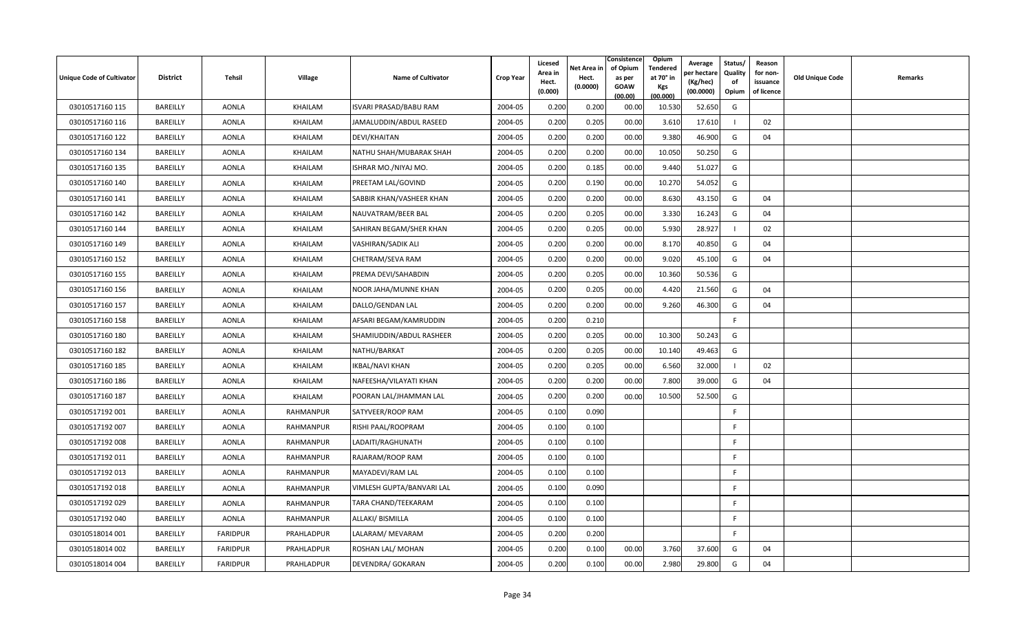| Unique Code of Cultivator | District | Tehsil | Village | Name of Cultivator | Crop Year | Licesed Area in Hect. (0.000) | Net Area in Hect. (0.0000) | Consistence of Opium as per GOAW (00.00) | Opium Tendered at 70° in Kgs (00.000) | Average per hectare (Kg/hec) (00.0000) | Status/ Quality of Opium | Reason for non-issuance of licence | Old Unique Code | Remarks |
|---|---|---|---|---|---|---|---|---|---|---|---|---|---|---|
| 03010517160 115 | BAREILLY | AONLA | KHAILAM | ISVARI PRASAD/BABU RAM | 2004-05 | 0.200 | 0.200 | 00.00 | 10.530 | 52.650 | G | | | |
| 03010517160 116 | BAREILLY | AONLA | KHAILAM | JAMALUDDIN/ABDUL RASEED | 2004-05 | 0.200 | 0.205 | 00.00 | 3.610 | 17.610 | I | 02 | | |
| 03010517160 122 | BAREILLY | AONLA | KHAILAM | DEVI/KHAITAN | 2004-05 | 0.200 | 0.200 | 00.00 | 9.380 | 46.900 | G | 04 | | |
| 03010517160 134 | BAREILLY | AONLA | KHAILAM | NATHU SHAH/MUBARAK SHAH | 2004-05 | 0.200 | 0.200 | 00.00 | 10.050 | 50.250 | G | | | |
| 03010517160 135 | BAREILLY | AONLA | KHAILAM | ISHRAR MO./NIYAJ MO. | 2004-05 | 0.200 | 0.185 | 00.00 | 9.440 | 51.027 | G | | | |
| 03010517160 140 | BAREILLY | AONLA | KHAILAM | PREETAM LAL/GOVIND | 2004-05 | 0.200 | 0.190 | 00.00 | 10.270 | 54.052 | G | | | |
| 03010517160 141 | BAREILLY | AONLA | KHAILAM | SABBIR KHAN/VASHEER KHAN | 2004-05 | 0.200 | 0.200 | 00.00 | 8.630 | 43.150 | G | 04 | | |
| 03010517160 142 | BAREILLY | AONLA | KHAILAM | NAUVATRAM/BEER BAL | 2004-05 | 0.200 | 0.205 | 00.00 | 3.330 | 16.243 | G | 04 | | |
| 03010517160 144 | BAREILLY | AONLA | KHAILAM | SAHIRAN BEGAM/SHER KHAN | 2004-05 | 0.200 | 0.205 | 00.00 | 5.930 | 28.927 | I | 02 | | |
| 03010517160 149 | BAREILLY | AONLA | KHAILAM | VASHIRAN/SADIK ALI | 2004-05 | 0.200 | 0.200 | 00.00 | 8.170 | 40.850 | G | 04 | | |
| 03010517160 152 | BAREILLY | AONLA | KHAILAM | CHETRAM/SEVA RAM | 2004-05 | 0.200 | 0.200 | 00.00 | 9.020 | 45.100 | G | 04 | | |
| 03010517160 155 | BAREILLY | AONLA | KHAILAM | PREMA DEVI/SAHABDIN | 2004-05 | 0.200 | 0.205 | 00.00 | 10.360 | 50.536 | G | | | |
| 03010517160 156 | BAREILLY | AONLA | KHAILAM | NOOR JAHA/MUNNE KHAN | 2004-05 | 0.200 | 0.205 | 00.00 | 4.420 | 21.560 | G | 04 | | |
| 03010517160 157 | BAREILLY | AONLA | KHAILAM | DALLO/GENDAN LAL | 2004-05 | 0.200 | 0.200 | 00.00 | 9.260 | 46.300 | G | 04 | | |
| 03010517160 158 | BAREILLY | AONLA | KHAILAM | AFSARI BEGAM/KAMRUDDIN | 2004-05 | 0.200 | 0.210 | | | | F | | | |
| 03010517160 180 | BAREILLY | AONLA | KHAILAM | SHAMIUDDIN/ABDUL RASHEER | 2004-05 | 0.200 | 0.205 | 00.00 | 10.300 | 50.243 | G | | | |
| 03010517160 182 | BAREILLY | AONLA | KHAILAM | NATHU/BARKAT | 2004-05 | 0.200 | 0.205 | 00.00 | 10.140 | 49.463 | G | | | |
| 03010517160 185 | BAREILLY | AONLA | KHAILAM | IKBAL/NAVI KHAN | 2004-05 | 0.200 | 0.205 | 00.00 | 6.560 | 32.000 | I | 02 | | |
| 03010517160 186 | BAREILLY | AONLA | KHAILAM | NAFEESHA/VILAYATI KHAN | 2004-05 | 0.200 | 0.200 | 00.00 | 7.800 | 39.000 | G | 04 | | |
| 03010517160 187 | BAREILLY | AONLA | KHAILAM | POORAN LAL/JHAMMAN LAL | 2004-05 | 0.200 | 0.200 | 00.00 | 10.500 | 52.500 | G | | | |
| 03010517192 001 | BAREILLY | AONLA | RAHMANPUR | SATYVEER/ROOP RAM | 2004-05 | 0.100 | 0.090 | | | | F | | | |
| 03010517192 007 | BAREILLY | AONLA | RAHMANPUR | RISHI PAAL/ROOPRAM | 2004-05 | 0.100 | 0.100 | | | | F | | | |
| 03010517192 008 | BAREILLY | AONLA | RAHMANPUR | LADAITI/RAGHUNATH | 2004-05 | 0.100 | 0.100 | | | | F | | | |
| 03010517192 011 | BAREILLY | AONLA | RAHMANPUR | RAJARAM/ROOP RAM | 2004-05 | 0.100 | 0.100 | | | | F | | | |
| 03010517192 013 | BAREILLY | AONLA | RAHMANPUR | MAYADEVI/RAM LAL | 2004-05 | 0.100 | 0.100 | | | | F | | | |
| 03010517192 018 | BAREILLY | AONLA | RAHMANPUR | VIMLESH GUPTA/BANVARI LAL | 2004-05 | 0.100 | 0.090 | | | | F | | | |
| 03010517192 029 | BAREILLY | AONLA | RAHMANPUR | TARA CHAND/TEEKARAM | 2004-05 | 0.100 | 0.100 | | | | F | | | |
| 03010517192 040 | BAREILLY | AONLA | RAHMANPUR | ALLAKI/ BISMILLA | 2004-05 | 0.100 | 0.100 | | | | F | | | |
| 03010518014 001 | BAREILLY | FARIDPUR | PRAHLADPUR | LALARAM/ MEVARAM | 2004-05 | 0.200 | 0.200 | | | | F | | | |
| 03010518014 002 | BAREILLY | FARIDPUR | PRAHLADPUR | ROSHAN LAL/ MOHAN | 2004-05 | 0.200 | 0.100 | 00.00 | 3.760 | 37.600 | G | 04 | | |
| 03010518014 004 | BAREILLY | FARIDPUR | PRAHLADPUR | DEVENDRA/ GOKARAN | 2004-05 | 0.200 | 0.100 | 00.00 | 2.980 | 29.800 | G | 04 | | |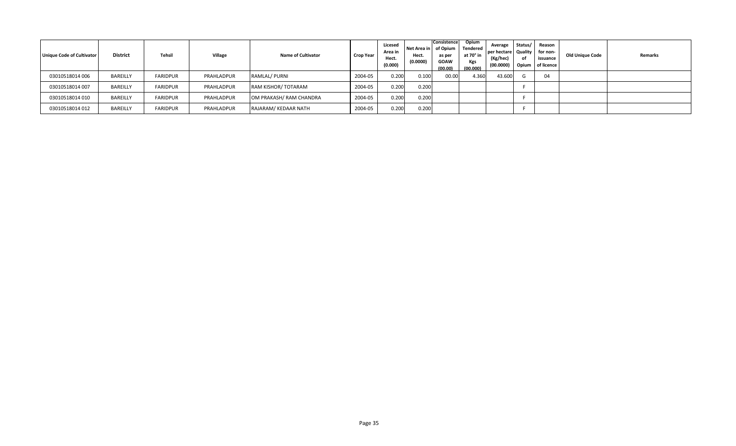| Unique Code of Cultivator | District | Tehsil | Village | Name of Cultivator | Crop Year | Licesed Area in Hect. (0.000) | Net Area in Hect. (0.0000) | Consistence of Opium as per GOAW (00.00) | Opium Tendered at 70° in Kgs (00.000) | Average per hectare (Kg/hec) (00.0000) | Status/ Quality of Opium | Reason for non-issuance of licence | Old Unique Code | Remarks |
|---|---|---|---|---|---|---|---|---|---|---|---|---|---|---|
| 03010518014 006 | BAREILLY | FARIDPUR | PRAHLADPUR | RAMLAL/ PURNI | 2004-05 | 0.200 | 0.100 | 00.00 | 4.360 | 43.600 | G | 04 | | |
| 03010518014 007 | BAREILLY | FARIDPUR | PRAHLADPUR | RAM KISHOR/ TOTARAM | 2004-05 | 0.200 | 0.200 | | | | F | | | |
| 03010518014 010 | BAREILLY | FARIDPUR | PRAHLADPUR | OM PRAKASH/ RAM CHANDRA | 2004-05 | 0.200 | 0.200 | | | | F | | | |
| 03010518014 012 | BAREILLY | FARIDPUR | PRAHLADPUR | RAJARAM/ KEDAAR NATH | 2004-05 | 0.200 | 0.200 | | | | F | | | |